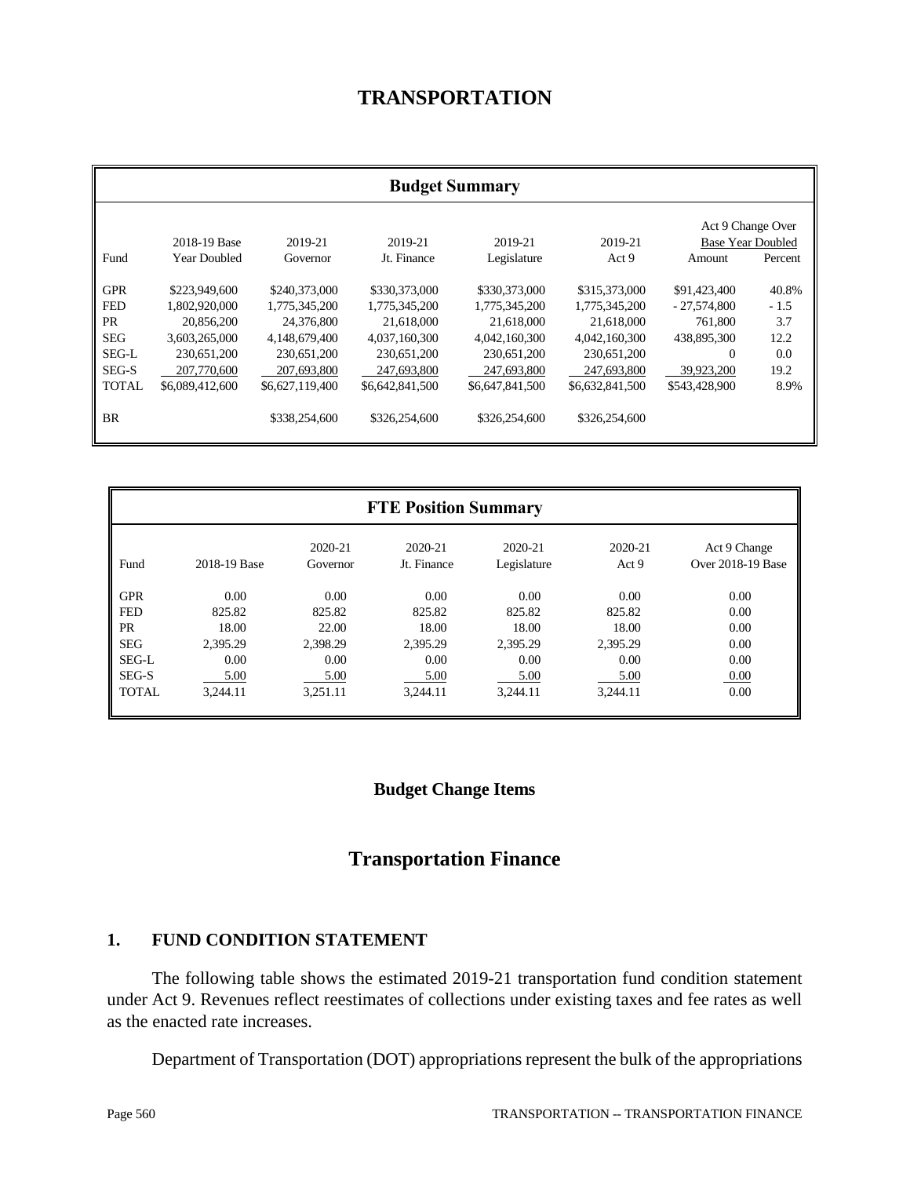# TRANSPORTATION

| Budget Summary | | | | | | | |
|---|---|---|---|---|---|---|---|
| Fund | 2018-19 Base Year Doubled | 2019-21 Governor | 2019-21 Jt. Finance | 2019-21 Legislature | 2019-21 Act 9 | Act 9 Change Over Base Year Doubled Amount | Percent |
| GPR | $223,949,600 | $240,373,000 | $330,373,000 | $330,373,000 | $315,373,000 | $91,423,400 | 40.8% |
| FED | 1,802,920,000 | 1,775,345,200 | 1,775,345,200 | 1,775,345,200 | 1,775,345,200 | - 27,574,800 | - 1.5 |
| PR | 20,856,200 | 24,376,800 | 21,618,000 | 21,618,000 | 21,618,000 | 761,800 | 3.7 |
| SEG | 3,603,265,000 | 4,148,679,400 | 4,037,160,300 | 4,042,160,300 | 4,042,160,300 | 438,895,300 | 12.2 |
| SEG-L | 230,651,200 | 230,651,200 | 230,651,200 | 230,651,200 | 230,651,200 | 0 | 0.0 |
| SEG-S | 207,770,600 | 207,693,800 | 247,693,800 | 247,693,800 | 247,693,800 | 39,923,200 | 19.2 |
| TOTAL | $6,089,412,600 | $6,627,119,400 | $6,642,841,500 | $6,647,841,500 | $6,632,841,500 | $543,428,900 | 8.9% |
| BR | | $338,254,600 | $326,254,600 | $326,254,600 | $326,254,600 | | |

| FTE Position Summary | | | | | | |
|---|---|---|---|---|---|---|
| Fund | 2018-19 Base | 2020-21 Governor | 2020-21 Jt. Finance | 2020-21 Legislature | 2020-21 Act 9 | Act 9 Change Over 2018-19 Base |
| GPR | 0.00 | 0.00 | 0.00 | 0.00 | 0.00 | 0.00 |
| FED | 825.82 | 825.82 | 825.82 | 825.82 | 825.82 | 0.00 |
| PR | 18.00 | 22.00 | 18.00 | 18.00 | 18.00 | 0.00 |
| SEG | 2,395.29 | 2,398.29 | 2,395.29 | 2,395.29 | 2,395.29 | 0.00 |
| SEG-L | 0.00 | 0.00 | 0.00 | 0.00 | 0.00 | 0.00 |
| SEG-S | 5.00 | 5.00 | 5.00 | 5.00 | 5.00 | 0.00 |
| TOTAL | 3,244.11 | 3,251.11 | 3,244.11 | 3,244.11 | 3,244.11 | 0.00 |

**Budget Change Items**

## Transportation Finance

### 1. FUND CONDITION STATEMENT

The following table shows the estimated 2019-21 transportation fund condition statement under Act 9. Revenues reflect reestimates of collections under existing taxes and fee rates as well as the enacted rate increases.

Department of Transportation (DOT) appropriations represent the bulk of the appropriations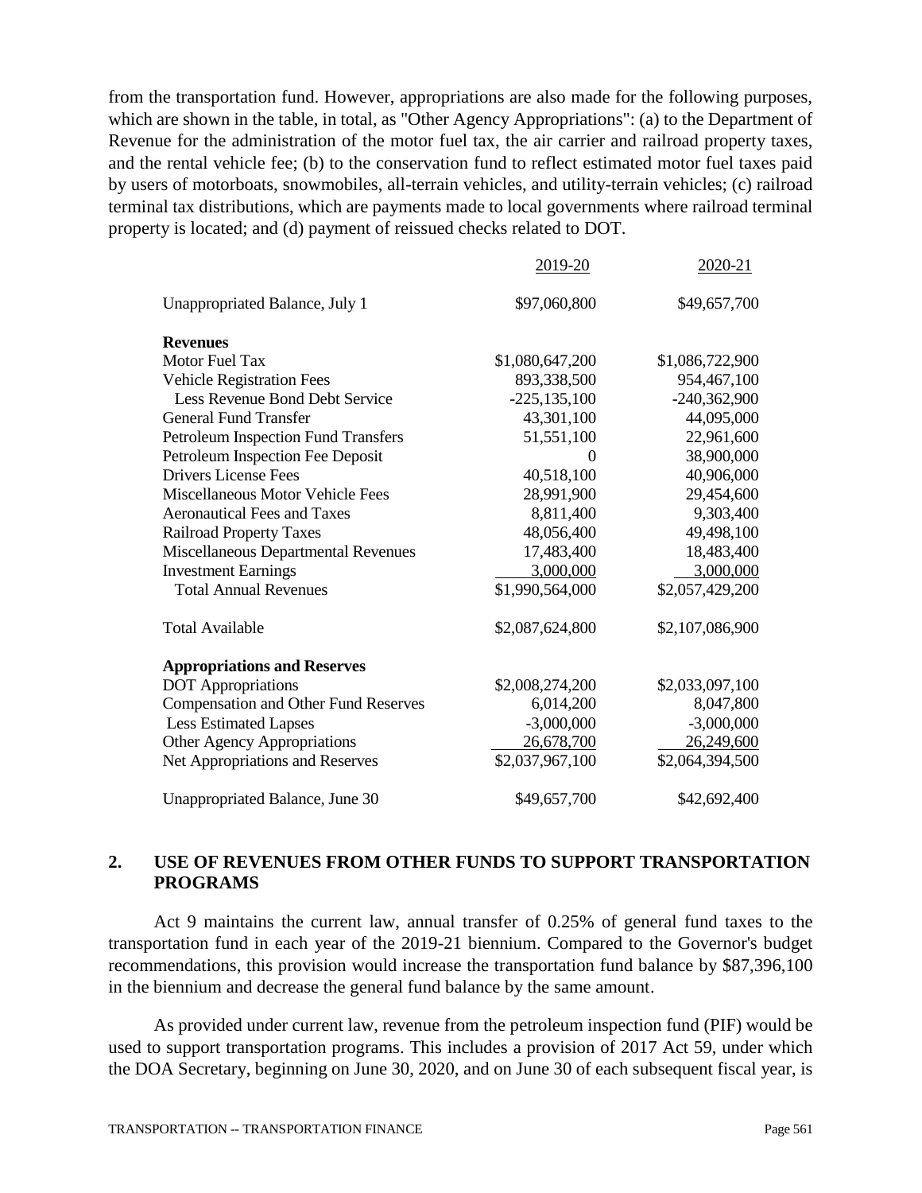from the transportation fund. However, appropriations are also made for the following purposes, which are shown in the table, in total, as "Other Agency Appropriations": (a) to the Department of Revenue for the administration of the motor fuel tax, the air carrier and railroad property taxes, and the rental vehicle fee; (b) to the conservation fund to reflect estimated motor fuel taxes paid by users of motorboats, snowmobiles, all-terrain vehicles, and utility-terrain vehicles; (c) railroad terminal tax distributions, which are payments made to local governments where railroad terminal property is located; and (d) payment of reissued checks related to DOT.

| | 2019-20 | 2020-21 |
|---|---|---|
| Unappropriated Balance, July 1 | $97,060,800 | $49,657,700 |
| **Revenues** | | |
| Motor Fuel Tax | $1,080,647,200 | $1,086,722,900 |
| Vehicle Registration Fees | 893,338,500 | 954,467,100 |
| Less Revenue Bond Debt Service | -225,135,100 | -240,362,900 |
| General Fund Transfer | 43,301,100 | 44,095,000 |
| Petroleum Inspection Fund Transfers | 51,551,100 | 22,961,600 |
| Petroleum Inspection Fee Deposit | 0 | 38,900,000 |
| Drivers License Fees | 40,518,100 | 40,906,000 |
| Miscellaneous Motor Vehicle Fees | 28,991,900 | 29,454,600 |
| Aeronautical Fees and Taxes | 8,811,400 | 9,303,400 |
| Railroad Property Taxes | 48,056,400 | 49,498,100 |
| Miscellaneous Departmental Revenues | 17,483,400 | 18,483,400 |
| Investment Earnings | 3,000,000 | 3,000,000 |
| Total Annual Revenues | $1,990,564,000 | $2,057,429,200 |
| Total Available | $2,087,624,800 | $2,107,086,900 |
| **Appropriations and Reserves** | | |
| DOT Appropriations | $2,008,274,200 | $2,033,097,100 |
| Compensation and Other Fund Reserves | 6,014,200 | 8,047,800 |
| Less Estimated Lapses | -3,000,000 | -3,000,000 |
| Other Agency Appropriations | 26,678,700 | 26,249,600 |
| Net Appropriations and Reserves | $2,037,967,100 | $2,064,394,500 |
| Unappropriated Balance, June 30 | $49,657,700 | $42,692,400 |

## 2. USE OF REVENUES FROM OTHER FUNDS TO SUPPORT TRANSPORTATION PROGRAMS

Act 9 maintains the current law, annual transfer of 0.25% of general fund taxes to the transportation fund in each year of the 2019-21 biennium. Compared to the Governor's budget recommendations, this provision would increase the transportation fund balance by $87,396,100 in the biennium and decrease the general fund balance by the same amount.

As provided under current law, revenue from the petroleum inspection fund (PIF) would be used to support transportation programs. This includes a provision of 2017 Act 59, under which the DOA Secretary, beginning on June 30, 2020, and on June 30 of each subsequent fiscal year, is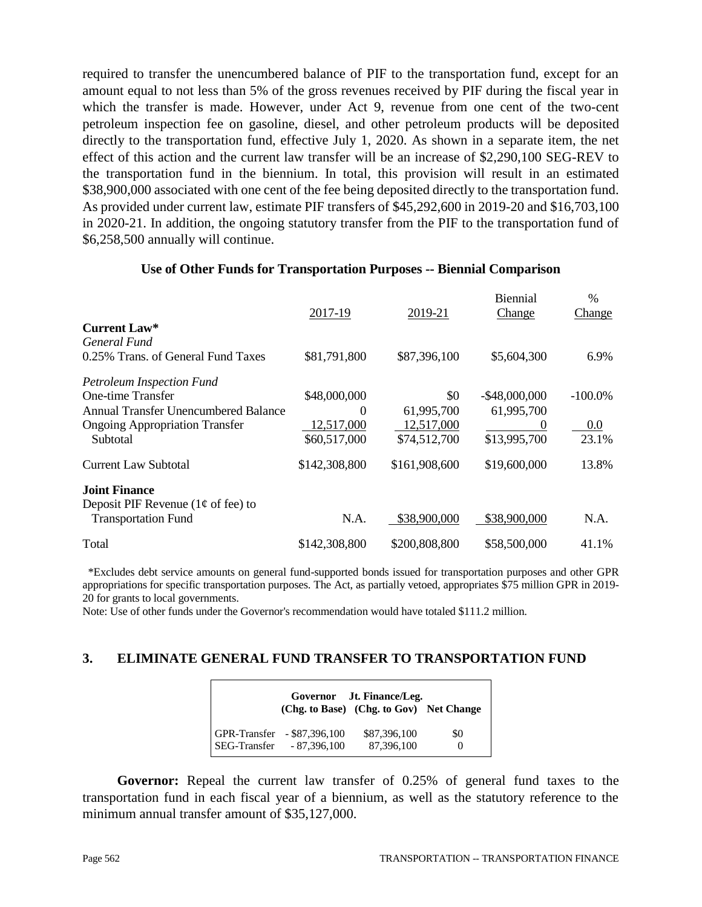required to transfer the unencumbered balance of PIF to the transportation fund, except for an amount equal to not less than 5% of the gross revenues received by PIF during the fiscal year in which the transfer is made. However, under Act 9, revenue from one cent of the two-cent petroleum inspection fee on gasoline, diesel, and other petroleum products will be deposited directly to the transportation fund, effective July 1, 2020. As shown in a separate item, the net effect of this action and the current law transfer will be an increase of $2,290,100 SEG-REV to the transportation fund in the biennium. In total, this provision will result in an estimated $38,900,000 associated with one cent of the fee being deposited directly to the transportation fund. As provided under current law, estimate PIF transfers of $45,292,600 in 2019-20 and $16,703,100 in 2020-21. In addition, the ongoing statutory transfer from the PIF to the transportation fund of $6,258,500 annually will continue.

**Use of Other Funds for Transportation Purposes -- Biennial Comparison**

| | 2017-19 | 2019-21 | Biennial Change | % Change |
|---|---|---|---|---|
| **Current Law*** | | | | |
| *General Fund* | | | | |
| 0.25% Trans. of General Fund Taxes | $81,791,800 | $87,396,100 | $5,604,300 | 6.9% |
| *Petroleum Inspection Fund* | | | | |
| One-time Transfer | $48,000,000 | $0 | -$48,000,000 | -100.0% |
| Annual Transfer Unencumbered Balance | 0 | 61,995,700 | 61,995,700 | |
| Ongoing Appropriation Transfer | 12,517,000 | 12,517,000 | 0 | 0.0 |
| Subtotal | $60,517,000 | $74,512,700 | $13,995,700 | 23.1% |
| Current Law Subtotal | $142,308,800 | $161,908,600 | $19,600,000 | 13.8% |
| **Joint Finance** | | | | |
| Deposit PIF Revenue (1¢ of fee) to Transportation Fund | N.A. | $38,900,000 | $38,900,000 | N.A. |
| Total | $142,308,800 | $200,808,800 | $58,500,000 | 41.1% |

*Excludes debt service amounts on general fund-supported bonds issued for transportation purposes and other GPR appropriations for specific transportation purposes. The Act, as partially vetoed, appropriates $75 million GPR in 2019-20 for grants to local governments.

Note: Use of other funds under the Governor's recommendation would have totaled $111.2 million.

## 3. ELIMINATE GENERAL FUND TRANSFER TO TRANSPORTATION FUND

| | Governor (Chg. to Base) | Jt. Finance/Leg. (Chg. to Gov) | Net Change |
|---|---|---|---|
| GPR-Transfer | - $87,396,100 | $87,396,100 | $0 |
| SEG-Transfer | - 87,396,100 | 87,396,100 | 0 |

**Governor:** Repeal the current law transfer of 0.25% of general fund taxes to the transportation fund in each fiscal year of a biennium, as well as the statutory reference to the minimum annual transfer amount of $35,127,000.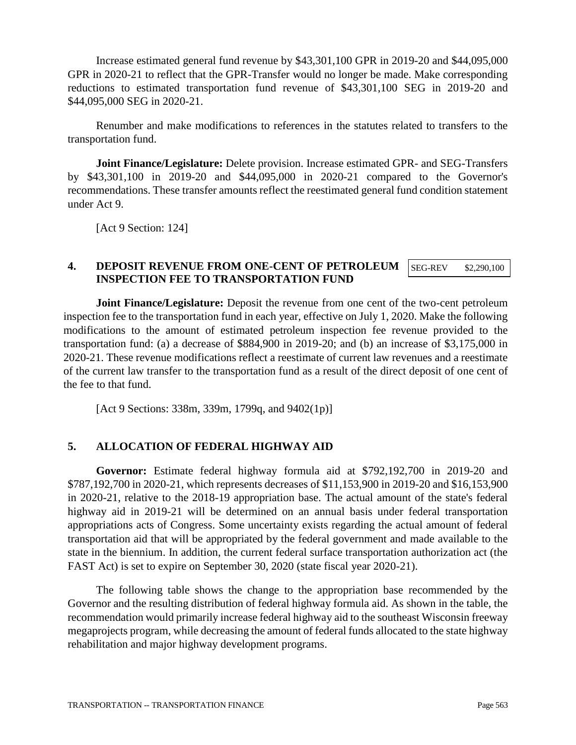Increase estimated general fund revenue by $43,301,100 GPR in 2019-20 and $44,095,000 GPR in 2020-21 to reflect that the GPR-Transfer would no longer be made. Make corresponding reductions to estimated transportation fund revenue of $43,301,100 SEG in 2019-20 and $44,095,000 SEG in 2020-21.

Renumber and make modifications to references in the statutes related to transfers to the transportation fund.

**Joint Finance/Legislature:** Delete provision. Increase estimated GPR- and SEG-Transfers by $43,301,100 in 2019-20 and $44,095,000 in 2020-21 compared to the Governor's recommendations. These transfer amounts reflect the reestimated general fund condition statement under Act 9.

[Act 9 Section: 124]

## 4. DEPOSIT REVENUE FROM ONE-CENT OF PETROLEUM INSPECTION FEE TO TRANSPORTATION FUND

| SEG-REV | $2,290,100 |
|---|---|

**Joint Finance/Legislature:** Deposit the revenue from one cent of the two-cent petroleum inspection fee to the transportation fund in each year, effective on July 1, 2020. Make the following modifications to the amount of estimated petroleum inspection fee revenue provided to the transportation fund: (a) a decrease of $884,900 in 2019-20; and (b) an increase of $3,175,000 in 2020-21. These revenue modifications reflect a reestimate of current law revenues and a reestimate of the current law transfer to the transportation fund as a result of the direct deposit of one cent of the fee to that fund.

[Act 9 Sections: 338m, 339m, 1799q, and 9402(1p)]

## 5. ALLOCATION OF FEDERAL HIGHWAY AID

**Governor:** Estimate federal highway formula aid at $792,192,700 in 2019-20 and $787,192,700 in 2020-21, which represents decreases of $11,153,900 in 2019-20 and $16,153,900 in 2020-21, relative to the 2018-19 appropriation base. The actual amount of the state's federal highway aid in 2019-21 will be determined on an annual basis under federal transportation appropriations acts of Congress. Some uncertainty exists regarding the actual amount of federal transportation aid that will be appropriated by the federal government and made available to the state in the biennium. In addition, the current federal surface transportation authorization act (the FAST Act) is set to expire on September 30, 2020 (state fiscal year 2020-21).

The following table shows the change to the appropriation base recommended by the Governor and the resulting distribution of federal highway formula aid. As shown in the table, the recommendation would primarily increase federal highway aid to the southeast Wisconsin freeway megaprojects program, while decreasing the amount of federal funds allocated to the state highway rehabilitation and major highway development programs.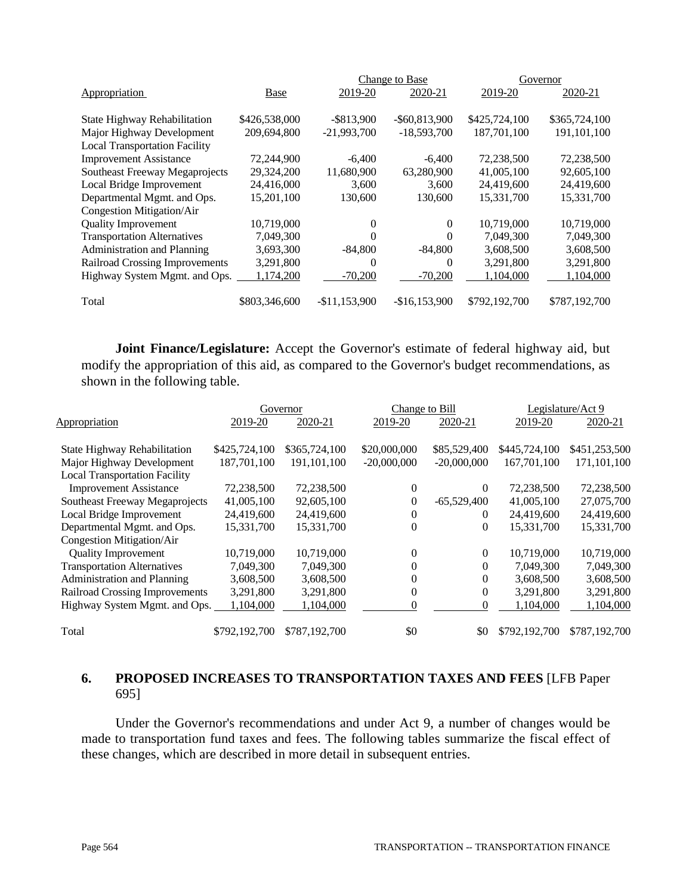| Appropriation | Base | Change to Base 2019-20 | Change to Base 2020-21 | Governor 2019-20 | Governor 2020-21 |
|---|---|---|---|---|---|
| State Highway Rehabilitation | $426,538,000 | -$813,900 | -$60,813,900 | $425,724,100 | $365,724,100 |
| Major Highway Development | 209,694,800 | -21,993,700 | -18,593,700 | 187,701,100 | 191,101,100 |
| Local Transportation Facility Improvement Assistance | 72,244,900 | -6,400 | -6,400 | 72,238,500 | 72,238,500 |
| Southeast Freeway Megaprojects | 29,324,200 | 11,680,900 | 63,280,900 | 41,005,100 | 92,605,100 |
| Local Bridge Improvement | 24,416,000 | 3,600 | 3,600 | 24,419,600 | 24,419,600 |
| Departmental Mgmt. and Ops. | 15,201,100 | 130,600 | 130,600 | 15,331,700 | 15,331,700 |
| Congestion Mitigation/Air Quality Improvement | 10,719,000 | 0 | 0 | 10,719,000 | 10,719,000 |
| Transportation Alternatives | 7,049,300 | 0 | 0 | 7,049,300 | 7,049,300 |
| Administration and Planning | 3,693,300 | -84,800 | -84,800 | 3,608,500 | 3,608,500 |
| Railroad Crossing Improvements | 3,291,800 | 0 | 0 | 3,291,800 | 3,291,800 |
| Highway System Mgmt. and Ops. | 1,174,200 | -70,200 | -70,200 | 1,104,000 | 1,104,000 |
| Total | $803,346,600 | -$11,153,900 | -$16,153,900 | $792,192,700 | $787,192,700 |

**Joint Finance/Legislature:** Accept the Governor's estimate of federal highway aid, but modify the appropriation of this aid, as compared to the Governor's budget recommendations, as shown in the following table.

| Appropriation | Governor 2019-20 | Governor 2020-21 | Change to Bill 2019-20 | Change to Bill 2020-21 | Legislature/Act 9 2019-20 | Legislature/Act 9 2020-21 |
|---|---|---|---|---|---|---|
| State Highway Rehabilitation | $425,724,100 | $365,724,100 | $20,000,000 | $85,529,400 | $445,724,100 | $451,253,500 |
| Major Highway Development | 187,701,100 | 191,101,100 | -20,000,000 | -20,000,000 | 167,701,100 | 171,101,100 |
| Local Transportation Facility Improvement Assistance | 72,238,500 | 72,238,500 | 0 | 0 | 72,238,500 | 72,238,500 |
| Southeast Freeway Megaprojects | 41,005,100 | 92,605,100 | 0 | -65,529,400 | 41,005,100 | 27,075,700 |
| Local Bridge Improvement | 24,419,600 | 24,419,600 | 0 | 0 | 24,419,600 | 24,419,600 |
| Departmental Mgmt. and Ops. | 15,331,700 | 15,331,700 | 0 | 0 | 15,331,700 | 15,331,700 |
| Congestion Mitigation/Air Quality Improvement | 10,719,000 | 10,719,000 | 0 | 0 | 10,719,000 | 10,719,000 |
| Transportation Alternatives | 7,049,300 | 7,049,300 | 0 | 0 | 7,049,300 | 7,049,300 |
| Administration and Planning | 3,608,500 | 3,608,500 | 0 | 0 | 3,608,500 | 3,608,500 |
| Railroad Crossing Improvements | 3,291,800 | 3,291,800 | 0 | 0 | 3,291,800 | 3,291,800 |
| Highway System Mgmt. and Ops. | 1,104,000 | 1,104,000 | 0 | 0 | 1,104,000 | 1,104,000 |
| Total | $792,192,700 | $787,192,700 | $0 | $0 | $792,192,700 | $787,192,700 |

## 6. PROPOSED INCREASES TO TRANSPORTATION TAXES AND FEES [LFB Paper 695]

Under the Governor's recommendations and under Act 9, a number of changes would be made to transportation fund taxes and fees. The following tables summarize the fiscal effect of these changes, which are described in more detail in subsequent entries.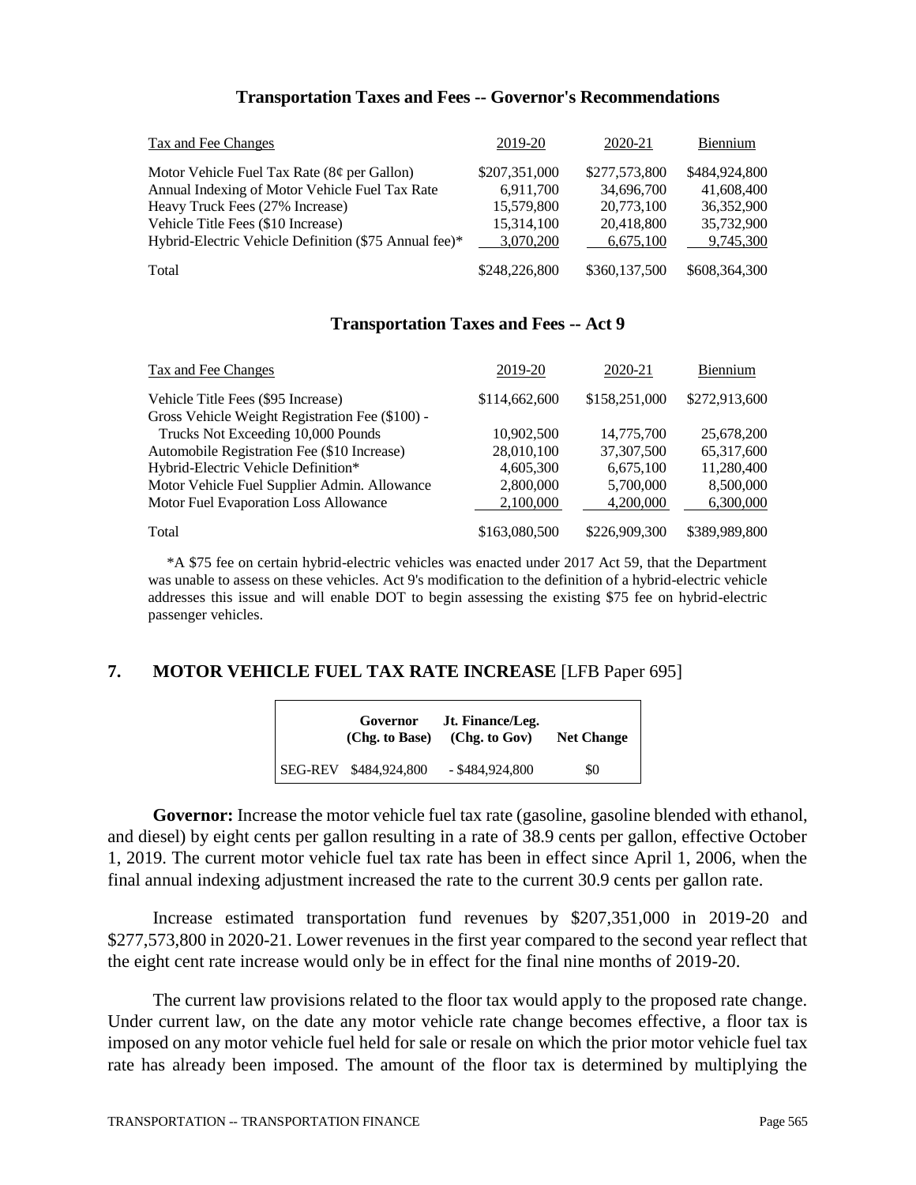## Transportation Taxes and Fees -- Governor's Recommendations

| Tax and Fee Changes | 2019-20 | 2020-21 | Biennium |
|---|---|---|---|
| Motor Vehicle Fuel Tax Rate (8¢ per Gallon) | $207,351,000 | $277,573,800 | $484,924,800 |
| Annual Indexing of Motor Vehicle Fuel Tax Rate | 6,911,700 | 34,696,700 | 41,608,400 |
| Heavy Truck Fees (27% Increase) | 15,579,800 | 20,773,100 | 36,352,900 |
| Vehicle Title Fees ($10 Increase) | 15,314,100 | 20,418,800 | 35,732,900 |
| Hybrid-Electric Vehicle Definition ($75 Annual fee)* | 3,070,200 | 6,675,100 | 9,745,300 |
| Total | $248,226,800 | $360,137,500 | $608,364,300 |

## Transportation Taxes and Fees -- Act 9

| Tax and Fee Changes | 2019-20 | 2020-21 | Biennium |
|---|---|---|---|
| Vehicle Title Fees ($95 Increase) | $114,662,600 | $158,251,000 | $272,913,600 |
| Gross Vehicle Weight Registration Fee ($100) - Trucks Not Exceeding 10,000 Pounds | 10,902,500 | 14,775,700 | 25,678,200 |
| Automobile Registration Fee ($10 Increase) | 28,010,100 | 37,307,500 | 65,317,600 |
| Hybrid-Electric Vehicle Definition* | 4,605,300 | 6,675,100 | 11,280,400 |
| Motor Vehicle Fuel Supplier Admin. Allowance | 2,800,000 | 5,700,000 | 8,500,000 |
| Motor Fuel Evaporation Loss Allowance | 2,100,000 | 4,200,000 | 6,300,000 |
| Total | $163,080,500 | $226,909,300 | $389,989,800 |

*A $75 fee on certain hybrid-electric vehicles was enacted under 2017 Act 59, that the Department was unable to assess on these vehicles. Act 9's modification to the definition of a hybrid-electric vehicle addresses this issue and will enable DOT to begin assessing the existing $75 fee on hybrid-electric passenger vehicles.

## 7. MOTOR VEHICLE FUEL TAX RATE INCREASE [LFB Paper 695]

| | Governor (Chg. to Base) | Jt. Finance/Leg. (Chg. to Gov) | Net Change |
|---|---|---|---|
| SEG-REV | $484,924,800 | - $484,924,800 | $0 |

**Governor:** Increase the motor vehicle fuel tax rate (gasoline, gasoline blended with ethanol, and diesel) by eight cents per gallon resulting in a rate of 38.9 cents per gallon, effective October 1, 2019. The current motor vehicle fuel tax rate has been in effect since April 1, 2006, when the final annual indexing adjustment increased the rate to the current 30.9 cents per gallon rate.

Increase estimated transportation fund revenues by $207,351,000 in 2019-20 and $277,573,800 in 2020-21. Lower revenues in the first year compared to the second year reflect that the eight cent rate increase would only be in effect for the final nine months of 2019-20.

The current law provisions related to the floor tax would apply to the proposed rate change. Under current law, on the date any motor vehicle rate change becomes effective, a floor tax is imposed on any motor vehicle fuel held for sale or resale on which the prior motor vehicle fuel tax rate has already been imposed. The amount of the floor tax is determined by multiplying the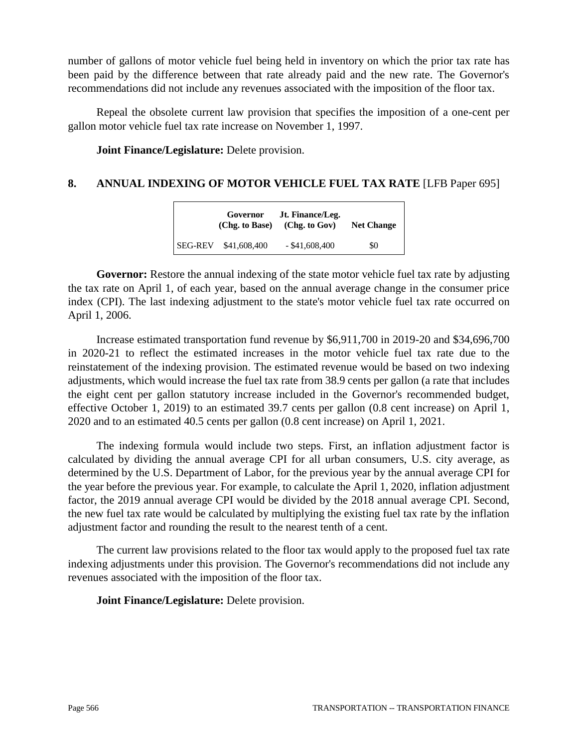number of gallons of motor vehicle fuel being held in inventory on which the prior tax rate has been paid by the difference between that rate already paid and the new rate. The Governor's recommendations did not include any revenues associated with the imposition of the floor tax.

Repeal the obsolete current law provision that specifies the imposition of a one-cent per gallon motor vehicle fuel tax rate increase on November 1, 1997.

**Joint Finance/Legislature:** Delete provision.

## 8. ANNUAL INDEXING OF MOTOR VEHICLE FUEL TAX RATE [LFB Paper 695]

| | Governor (Chg. to Base) | Jt. Finance/Leg. (Chg. to Gov) | Net Change |
|---|---|---|---|
| SEG-REV | $41,608,400 | - $41,608,400 | $0 |

**Governor:** Restore the annual indexing of the state motor vehicle fuel tax rate by adjusting the tax rate on April 1, of each year, based on the annual average change in the consumer price index (CPI). The last indexing adjustment to the state's motor vehicle fuel tax rate occurred on April 1, 2006.

Increase estimated transportation fund revenue by $6,911,700 in 2019-20 and $34,696,700 in 2020-21 to reflect the estimated increases in the motor vehicle fuel tax rate due to the reinstatement of the indexing provision. The estimated revenue would be based on two indexing adjustments, which would increase the fuel tax rate from 38.9 cents per gallon (a rate that includes the eight cent per gallon statutory increase included in the Governor's recommended budget, effective October 1, 2019) to an estimated 39.7 cents per gallon (0.8 cent increase) on April 1, 2020 and to an estimated 40.5 cents per gallon (0.8 cent increase) on April 1, 2021.

The indexing formula would include two steps. First, an inflation adjustment factor is calculated by dividing the annual average CPI for all urban consumers, U.S. city average, as determined by the U.S. Department of Labor, for the previous year by the annual average CPI for the year before the previous year. For example, to calculate the April 1, 2020, inflation adjustment factor, the 2019 annual average CPI would be divided by the 2018 annual average CPI. Second, the new fuel tax rate would be calculated by multiplying the existing fuel tax rate by the inflation adjustment factor and rounding the result to the nearest tenth of a cent.

The current law provisions related to the floor tax would apply to the proposed fuel tax rate indexing adjustments under this provision. The Governor's recommendations did not include any revenues associated with the imposition of the floor tax.

**Joint Finance/Legislature:** Delete provision.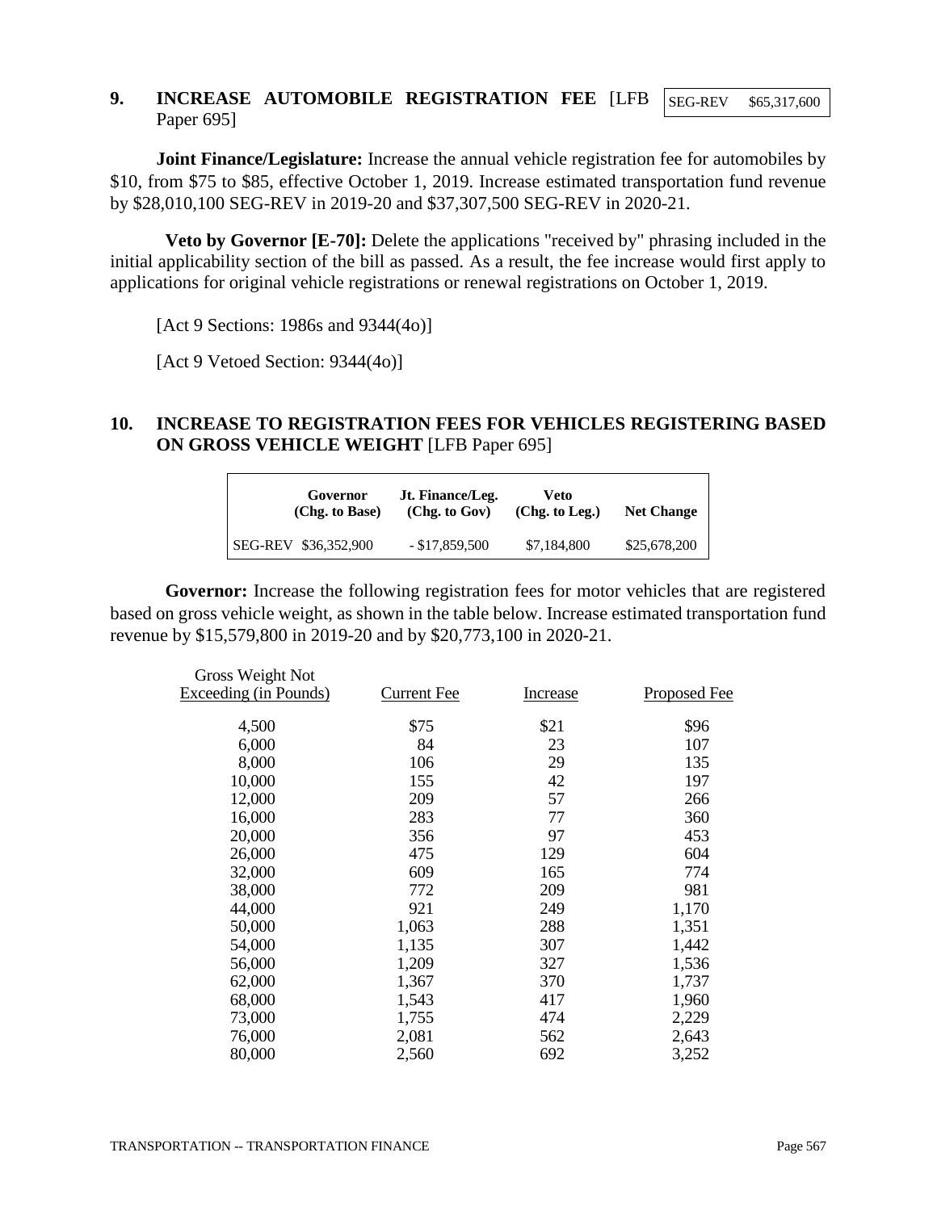**9. INCREASE AUTOMOBILE REGISTRATION FEE** [LFB Paper 695]

| SEG-REV | $65,317,600 |
|---|---|

**Joint Finance/Legislature:** Increase the annual vehicle registration fee for automobiles by $10, from $75 to $85, effective October 1, 2019. Increase estimated transportation fund revenue by $28,010,100 SEG-REV in 2019-20 and $37,307,500 SEG-REV in 2020-21.

**Veto by Governor [E-70]:** Delete the applications "received by" phrasing included in the initial applicability section of the bill as passed. As a result, the fee increase would first apply to applications for original vehicle registrations or renewal registrations on October 1, 2019.

[Act 9 Sections: 1986s and 9344(4o)]

[Act 9 Vetoed Section: 9344(4o)]

**10. INCREASE TO REGISTRATION FEES FOR VEHICLES REGISTERING BASED ON GROSS VEHICLE WEIGHT** [LFB Paper 695]

| | Governor (Chg. to Base) | Jt. Finance/Leg. (Chg. to Gov) | Veto (Chg. to Leg.) | Net Change |
|---|---|---|---|---|
| SEG-REV | $36,352,900 | - $17,859,500 | $7,184,800 | $25,678,200 |

**Governor:** Increase the following registration fees for motor vehicles that are registered based on gross vehicle weight, as shown in the table below. Increase estimated transportation fund revenue by $15,579,800 in 2019-20 and by $20,773,100 in 2020-21.

| Gross Weight Not Exceeding (in Pounds) | Current Fee | Increase | Proposed Fee |
|---|---|---|---|
| 4,500 | $75 | $21 | $96 |
| 6,000 | 84 | 23 | 107 |
| 8,000 | 106 | 29 | 135 |
| 10,000 | 155 | 42 | 197 |
| 12,000 | 209 | 57 | 266 |
| 16,000 | 283 | 77 | 360 |
| 20,000 | 356 | 97 | 453 |
| 26,000 | 475 | 129 | 604 |
| 32,000 | 609 | 165 | 774 |
| 38,000 | 772 | 209 | 981 |
| 44,000 | 921 | 249 | 1,170 |
| 50,000 | 1,063 | 288 | 1,351 |
| 54,000 | 1,135 | 307 | 1,442 |
| 56,000 | 1,209 | 327 | 1,536 |
| 62,000 | 1,367 | 370 | 1,737 |
| 68,000 | 1,543 | 417 | 1,960 |
| 73,000 | 1,755 | 474 | 2,229 |
| 76,000 | 2,081 | 562 | 2,643 |
| 80,000 | 2,560 | 692 | 3,252 |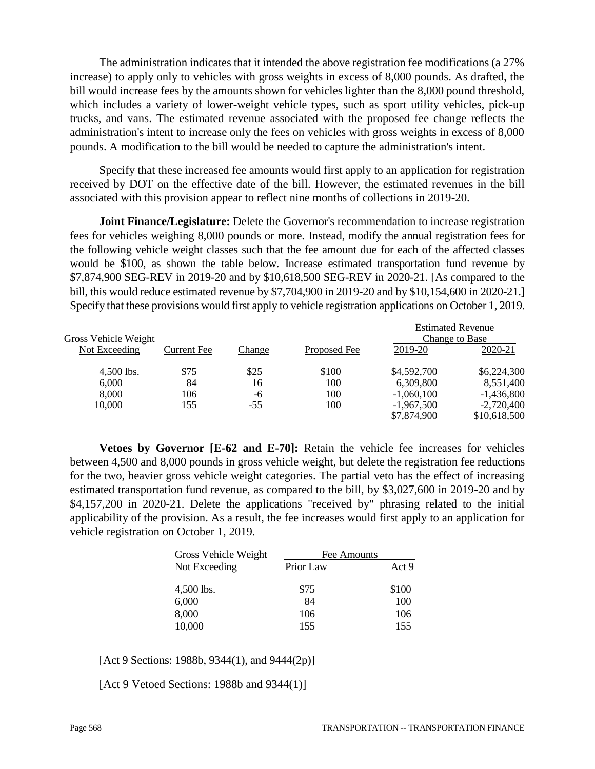The administration indicates that it intended the above registration fee modifications (a 27% increase) to apply only to vehicles with gross weights in excess of 8,000 pounds. As drafted, the bill would increase fees by the amounts shown for vehicles lighter than the 8,000 pound threshold, which includes a variety of lower-weight vehicle types, such as sport utility vehicles, pick-up trucks, and vans. The estimated revenue associated with the proposed fee change reflects the administration's intent to increase only the fees on vehicles with gross weights in excess of 8,000 pounds. A modification to the bill would be needed to capture the administration's intent.

Specify that these increased fee amounts would first apply to an application for registration received by DOT on the effective date of the bill. However, the estimated revenues in the bill associated with this provision appear to reflect nine months of collections in 2019-20.

**Joint Finance/Legislature:** Delete the Governor's recommendation to increase registration fees for vehicles weighing 8,000 pounds or more. Instead, modify the annual registration fees for the following vehicle weight classes such that the fee amount due for each of the affected classes would be $100, as shown the table below. Increase estimated transportation fund revenue by $7,874,900 SEG-REV in 2019-20 and by $10,618,500 SEG-REV in 2020-21. [As compared to the bill, this would reduce estimated revenue by $7,704,900 in 2019-20 and by $10,154,600 in 2020-21.] Specify that these provisions would first apply to vehicle registration applications on October 1, 2019.

| Gross Vehicle Weight Not Exceeding | Current Fee | Change | Proposed Fee | Estimated Revenue Change to Base 2019-20 | 2020-21 |
|---|---|---|---|---|---|
| 4,500 lbs. | $75 | $25 | $100 | $4,592,700 | $6,224,300 |
| 6,000 | 84 | 16 | 100 | 6,309,800 | 8,551,400 |
| 8,000 | 106 | -6 | 100 | -1,060,100 | -1,436,800 |
| 10,000 | 155 | -55 | 100 | -1,967,500 | -2,720,400 |
| | | | | $7,874,900 | $10,618,500 |

**Vetoes by Governor [E-62 and E-70]:** Retain the vehicle fee increases for vehicles between 4,500 and 8,000 pounds in gross vehicle weight, but delete the registration fee reductions for the two, heavier gross vehicle weight categories. The partial veto has the effect of increasing estimated transportation fund revenue, as compared to the bill, by $3,027,600 in 2019-20 and by $4,157,200 in 2020-21. Delete the applications "received by" phrasing related to the initial applicability of the provision. As a result, the fee increases would first apply to an application for vehicle registration on October 1, 2019.

| Gross Vehicle Weight Not Exceeding | Fee Amounts Prior Law | Act 9 |
|---|---|---|
| 4,500 lbs. | $75 | $100 |
| 6,000 | 84 | 100 |
| 8,000 | 106 | 106 |
| 10,000 | 155 | 155 |

[Act 9 Sections: 1988b, 9344(1), and 9444(2p)]

[Act 9 Vetoed Sections: 1988b and 9344(1)]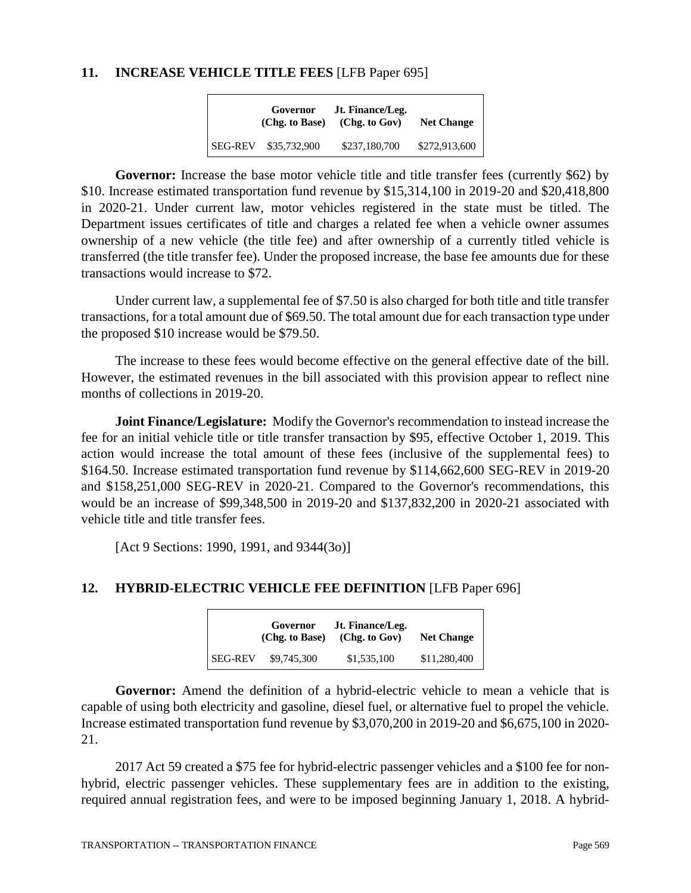## 11. INCREASE VEHICLE TITLE FEES [LFB Paper 695]

| | Governor (Chg. to Base) | Jt. Finance/Leg. (Chg. to Gov) | Net Change |
|---|---|---|---|
| SEG-REV | $35,732,900 | $237,180,700 | $272,913,600 |

**Governor:** Increase the base motor vehicle title and title transfer fees (currently $62) by $10. Increase estimated transportation fund revenue by $15,314,100 in 2019-20 and $20,418,800 in 2020-21. Under current law, motor vehicles registered in the state must be titled. The Department issues certificates of title and charges a related fee when a vehicle owner assumes ownership of a new vehicle (the title fee) and after ownership of a currently titled vehicle is transferred (the title transfer fee). Under the proposed increase, the base fee amounts due for these transactions would increase to $72.

Under current law, a supplemental fee of $7.50 is also charged for both title and title transfer transactions, for a total amount due of $69.50. The total amount due for each transaction type under the proposed $10 increase would be $79.50.

The increase to these fees would become effective on the general effective date of the bill. However, the estimated revenues in the bill associated with this provision appear to reflect nine months of collections in 2019-20.

**Joint Finance/Legislature:** Modify the Governor's recommendation to instead increase the fee for an initial vehicle title or title transfer transaction by $95, effective October 1, 2019. This action would increase the total amount of these fees (inclusive of the supplemental fees) to $164.50. Increase estimated transportation fund revenue by $114,662,600 SEG-REV in 2019-20 and $158,251,000 SEG-REV in 2020-21. Compared to the Governor's recommendations, this would be an increase of $99,348,500 in 2019-20 and $137,832,200 in 2020-21 associated with vehicle title and title transfer fees.

[Act 9 Sections: 1990, 1991, and 9344(3o)]

## 12. HYBRID-ELECTRIC VEHICLE FEE DEFINITION [LFB Paper 696]

| | Governor (Chg. to Base) | Jt. Finance/Leg. (Chg. to Gov) | Net Change |
|---|---|---|---|
| SEG-REV | $9,745,300 | $1,535,100 | $11,280,400 |

**Governor:** Amend the definition of a hybrid-electric vehicle to mean a vehicle that is capable of using both electricity and gasoline, diesel fuel, or alternative fuel to propel the vehicle. Increase estimated transportation fund revenue by $3,070,200 in 2019-20 and $6,675,100 in 2020-21.

2017 Act 59 created a $75 fee for hybrid-electric passenger vehicles and a $100 fee for non-hybrid, electric passenger vehicles. These supplementary fees are in addition to the existing, required annual registration fees, and were to be imposed beginning January 1, 2018. A hybrid-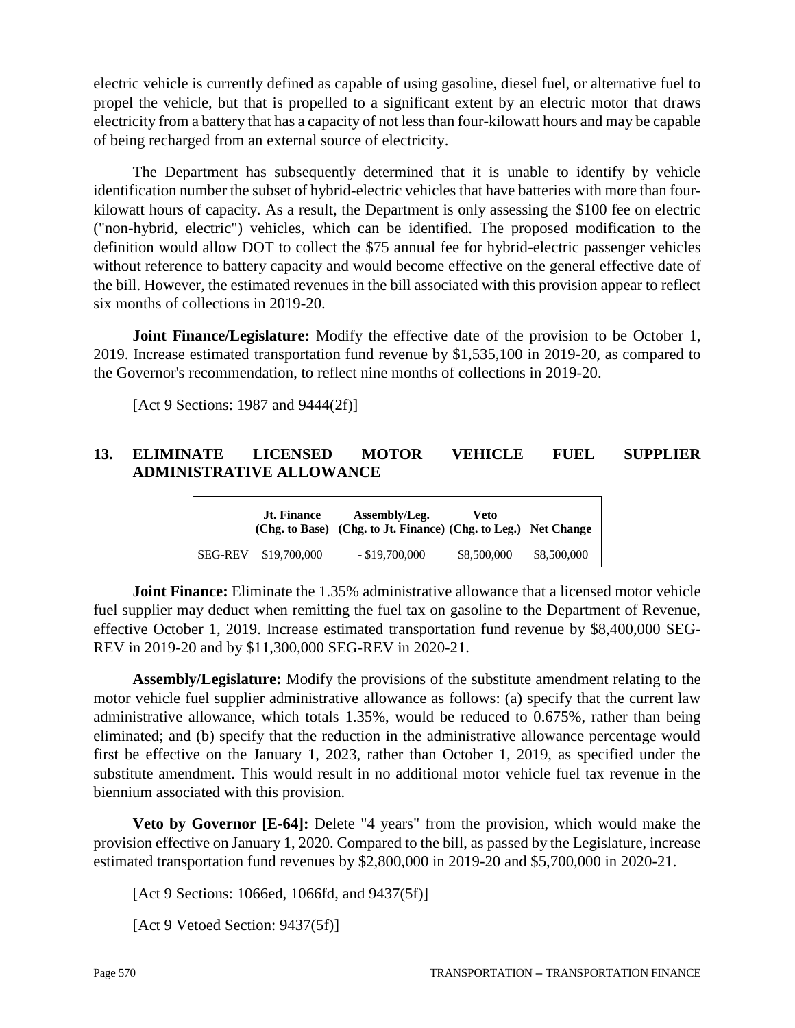electric vehicle is currently defined as capable of using gasoline, diesel fuel, or alternative fuel to propel the vehicle, but that is propelled to a significant extent by an electric motor that draws electricity from a battery that has a capacity of not less than four-kilowatt hours and may be capable of being recharged from an external source of electricity.

The Department has subsequently determined that it is unable to identify by vehicle identification number the subset of hybrid-electric vehicles that have batteries with more than four-kilowatt hours of capacity. As a result, the Department is only assessing the $100 fee on electric ("non-hybrid, electric") vehicles, which can be identified. The proposed modification to the definition would allow DOT to collect the $75 annual fee for hybrid-electric passenger vehicles without reference to battery capacity and would become effective on the general effective date of the bill. However, the estimated revenues in the bill associated with this provision appear to reflect six months of collections in 2019-20.

**Joint Finance/Legislature:** Modify the effective date of the provision to be October 1, 2019. Increase estimated transportation fund revenue by $1,535,100 in 2019-20, as compared to the Governor's recommendation, to reflect nine months of collections in 2019-20.

[Act 9 Sections: 1987 and 9444(2f)]

## 13. ELIMINATE LICENSED MOTOR VEHICLE FUEL SUPPLIER ADMINISTRATIVE ALLOWANCE

| | Jt. Finance (Chg. to Base) | Assembly/Leg. (Chg. to Jt. Finance) | Veto (Chg. to Leg.) | Net Change |
|---|---|---|---|---|
| SEG-REV | $19,700,000 | - $19,700,000 | $8,500,000 | $8,500,000 |

**Joint Finance:** Eliminate the 1.35% administrative allowance that a licensed motor vehicle fuel supplier may deduct when remitting the fuel tax on gasoline to the Department of Revenue, effective October 1, 2019. Increase estimated transportation fund revenue by $8,400,000 SEG-REV in 2019-20 and by $11,300,000 SEG-REV in 2020-21.

**Assembly/Legislature:** Modify the provisions of the substitute amendment relating to the motor vehicle fuel supplier administrative allowance as follows: (a) specify that the current law administrative allowance, which totals 1.35%, would be reduced to 0.675%, rather than being eliminated; and (b) specify that the reduction in the administrative allowance percentage would first be effective on the January 1, 2023, rather than October 1, 2019, as specified under the substitute amendment. This would result in no additional motor vehicle fuel tax revenue in the biennium associated with this provision.

**Veto by Governor [E-64]:** Delete "4 years" from the provision, which would make the provision effective on January 1, 2020. Compared to the bill, as passed by the Legislature, increase estimated transportation fund revenues by $2,800,000 in 2019-20 and $5,700,000 in 2020-21.

[Act 9 Sections: 1066ed, 1066fd, and 9437(5f)]

[Act 9 Vetoed Section: 9437(5f)]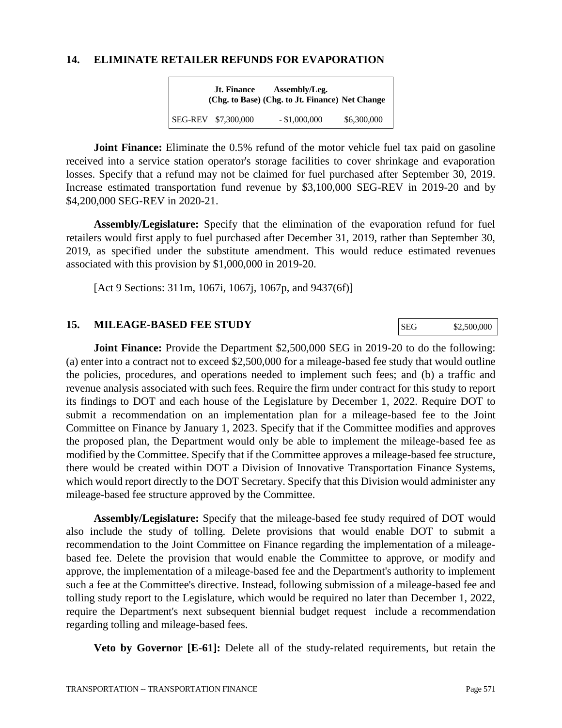## 14. ELIMINATE RETAILER REFUNDS FOR EVAPORATION

| | Jt. Finance (Chg. to Base) | Assembly/Leg. (Chg. to Jt. Finance) | Net Change |
|---|---|---|---|
| SEG-REV | $7,300,000 | - $1,000,000 | $6,300,000 |

**Joint Finance:** Eliminate the 0.5% refund of the motor vehicle fuel tax paid on gasoline received into a service station operator's storage facilities to cover shrinkage and evaporation losses. Specify that a refund may not be claimed for fuel purchased after September 30, 2019. Increase estimated transportation fund revenue by $3,100,000 SEG-REV in 2019-20 and by $4,200,000 SEG-REV in 2020-21.

**Assembly/Legislature:** Specify that the elimination of the evaporation refund for fuel retailers would first apply to fuel purchased after December 31, 2019, rather than September 30, 2019, as specified under the substitute amendment. This would reduce estimated revenues associated with this provision by $1,000,000 in 2019-20.

[Act 9 Sections: 311m, 1067i, 1067j, 1067p, and 9437(6f)]

## 15. MILEAGE-BASED FEE STUDY

| SEG | $2,500,000 |
|---|---|

**Joint Finance:** Provide the Department $2,500,000 SEG in 2019-20 to do the following: (a) enter into a contract not to exceed $2,500,000 for a mileage-based fee study that would outline the policies, procedures, and operations needed to implement such fees; and (b) a traffic and revenue analysis associated with such fees. Require the firm under contract for this study to report its findings to DOT and each house of the Legislature by December 1, 2022. Require DOT to submit a recommendation on an implementation plan for a mileage-based fee to the Joint Committee on Finance by January 1, 2023. Specify that if the Committee modifies and approves the proposed plan, the Department would only be able to implement the mileage-based fee as modified by the Committee. Specify that if the Committee approves a mileage-based fee structure, there would be created within DOT a Division of Innovative Transportation Finance Systems, which would report directly to the DOT Secretary. Specify that this Division would administer any mileage-based fee structure approved by the Committee.

**Assembly/Legislature:** Specify that the mileage-based fee study required of DOT would also include the study of tolling. Delete provisions that would enable DOT to submit a recommendation to the Joint Committee on Finance regarding the implementation of a mileage-based fee. Delete the provision that would enable the Committee to approve, or modify and approve, the implementation of a mileage-based fee and the Department's authority to implement such a fee at the Committee's directive. Instead, following submission of a mileage-based fee and tolling study report to the Legislature, which would be required no later than December 1, 2022, require the Department's next subsequent biennial budget request include a recommendation regarding tolling and mileage-based fees.

**Veto by Governor [E-61]:** Delete all of the study-related requirements, but retain the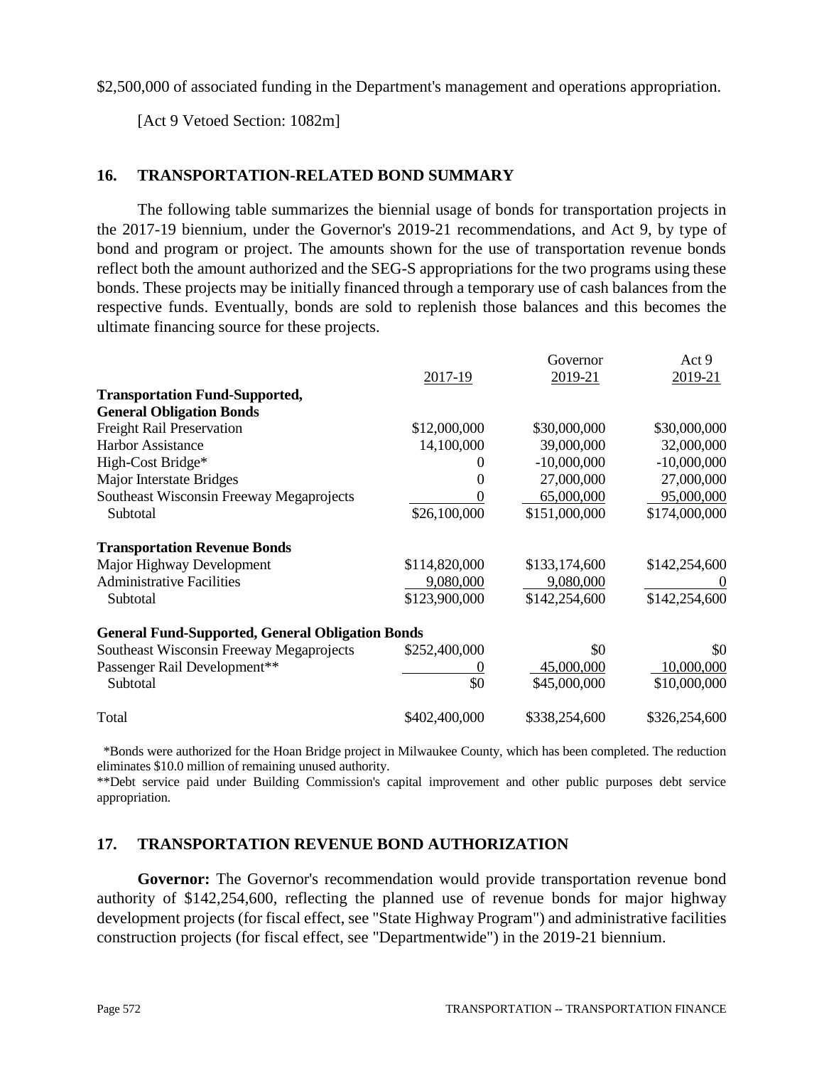$2,500,000 of associated funding in the Department's management and operations appropriation.

[Act 9 Vetoed Section: 1082m]

## 16. TRANSPORTATION-RELATED BOND SUMMARY

The following table summarizes the biennial usage of bonds for transportation projects in the 2017-19 biennium, under the Governor's 2019-21 recommendations, and Act 9, by type of bond and program or project. The amounts shown for the use of transportation revenue bonds reflect both the amount authorized and the SEG-S appropriations for the two programs using these bonds. These projects may be initially financed through a temporary use of cash balances from the respective funds. Eventually, bonds are sold to replenish those balances and this becomes the ultimate financing source for these projects.

| | 2017-19 | Governor 2019-21 | Act 9 2019-21 |
|---|---|---|---|
| **Transportation Fund-Supported, General Obligation Bonds** | | | |
| Freight Rail Preservation | $12,000,000 | $30,000,000 | $30,000,000 |
| Harbor Assistance | 14,100,000 | 39,000,000 | 32,000,000 |
| High-Cost Bridge* | 0 | -10,000,000 | -10,000,000 |
| Major Interstate Bridges | 0 | 27,000,000 | 27,000,000 |
| Southeast Wisconsin Freeway Megaprojects | 0 | 65,000,000 | 95,000,000 |
| Subtotal | $26,100,000 | $151,000,000 | $174,000,000 |
| **Transportation Revenue Bonds** | | | |
| Major Highway Development | $114,820,000 | $133,174,600 | $142,254,600 |
| Administrative Facilities | 9,080,000 | 9,080,000 | 0 |
| Subtotal | $123,900,000 | $142,254,600 | $142,254,600 |
| **General Fund-Supported, General Obligation Bonds** | | | |
| Southeast Wisconsin Freeway Megaprojects | $252,400,000 | $0 | $0 |
| Passenger Rail Development** | 0 | 45,000,000 | 10,000,000 |
| Subtotal | $0 | $45,000,000 | $10,000,000 |
| Total | $402,400,000 | $338,254,600 | $326,254,600 |

*Bonds were authorized for the Hoan Bridge project in Milwaukee County, which has been completed. The reduction eliminates $10.0 million of remaining unused authority.

**Debt service paid under Building Commission's capital improvement and other public purposes debt service appropriation.

## 17. TRANSPORTATION REVENUE BOND AUTHORIZATION

**Governor:** The Governor's recommendation would provide transportation revenue bond authority of $142,254,600, reflecting the planned use of revenue bonds for major highway development projects (for fiscal effect, see "State Highway Program") and administrative facilities construction projects (for fiscal effect, see "Departmentwide") in the 2019-21 biennium.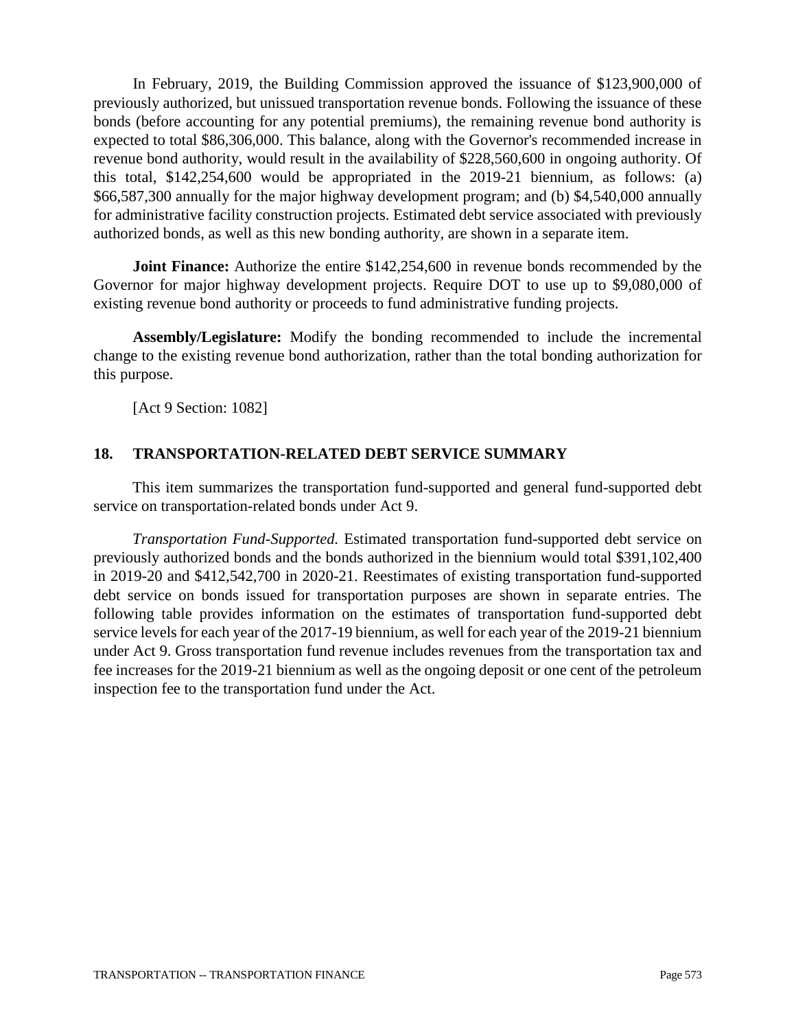In February, 2019, the Building Commission approved the issuance of $123,900,000 of previously authorized, but unissued transportation revenue bonds. Following the issuance of these bonds (before accounting for any potential premiums), the remaining revenue bond authority is expected to total $86,306,000. This balance, along with the Governor's recommended increase in revenue bond authority, would result in the availability of $228,560,600 in ongoing authority. Of this total, $142,254,600 would be appropriated in the 2019-21 biennium, as follows: (a) $66,587,300 annually for the major highway development program; and (b) $4,540,000 annually for administrative facility construction projects. Estimated debt service associated with previously authorized bonds, as well as this new bonding authority, are shown in a separate item.

**Joint Finance:** Authorize the entire $142,254,600 in revenue bonds recommended by the Governor for major highway development projects. Require DOT to use up to $9,080,000 of existing revenue bond authority or proceeds to fund administrative funding projects.

**Assembly/Legislature:** Modify the bonding recommended to include the incremental change to the existing revenue bond authorization, rather than the total bonding authorization for this purpose.

[Act 9 Section: 1082]

## 18. TRANSPORTATION-RELATED DEBT SERVICE SUMMARY

This item summarizes the transportation fund-supported and general fund-supported debt service on transportation-related bonds under Act 9.

*Transportation Fund-Supported.* Estimated transportation fund-supported debt service on previously authorized bonds and the bonds authorized in the biennium would total $391,102,400 in 2019-20 and $412,542,700 in 2020-21. Reestimates of existing transportation fund-supported debt service on bonds issued for transportation purposes are shown in separate entries. The following table provides information on the estimates of transportation fund-supported debt service levels for each year of the 2017-19 biennium, as well for each year of the 2019-21 biennium under Act 9. Gross transportation fund revenue includes revenues from the transportation tax and fee increases for the 2019-21 biennium as well as the ongoing deposit or one cent of the petroleum inspection fee to the transportation fund under the Act.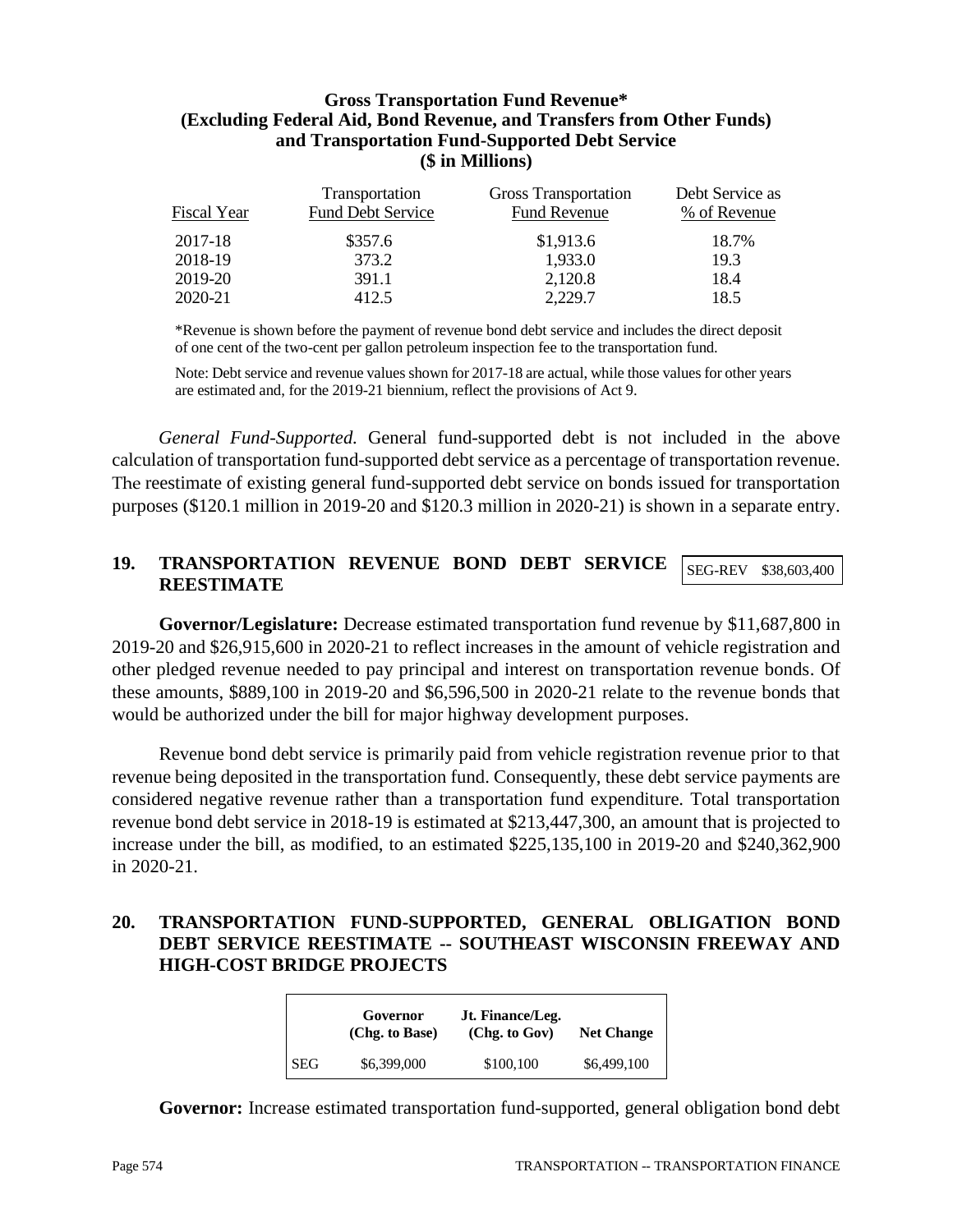**Gross Transportation Fund Revenue***
**(Excluding Federal Aid, Bond Revenue, and Transfers from Other Funds)**
**and Transportation Fund-Supported Debt Service**
**($ in Millions)**

| Fiscal Year | Transportation Fund Debt Service | Gross Transportation Fund Revenue | Debt Service as % of Revenue |
|---|---|---|---|
| 2017-18 | $357.6 | $1,913.6 | 18.7% |
| 2018-19 | 373.2 | 1,933.0 | 19.3 |
| 2019-20 | 391.1 | 2,120.8 | 18.4 |
| 2020-21 | 412.5 | 2,229.7 | 18.5 |

*Revenue is shown before the payment of revenue bond debt service and includes the direct deposit of one cent of the two-cent per gallon petroleum inspection fee to the transportation fund.

Note: Debt service and revenue values shown for 2017-18 are actual, while those values for other years are estimated and, for the 2019-21 biennium, reflect the provisions of Act 9.

*General Fund-Supported.* General fund-supported debt is not included in the above calculation of transportation fund-supported debt service as a percentage of transportation revenue. The reestimate of existing general fund-supported debt service on bonds issued for transportation purposes ($120.1 million in 2019-20 and $120.3 million in 2020-21) is shown in a separate entry.

## 19. TRANSPORTATION REVENUE BOND DEBT SERVICE REESTIMATE

| SEG-REV | $38,603,400 |
|---|---|

**Governor/Legislature:** Decrease estimated transportation fund revenue by $11,687,800 in 2019-20 and $26,915,600 in 2020-21 to reflect increases in the amount of vehicle registration and other pledged revenue needed to pay principal and interest on transportation revenue bonds. Of these amounts, $889,100 in 2019-20 and $6,596,500 in 2020-21 relate to the revenue bonds that would be authorized under the bill for major highway development purposes.

Revenue bond debt service is primarily paid from vehicle registration revenue prior to that revenue being deposited in the transportation fund. Consequently, these debt service payments are considered negative revenue rather than a transportation fund expenditure. Total transportation revenue bond debt service in 2018-19 is estimated at $213,447,300, an amount that is projected to increase under the bill, as modified, to an estimated $225,135,100 in 2019-20 and $240,362,900 in 2020-21.

## 20. TRANSPORTATION FUND-SUPPORTED, GENERAL OBLIGATION BOND DEBT SERVICE REESTIMATE -- SOUTHEAST WISCONSIN FREEWAY AND HIGH-COST BRIDGE PROJECTS

| | Governor (Chg. to Base) | Jt. Finance/Leg. (Chg. to Gov) | Net Change |
|---|---|---|---|
| SEG | $6,399,000 | $100,100 | $6,499,100 |

**Governor:** Increase estimated transportation fund-supported, general obligation bond debt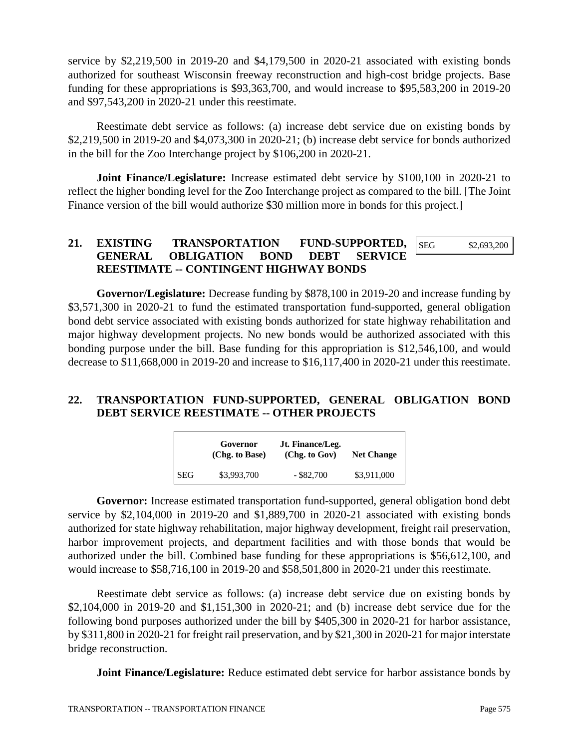service by $2,219,500 in 2019-20 and $4,179,500 in 2020-21 associated with existing bonds authorized for southeast Wisconsin freeway reconstruction and high-cost bridge projects. Base funding for these appropriations is $93,363,700, and would increase to $95,583,200 in 2019-20 and $97,543,200 in 2020-21 under this reestimate.

Reestimate debt service as follows: (a) increase debt service due on existing bonds by $2,219,500 in 2019-20 and $4,073,300 in 2020-21; (b) increase debt service for bonds authorized in the bill for the Zoo Interchange project by $106,200 in 2020-21.

**Joint Finance/Legislature:** Increase estimated debt service by $100,100 in 2020-21 to reflect the higher bonding level for the Zoo Interchange project as compared to the bill. [The Joint Finance version of the bill would authorize $30 million more in bonds for this project.]

## 21. EXISTING TRANSPORTATION FUND-SUPPORTED, GENERAL OBLIGATION BOND DEBT SERVICE REESTIMATE -- CONTINGENT HIGHWAY BONDS

| | |
|---|---|
| SEG | $2,693,200 |

**Governor/Legislature:** Decrease funding by $878,100 in 2019-20 and increase funding by $3,571,300 in 2020-21 to fund the estimated transportation fund-supported, general obligation bond debt service associated with existing bonds authorized for state highway rehabilitation and major highway development projects. No new bonds would be authorized associated with this bonding purpose under the bill. Base funding for this appropriation is $12,546,100, and would decrease to $11,668,000 in 2019-20 and increase to $16,117,400 in 2020-21 under this reestimate.

## 22. TRANSPORTATION FUND-SUPPORTED, GENERAL OBLIGATION BOND DEBT SERVICE REESTIMATE -- OTHER PROJECTS

| | Governor (Chg. to Base) | Jt. Finance/Leg. (Chg. to Gov) | Net Change |
|---|---|---|---|
| SEG | $3,993,700 | - $82,700 | $3,911,000 |

**Governor:** Increase estimated transportation fund-supported, general obligation bond debt service by $2,104,000 in 2019-20 and $1,889,700 in 2020-21 associated with existing bonds authorized for state highway rehabilitation, major highway development, freight rail preservation, harbor improvement projects, and department facilities and with those bonds that would be authorized under the bill. Combined base funding for these appropriations is $56,612,100, and would increase to $58,716,100 in 2019-20 and $58,501,800 in 2020-21 under this reestimate.

Reestimate debt service as follows: (a) increase debt service due on existing bonds by $2,104,000 in 2019-20 and $1,151,300 in 2020-21; and (b) increase debt service due for the following bond purposes authorized under the bill by $405,300 in 2020-21 for harbor assistance, by $311,800 in 2020-21 for freight rail preservation, and by $21,300 in 2020-21 for major interstate bridge reconstruction.

**Joint Finance/Legislature:** Reduce estimated debt service for harbor assistance bonds by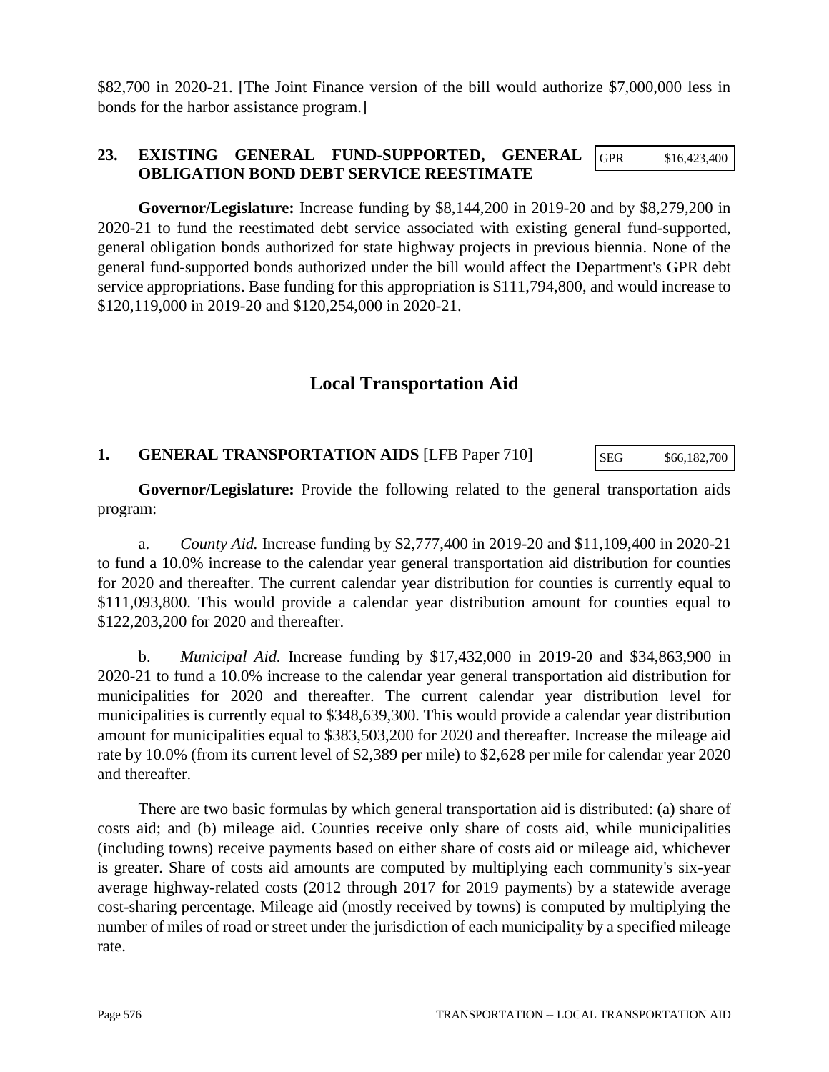$82,700 in 2020-21. [The Joint Finance version of the bill would authorize $7,000,000 less in bonds for the harbor assistance program.]

**23. EXISTING GENERAL FUND-SUPPORTED, GENERAL OBLIGATION BOND DEBT SERVICE REESTIMATE**

| GPR | $16,423,400 |
|---|---|

**Governor/Legislature:** Increase funding by $8,144,200 in 2019-20 and by $8,279,200 in 2020-21 to fund the reestimated debt service associated with existing general fund-supported, general obligation bonds authorized for state highway projects in previous biennia. None of the general fund-supported bonds authorized under the bill would affect the Department's GPR debt service appropriations. Base funding for this appropriation is $111,794,800, and would increase to $120,119,000 in 2019-20 and $120,254,000 in 2020-21.

## Local Transportation Aid

**1. GENERAL TRANSPORTATION AIDS** [LFB Paper 710]

| SEG | $66,182,700 |
|---|---|

**Governor/Legislature:** Provide the following related to the general transportation aids program:

a. *County Aid.* Increase funding by $2,777,400 in 2019-20 and $11,109,400 in 2020-21 to fund a 10.0% increase to the calendar year general transportation aid distribution for counties for 2020 and thereafter. The current calendar year distribution for counties is currently equal to $111,093,800. This would provide a calendar year distribution amount for counties equal to $122,203,200 for 2020 and thereafter.

b. *Municipal Aid.* Increase funding by $17,432,000 in 2019-20 and $34,863,900 in 2020-21 to fund a 10.0% increase to the calendar year general transportation aid distribution for municipalities for 2020 and thereafter. The current calendar year distribution level for municipalities is currently equal to $348,639,300. This would provide a calendar year distribution amount for municipalities equal to $383,503,200 for 2020 and thereafter. Increase the mileage aid rate by 10.0% (from its current level of $2,389 per mile) to $2,628 per mile for calendar year 2020 and thereafter.

There are two basic formulas by which general transportation aid is distributed: (a) share of costs aid; and (b) mileage aid. Counties receive only share of costs aid, while municipalities (including towns) receive payments based on either share of costs aid or mileage aid, whichever is greater. Share of costs aid amounts are computed by multiplying each community's six-year average highway-related costs (2012 through 2017 for 2019 payments) by a statewide average cost-sharing percentage. Mileage aid (mostly received by towns) is computed by multiplying the number of miles of road or street under the jurisdiction of each municipality by a specified mileage rate.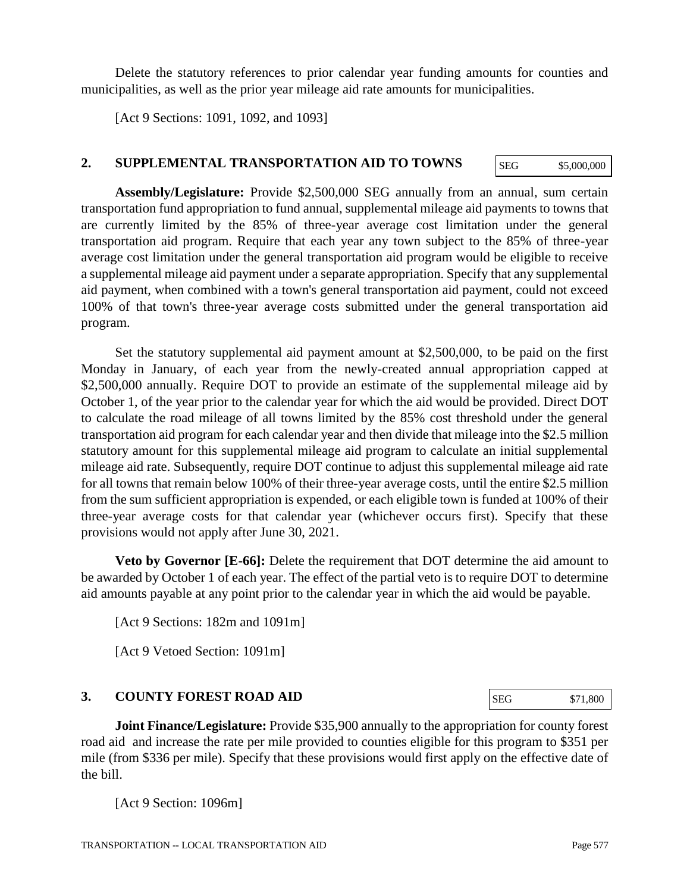Delete the statutory references to prior calendar year funding amounts for counties and municipalities, as well as the prior year mileage aid rate amounts for municipalities.

[Act 9 Sections: 1091, 1092, and 1093]

## 2. SUPPLEMENTAL TRANSPORTATION AID TO TOWNS

| SEG | $5,000,000 |
|---|---|

**Assembly/Legislature:** Provide $2,500,000 SEG annually from an annual, sum certain transportation fund appropriation to fund annual, supplemental mileage aid payments to towns that are currently limited by the 85% of three-year average cost limitation under the general transportation aid program. Require that each year any town subject to the 85% of three-year average cost limitation under the general transportation aid program would be eligible to receive a supplemental mileage aid payment under a separate appropriation. Specify that any supplemental aid payment, when combined with a town's general transportation aid payment, could not exceed 100% of that town's three-year average costs submitted under the general transportation aid program.

Set the statutory supplemental aid payment amount at $2,500,000, to be paid on the first Monday in January, of each year from the newly-created annual appropriation capped at $2,500,000 annually. Require DOT to provide an estimate of the supplemental mileage aid by October 1, of the year prior to the calendar year for which the aid would be provided. Direct DOT to calculate the road mileage of all towns limited by the 85% cost threshold under the general transportation aid program for each calendar year and then divide that mileage into the $2.5 million statutory amount for this supplemental mileage aid program to calculate an initial supplemental mileage aid rate. Subsequently, require DOT continue to adjust this supplemental mileage aid rate for all towns that remain below 100% of their three-year average costs, until the entire $2.5 million from the sum sufficient appropriation is expended, or each eligible town is funded at 100% of their three-year average costs for that calendar year (whichever occurs first). Specify that these provisions would not apply after June 30, 2021.

**Veto by Governor [E-66]:** Delete the requirement that DOT determine the aid amount to be awarded by October 1 of each year. The effect of the partial veto is to require DOT to determine aid amounts payable at any point prior to the calendar year in which the aid would be payable.

[Act 9 Sections: 182m and 1091m]

[Act 9 Vetoed Section: 1091m]

## 3. COUNTY FOREST ROAD AID

| SEG | $71,800 |
|---|---|

**Joint Finance/Legislature:** Provide $35,900 annually to the appropriation for county forest road aid and increase the rate per mile provided to counties eligible for this program to $351 per mile (from $336 per mile). Specify that these provisions would first apply on the effective date of the bill.

[Act 9 Section: 1096m]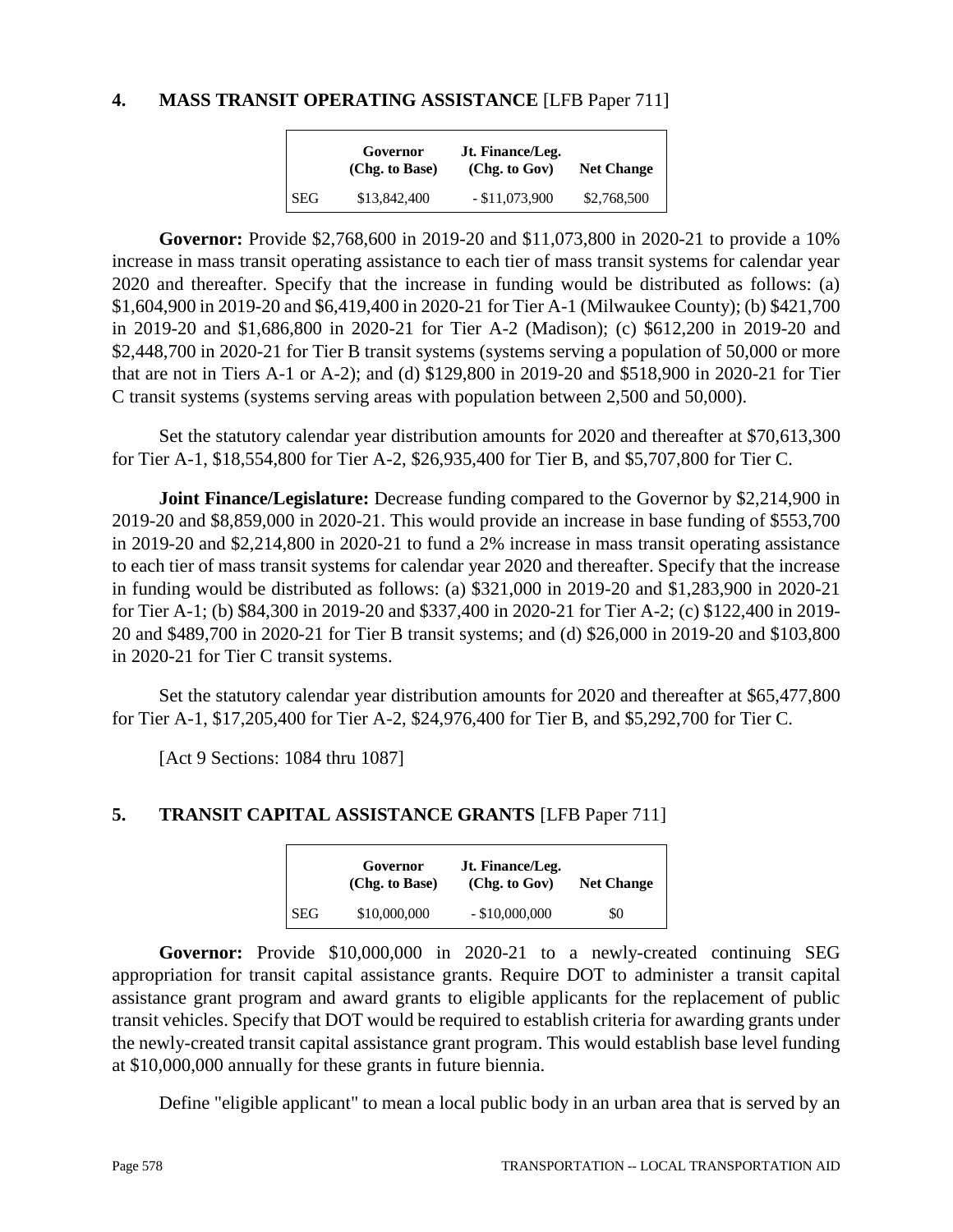## 4. MASS TRANSIT OPERATING ASSISTANCE [LFB Paper 711]

| | Governor (Chg. to Base) | Jt. Finance/Leg. (Chg. to Gov) | Net Change |
|---|---|---|---|
| SEG | $13,842,400 | - $11,073,900 | $2,768,500 |

**Governor:** Provide $2,768,600 in 2019-20 and $11,073,800 in 2020-21 to provide a 10% increase in mass transit operating assistance to each tier of mass transit systems for calendar year 2020 and thereafter. Specify that the increase in funding would be distributed as follows: (a) $1,604,900 in 2019-20 and $6,419,400 in 2020-21 for Tier A-1 (Milwaukee County); (b) $421,700 in 2019-20 and $1,686,800 in 2020-21 for Tier A-2 (Madison); (c) $612,200 in 2019-20 and $2,448,700 in 2020-21 for Tier B transit systems (systems serving a population of 50,000 or more that are not in Tiers A-1 or A-2); and (d) $129,800 in 2019-20 and $518,900 in 2020-21 for Tier C transit systems (systems serving areas with population between 2,500 and 50,000).

Set the statutory calendar year distribution amounts for 2020 and thereafter at $70,613,300 for Tier A-1, $18,554,800 for Tier A-2, $26,935,400 for Tier B, and $5,707,800 for Tier C.

**Joint Finance/Legislature:** Decrease funding compared to the Governor by $2,214,900 in 2019-20 and $8,859,000 in 2020-21. This would provide an increase in base funding of $553,700 in 2019-20 and $2,214,800 in 2020-21 to fund a 2% increase in mass transit operating assistance to each tier of mass transit systems for calendar year 2020 and thereafter. Specify that the increase in funding would be distributed as follows: (a) $321,000 in 2019-20 and $1,283,900 in 2020-21 for Tier A-1; (b) $84,300 in 2019-20 and $337,400 in 2020-21 for Tier A-2; (c) $122,400 in 2019-20 and $489,700 in 2020-21 for Tier B transit systems; and (d) $26,000 in 2019-20 and $103,800 in 2020-21 for Tier C transit systems.

Set the statutory calendar year distribution amounts for 2020 and thereafter at $65,477,800 for Tier A-1, $17,205,400 for Tier A-2, $24,976,400 for Tier B, and $5,292,700 for Tier C.

[Act 9 Sections: 1084 thru 1087]

## 5. TRANSIT CAPITAL ASSISTANCE GRANTS [LFB Paper 711]

| | Governor (Chg. to Base) | Jt. Finance/Leg. (Chg. to Gov) | Net Change |
|---|---|---|---|
| SEG | $10,000,000 | - $10,000,000 | $0 |

**Governor:** Provide $10,000,000 in 2020-21 to a newly-created continuing SEG appropriation for transit capital assistance grants. Require DOT to administer a transit capital assistance grant program and award grants to eligible applicants for the replacement of public transit vehicles. Specify that DOT would be required to establish criteria for awarding grants under the newly-created transit capital assistance grant program. This would establish base level funding at $10,000,000 annually for these grants in future biennia.

Define "eligible applicant" to mean a local public body in an urban area that is served by an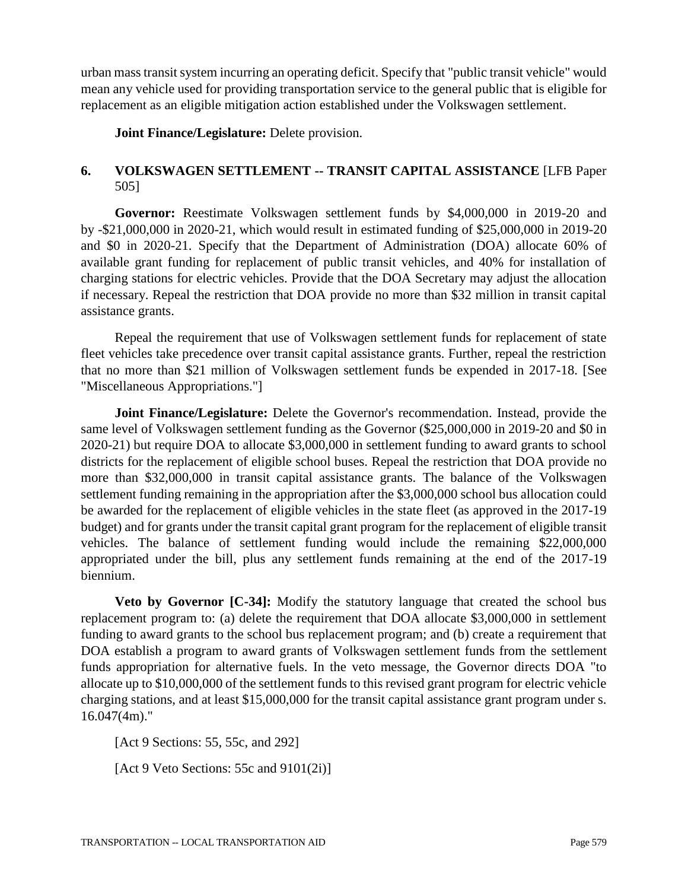urban mass transit system incurring an operating deficit. Specify that "public transit vehicle" would mean any vehicle used for providing transportation service to the general public that is eligible for replacement as an eligible mitigation action established under the Volkswagen settlement.

**Joint Finance/Legislature:** Delete provision.

## 6. VOLKSWAGEN SETTLEMENT -- TRANSIT CAPITAL ASSISTANCE [LFB Paper 505]

**Governor:** Reestimate Volkswagen settlement funds by $4,000,000 in 2019-20 and by -$21,000,000 in 2020-21, which would result in estimated funding of $25,000,000 in 2019-20 and $0 in 2020-21. Specify that the Department of Administration (DOA) allocate 60% of available grant funding for replacement of public transit vehicles, and 40% for installation of charging stations for electric vehicles. Provide that the DOA Secretary may adjust the allocation if necessary. Repeal the restriction that DOA provide no more than $32 million in transit capital assistance grants.

Repeal the requirement that use of Volkswagen settlement funds for replacement of state fleet vehicles take precedence over transit capital assistance grants. Further, repeal the restriction that no more than $21 million of Volkswagen settlement funds be expended in 2017-18. [See "Miscellaneous Appropriations."]

**Joint Finance/Legislature:** Delete the Governor's recommendation. Instead, provide the same level of Volkswagen settlement funding as the Governor ($25,000,000 in 2019-20 and $0 in 2020-21) but require DOA to allocate $3,000,000 in settlement funding to award grants to school districts for the replacement of eligible school buses. Repeal the restriction that DOA provide no more than $32,000,000 in transit capital assistance grants. The balance of the Volkswagen settlement funding remaining in the appropriation after the $3,000,000 school bus allocation could be awarded for the replacement of eligible vehicles in the state fleet (as approved in the 2017-19 budget) and for grants under the transit capital grant program for the replacement of eligible transit vehicles. The balance of settlement funding would include the remaining $22,000,000 appropriated under the bill, plus any settlement funds remaining at the end of the 2017-19 biennium.

**Veto by Governor [C-34]:** Modify the statutory language that created the school bus replacement program to: (a) delete the requirement that DOA allocate $3,000,000 in settlement funding to award grants to the school bus replacement program; and (b) create a requirement that DOA establish a program to award grants of Volkswagen settlement funds from the settlement funds appropriation for alternative fuels. In the veto message, the Governor directs DOA "to allocate up to $10,000,000 of the settlement funds to this revised grant program for electric vehicle charging stations, and at least $15,000,000 for the transit capital assistance grant program under s. 16.047(4m)."

[Act 9 Sections: 55, 55c, and 292]

[Act 9 Veto Sections: 55c and 9101(2i)]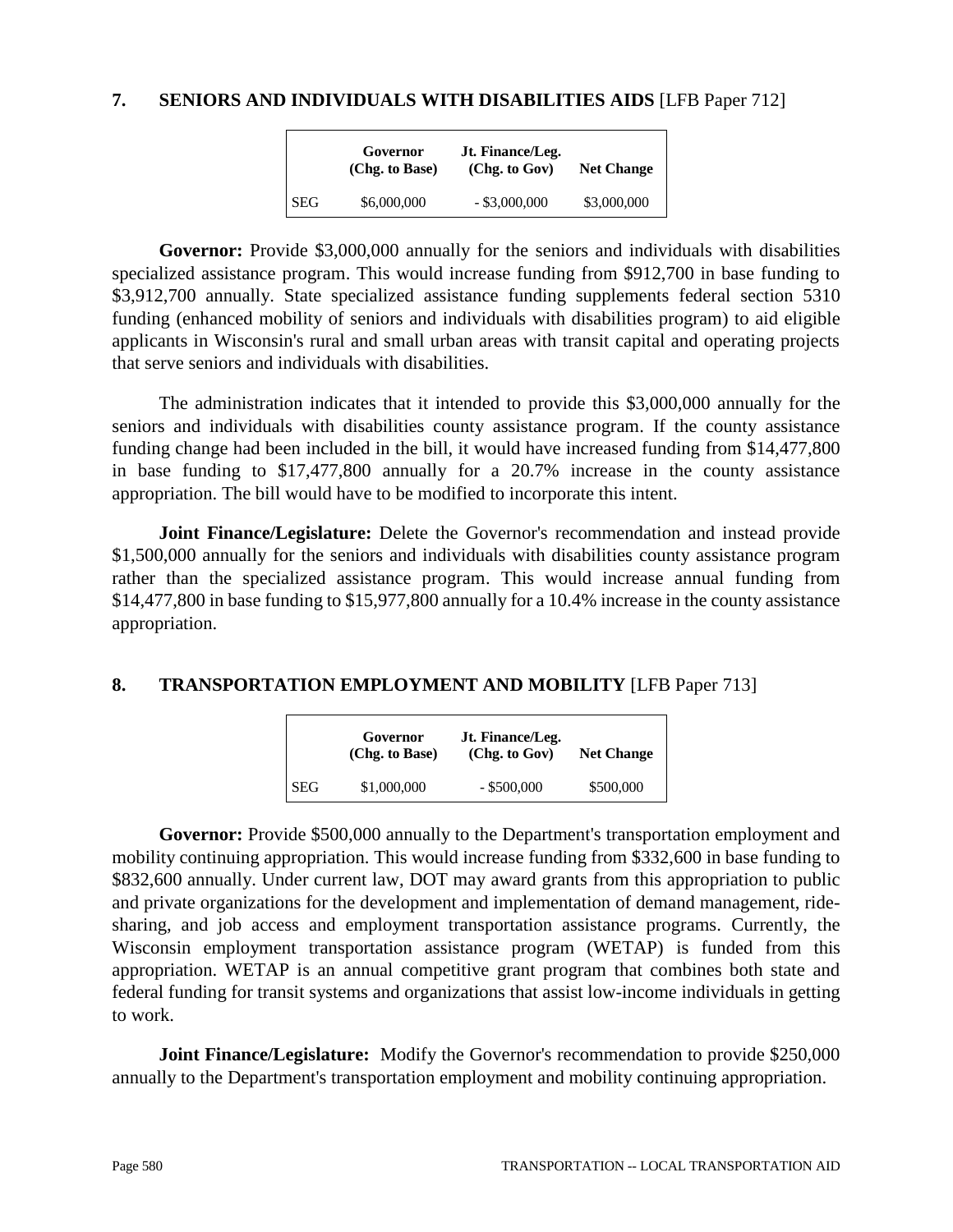## 7. SENIORS AND INDIVIDUALS WITH DISABILITIES AIDS [LFB Paper 712]

| | Governor (Chg. to Base) | Jt. Finance/Leg. (Chg. to Gov) | Net Change |
|---|---|---|---|
| SEG | $6,000,000 | - $3,000,000 | $3,000,000 |

**Governor:** Provide $3,000,000 annually for the seniors and individuals with disabilities specialized assistance program. This would increase funding from $912,700 in base funding to $3,912,700 annually. State specialized assistance funding supplements federal section 5310 funding (enhanced mobility of seniors and individuals with disabilities program) to aid eligible applicants in Wisconsin's rural and small urban areas with transit capital and operating projects that serve seniors and individuals with disabilities.

The administration indicates that it intended to provide this $3,000,000 annually for the seniors and individuals with disabilities county assistance program. If the county assistance funding change had been included in the bill, it would have increased funding from $14,477,800 in base funding to $17,477,800 annually for a 20.7% increase in the county assistance appropriation. The bill would have to be modified to incorporate this intent.

**Joint Finance/Legislature:** Delete the Governor's recommendation and instead provide $1,500,000 annually for the seniors and individuals with disabilities county assistance program rather than the specialized assistance program. This would increase annual funding from $14,477,800 in base funding to $15,977,800 annually for a 10.4% increase in the county assistance appropriation.

## 8. TRANSPORTATION EMPLOYMENT AND MOBILITY [LFB Paper 713]

| | Governor (Chg. to Base) | Jt. Finance/Leg. (Chg. to Gov) | Net Change |
|---|---|---|---|
| SEG | $1,000,000 | - $500,000 | $500,000 |

**Governor:** Provide $500,000 annually to the Department's transportation employment and mobility continuing appropriation. This would increase funding from $332,600 in base funding to $832,600 annually. Under current law, DOT may award grants from this appropriation to public and private organizations for the development and implementation of demand management, ride-sharing, and job access and employment transportation assistance programs. Currently, the Wisconsin employment transportation assistance program (WETAP) is funded from this appropriation. WETAP is an annual competitive grant program that combines both state and federal funding for transit systems and organizations that assist low-income individuals in getting to work.

**Joint Finance/Legislature:** Modify the Governor's recommendation to provide $250,000 annually to the Department's transportation employment and mobility continuing appropriation.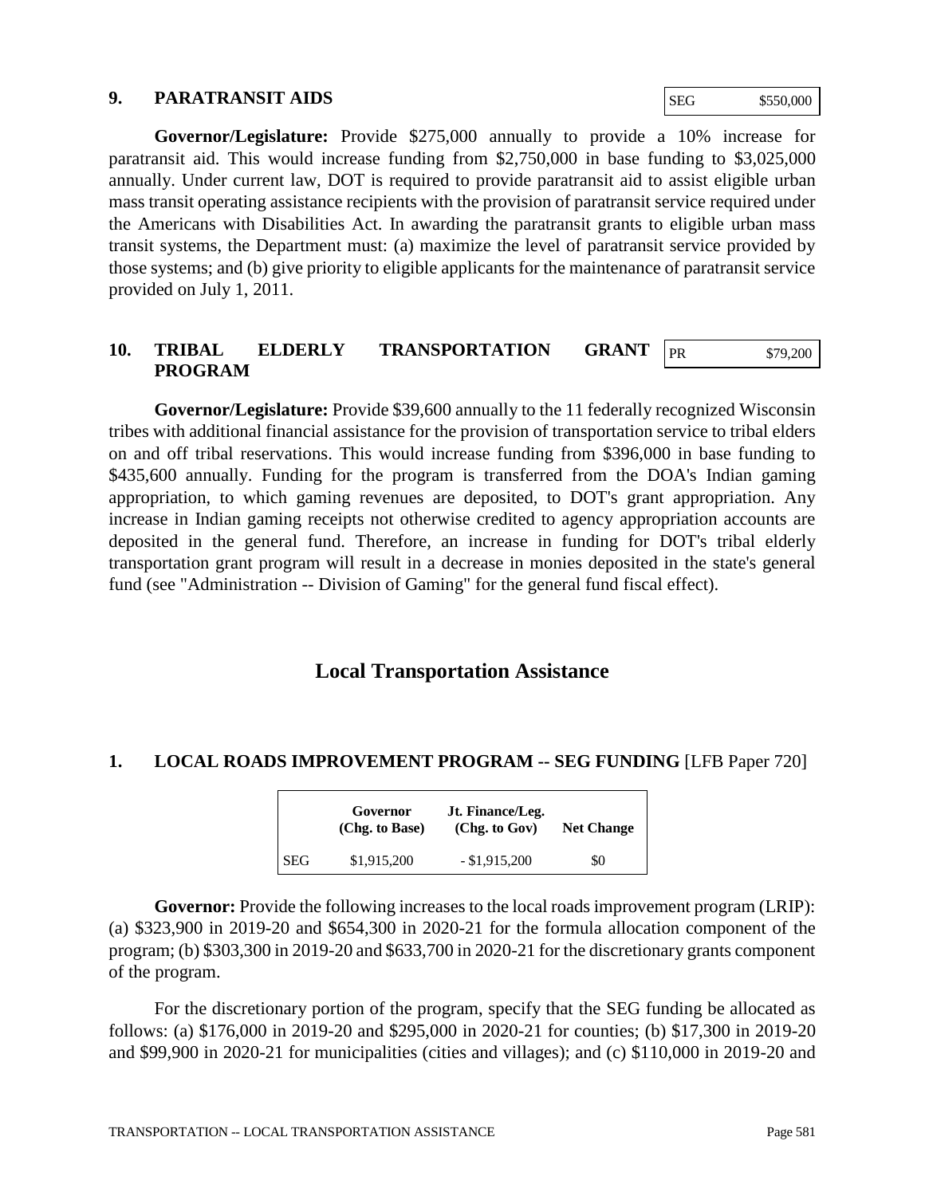### 9. PARATRANSIT AIDS

| SEG | $550,000 |
|---|---|

**Governor/Legislature:** Provide $275,000 annually to provide a 10% increase for paratransit aid. This would increase funding from $2,750,000 in base funding to $3,025,000 annually. Under current law, DOT is required to provide paratransit aid to assist eligible urban mass transit operating assistance recipients with the provision of paratransit service required under the Americans with Disabilities Act. In awarding the paratransit grants to eligible urban mass transit systems, the Department must: (a) maximize the level of paratransit service provided by those systems; and (b) give priority to eligible applicants for the maintenance of paratransit service provided on July 1, 2011.

### 10. TRIBAL ELDERLY TRANSPORTATION GRANT PROGRAM

| PR | $79,200 |
|---|---|

**Governor/Legislature:** Provide $39,600 annually to the 11 federally recognized Wisconsin tribes with additional financial assistance for the provision of transportation service to tribal elders on and off tribal reservations. This would increase funding from $396,000 in base funding to $435,600 annually. Funding for the program is transferred from the DOA's Indian gaming appropriation, to which gaming revenues are deposited, to DOT's grant appropriation. Any increase in Indian gaming receipts not otherwise credited to agency appropriation accounts are deposited in the general fund. Therefore, an increase in funding for DOT's tribal elderly transportation grant program will result in a decrease in monies deposited in the state's general fund (see "Administration -- Division of Gaming" for the general fund fiscal effect).

## Local Transportation Assistance

### 1. LOCAL ROADS IMPROVEMENT PROGRAM -- SEG FUNDING [LFB Paper 720]

| | Governor (Chg. to Base) | Jt. Finance/Leg. (Chg. to Gov) | Net Change |
|---|---|---|---|
| SEG | $1,915,200 | - $1,915,200 | $0 |

**Governor:** Provide the following increases to the local roads improvement program (LRIP): (a) $323,900 in 2019-20 and $654,300 in 2020-21 for the formula allocation component of the program; (b) $303,300 in 2019-20 and $633,700 in 2020-21 for the discretionary grants component of the program.

For the discretionary portion of the program, specify that the SEG funding be allocated as follows: (a) $176,000 in 2019-20 and $295,000 in 2020-21 for counties; (b) $17,300 in 2019-20 and $99,900 in 2020-21 for municipalities (cities and villages); and (c) $110,000 in 2019-20 and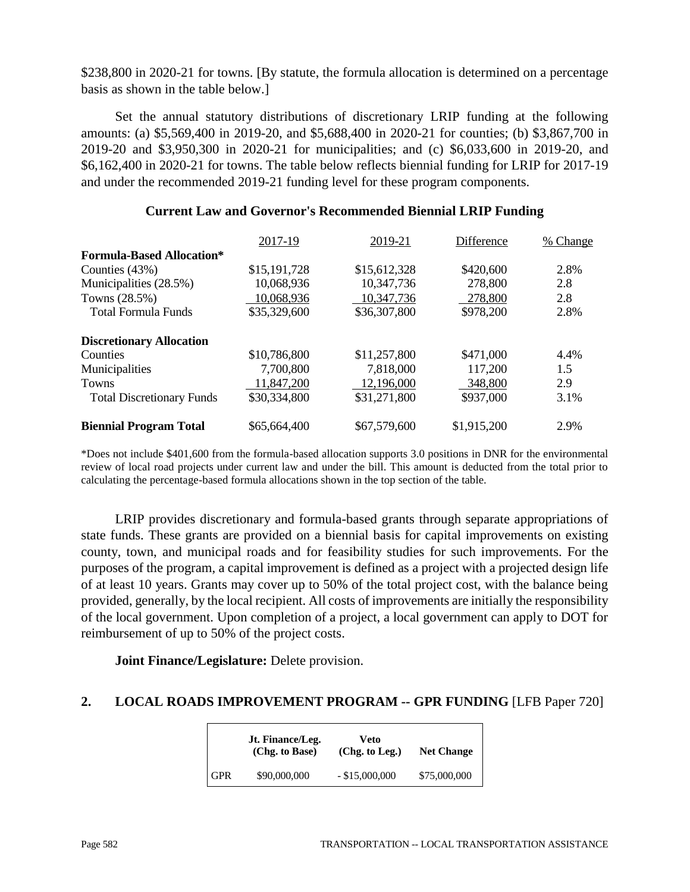$238,800 in 2020-21 for towns. [By statute, the formula allocation is determined on a percentage basis as shown in the table below.]

Set the annual statutory distributions of discretionary LRIP funding at the following amounts: (a) $5,569,400 in 2019-20, and $5,688,400 in 2020-21 for counties; (b) $3,867,700 in 2019-20 and $3,950,300 in 2020-21 for municipalities; and (c) $6,033,600 in 2019-20, and $6,162,400 in 2020-21 for towns. The table below reflects biennial funding for LRIP for 2017-19 and under the recommended 2019-21 funding level for these program components.

**Current Law and Governor's Recommended Biennial LRIP Funding**

| | 2017-19 | 2019-21 | Difference | % Change |
|---|---|---|---|---|
| **Formula-Based Allocation*** | | | | |
| Counties (43%) | $15,191,728 | $15,612,328 | $420,600 | 2.8% |
| Municipalities (28.5%) | 10,068,936 | 10,347,736 | 278,800 | 2.8 |
| Towns (28.5%) | 10,068,936 | 10,347,736 | 278,800 | 2.8 |
| Total Formula Funds | $35,329,600 | $36,307,800 | $978,200 | 2.8% |
| **Discretionary Allocation** | | | | |
| Counties | $10,786,800 | $11,257,800 | $471,000 | 4.4% |
| Municipalities | 7,700,800 | 7,818,000 | 117,200 | 1.5 |
| Towns | 11,847,200 | 12,196,000 | 348,800 | 2.9 |
| Total Discretionary Funds | $30,334,800 | $31,271,800 | $937,000 | 3.1% |
| **Biennial Program Total** | $65,664,400 | $67,579,600 | $1,915,200 | 2.9% |

*Does not include $401,600 from the formula-based allocation supports 3.0 positions in DNR for the environmental review of local road projects under current law and under the bill. This amount is deducted from the total prior to calculating the percentage-based formula allocations shown in the top section of the table.

LRIP provides discretionary and formula-based grants through separate appropriations of state funds. These grants are provided on a biennial basis for capital improvements on existing county, town, and municipal roads and for feasibility studies for such improvements. For the purposes of the program, a capital improvement is defined as a project with a projected design life of at least 10 years. Grants may cover up to 50% of the total project cost, with the balance being provided, generally, by the local recipient. All costs of improvements are initially the responsibility of the local government. Upon completion of a project, a local government can apply to DOT for reimbursement of up to 50% of the project costs.

**Joint Finance/Legislature:** Delete provision.

## 2. LOCAL ROADS IMPROVEMENT PROGRAM -- GPR FUNDING [LFB Paper 720]

| | Jt. Finance/Leg. (Chg. to Base) | Veto (Chg. to Leg.) | Net Change |
|---|---|---|---|
| GPR | $90,000,000 | - $15,000,000 | $75,000,000 |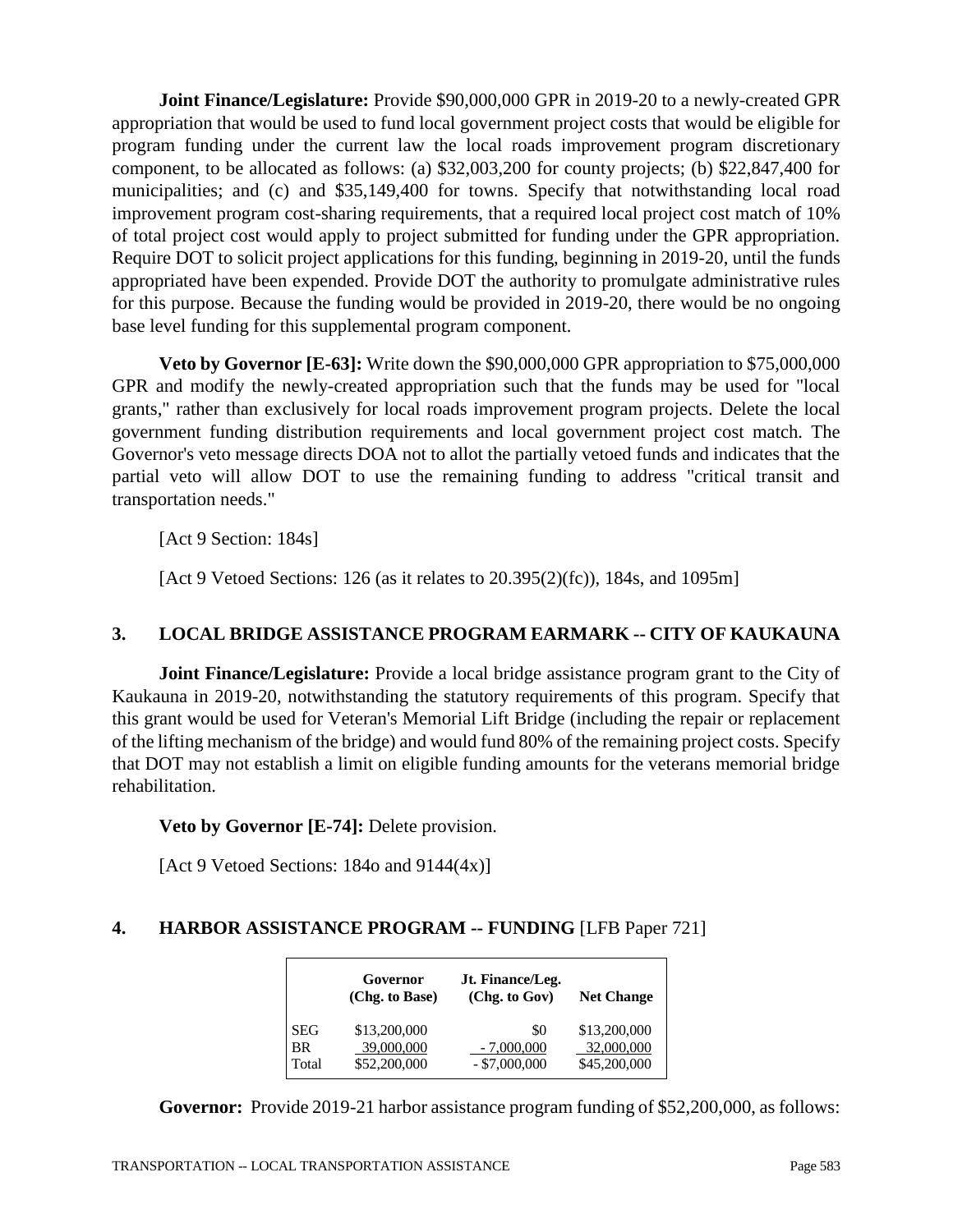**Joint Finance/Legislature:** Provide $90,000,000 GPR in 2019-20 to a newly-created GPR appropriation that would be used to fund local government project costs that would be eligible for program funding under the current law the local roads improvement program discretionary component, to be allocated as follows: (a) $32,003,200 for county projects; (b) $22,847,400 for municipalities; and (c) and $35,149,400 for towns. Specify that notwithstanding local road improvement program cost-sharing requirements, that a required local project cost match of 10% of total project cost would apply to project submitted for funding under the GPR appropriation. Require DOT to solicit project applications for this funding, beginning in 2019-20, until the funds appropriated have been expended. Provide DOT the authority to promulgate administrative rules for this purpose. Because the funding would be provided in 2019-20, there would be no ongoing base level funding for this supplemental program component.

**Veto by Governor [E-63]:** Write down the $90,000,000 GPR appropriation to $75,000,000 GPR and modify the newly-created appropriation such that the funds may be used for "local grants," rather than exclusively for local roads improvement program projects. Delete the local government funding distribution requirements and local government project cost match. The Governor's veto message directs DOA not to allot the partially vetoed funds and indicates that the partial veto will allow DOT to use the remaining funding to address "critical transit and transportation needs."

[Act 9 Section: 184s]

[Act 9 Vetoed Sections: 126 (as it relates to 20.395(2)(fc)), 184s, and 1095m]

## 3. LOCAL BRIDGE ASSISTANCE PROGRAM EARMARK -- CITY OF KAUKAUNA

**Joint Finance/Legislature:** Provide a local bridge assistance program grant to the City of Kaukauna in 2019-20, notwithstanding the statutory requirements of this program. Specify that this grant would be used for Veteran's Memorial Lift Bridge (including the repair or replacement of the lifting mechanism of the bridge) and would fund 80% of the remaining project costs. Specify that DOT may not establish a limit on eligible funding amounts for the veterans memorial bridge rehabilitation.

**Veto by Governor [E-74]:** Delete provision.

[Act 9 Vetoed Sections: 184o and 9144(4x)]

## 4. HARBOR ASSISTANCE PROGRAM -- FUNDING [LFB Paper 721]

| | Governor (Chg. to Base) | Jt. Finance/Leg. (Chg. to Gov) | Net Change |
|---|---|---|---|
| SEG | $13,200,000 | $0 | $13,200,000 |
| BR | 39,000,000 | - 7,000,000 | 32,000,000 |
| Total | $52,200,000 | - $7,000,000 | $45,200,000 |

**Governor:** Provide 2019-21 harbor assistance program funding of $52,200,000, as follows: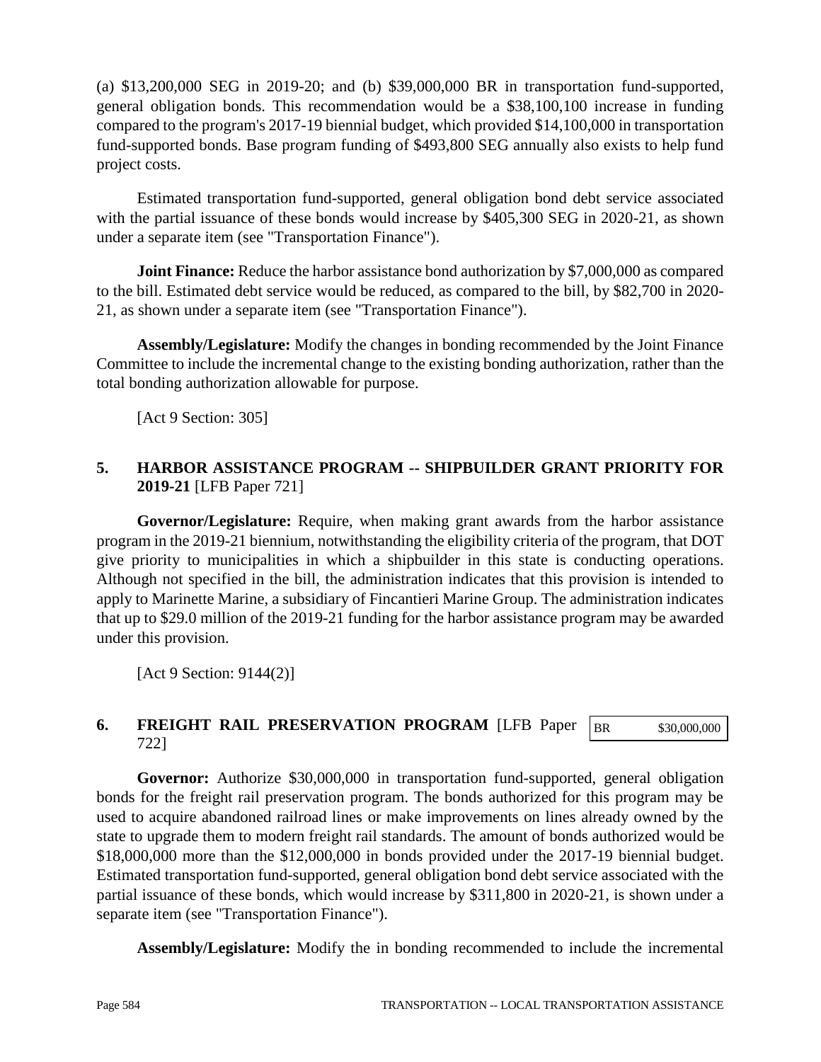(a) $13,200,000 SEG in 2019-20; and (b) $39,000,000 BR in transportation fund-supported, general obligation bonds. This recommendation would be a $38,100,100 increase in funding compared to the program's 2017-19 biennial budget, which provided $14,100,000 in transportation fund-supported bonds. Base program funding of $493,800 SEG annually also exists to help fund project costs.

Estimated transportation fund-supported, general obligation bond debt service associated with the partial issuance of these bonds would increase by $405,300 SEG in 2020-21, as shown under a separate item (see "Transportation Finance").

**Joint Finance:** Reduce the harbor assistance bond authorization by $7,000,000 as compared to the bill. Estimated debt service would be reduced, as compared to the bill, by $82,700 in 2020-21, as shown under a separate item (see "Transportation Finance").

**Assembly/Legislature:** Modify the changes in bonding recommended by the Joint Finance Committee to include the incremental change to the existing bonding authorization, rather than the total bonding authorization allowable for purpose.

[Act 9 Section: 305]

## 5. HARBOR ASSISTANCE PROGRAM -- SHIPBUILDER GRANT PRIORITY FOR 2019-21 [LFB Paper 721]

**Governor/Legislature:** Require, when making grant awards from the harbor assistance program in the 2019-21 biennium, notwithstanding the eligibility criteria of the program, that DOT give priority to municipalities in which a shipbuilder in this state is conducting operations. Although not specified in the bill, the administration indicates that this provision is intended to apply to Marinette Marine, a subsidiary of Fincantieri Marine Group. The administration indicates that up to $29.0 million of the 2019-21 funding for the harbor assistance program may be awarded under this provision.

[Act 9 Section: 9144(2)]

## 6. FREIGHT RAIL PRESERVATION PROGRAM [LFB Paper 722]

| BR | $30,000,000 |
|---|---|

**Governor:** Authorize $30,000,000 in transportation fund-supported, general obligation bonds for the freight rail preservation program. The bonds authorized for this program may be used to acquire abandoned railroad lines or make improvements on lines already owned by the state to upgrade them to modern freight rail standards. The amount of bonds authorized would be $18,000,000 more than the $12,000,000 in bonds provided under the 2017-19 biennial budget. Estimated transportation fund-supported, general obligation bond debt service associated with the partial issuance of these bonds, which would increase by $311,800 in 2020-21, is shown under a separate item (see "Transportation Finance").

**Assembly/Legislature:** Modify the in bonding recommended to include the incremental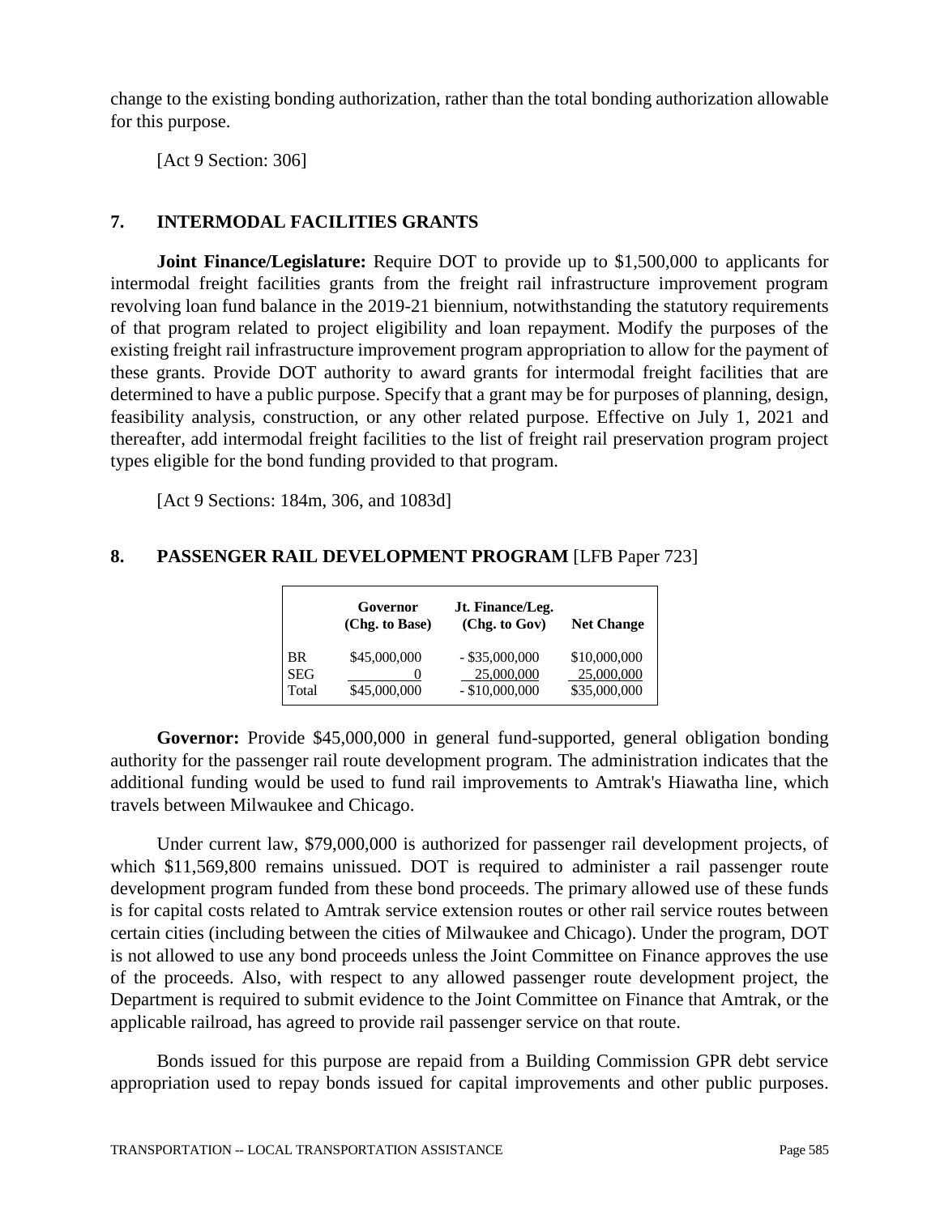change to the existing bonding authorization, rather than the total bonding authorization allowable for this purpose.

[Act 9 Section: 306]

## 7. INTERMODAL FACILITIES GRANTS

**Joint Finance/Legislature:** Require DOT to provide up to $1,500,000 to applicants for intermodal freight facilities grants from the freight rail infrastructure improvement program revolving loan fund balance in the 2019-21 biennium, notwithstanding the statutory requirements of that program related to project eligibility and loan repayment. Modify the purposes of the existing freight rail infrastructure improvement program appropriation to allow for the payment of these grants. Provide DOT authority to award grants for intermodal freight facilities that are determined to have a public purpose. Specify that a grant may be for purposes of planning, design, feasibility analysis, construction, or any other related purpose. Effective on July 1, 2021 and thereafter, add intermodal freight facilities to the list of freight rail preservation program project types eligible for the bond funding provided to that program.

[Act 9 Sections: 184m, 306, and 1083d]

## 8. PASSENGER RAIL DEVELOPMENT PROGRAM [LFB Paper 723]

| | Governor (Chg. to Base) | Jt. Finance/Leg. (Chg. to Gov) | Net Change |
|---|---|---|---|
| BR | $45,000,000 | - $35,000,000 | $10,000,000 |
| SEG | 0 | 25,000,000 | 25,000,000 |
| Total | $45,000,000 | - $10,000,000 | $35,000,000 |

**Governor:** Provide $45,000,000 in general fund-supported, general obligation bonding authority for the passenger rail route development program. The administration indicates that the additional funding would be used to fund rail improvements to Amtrak's Hiawatha line, which travels between Milwaukee and Chicago.

Under current law, $79,000,000 is authorized for passenger rail development projects, of which $11,569,800 remains unissued. DOT is required to administer a rail passenger route development program funded from these bond proceeds. The primary allowed use of these funds is for capital costs related to Amtrak service extension routes or other rail service routes between certain cities (including between the cities of Milwaukee and Chicago). Under the program, DOT is not allowed to use any bond proceeds unless the Joint Committee on Finance approves the use of the proceeds. Also, with respect to any allowed passenger route development project, the Department is required to submit evidence to the Joint Committee on Finance that Amtrak, or the applicable railroad, has agreed to provide rail passenger service on that route.

Bonds issued for this purpose are repaid from a Building Commission GPR debt service appropriation used to repay bonds issued for capital improvements and other public purposes.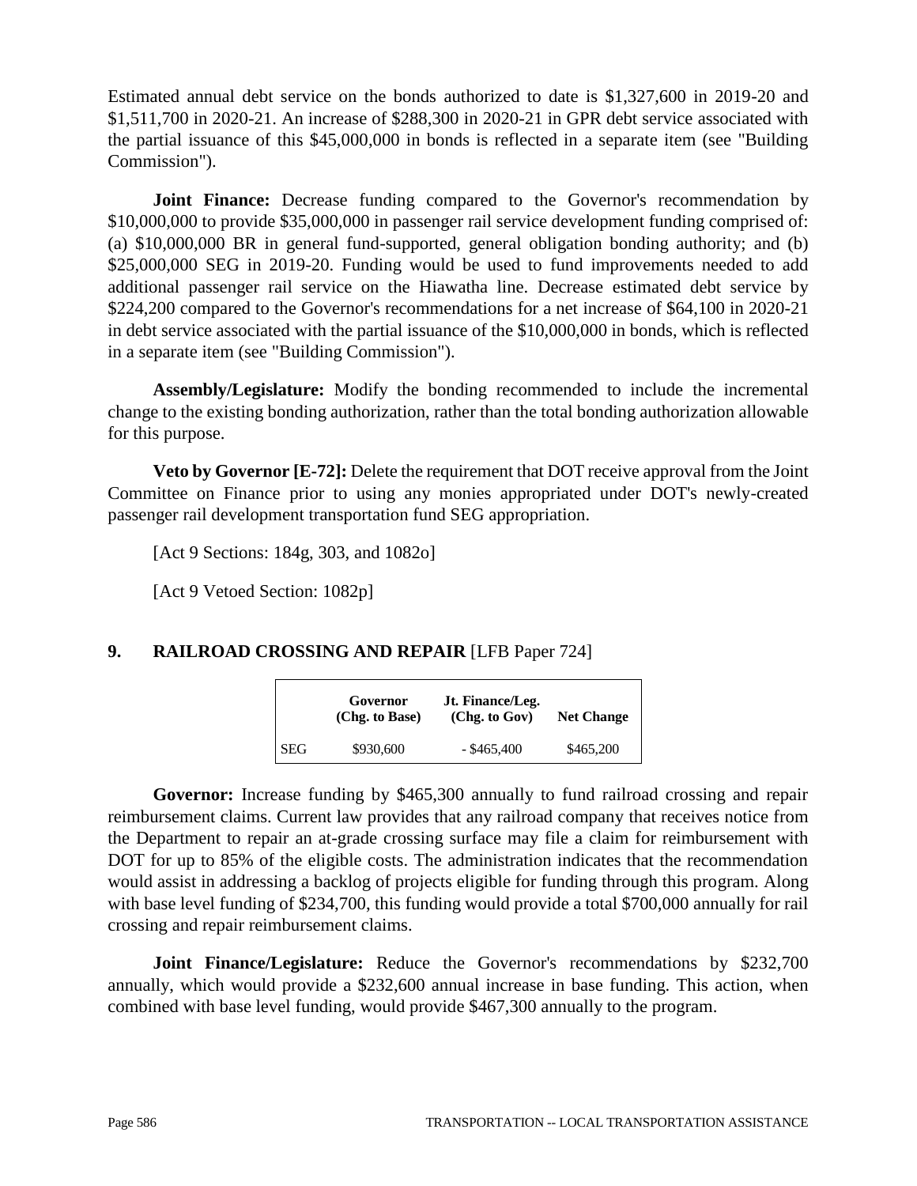Estimated annual debt service on the bonds authorized to date is $1,327,600 in 2019-20 and $1,511,700 in 2020-21. An increase of $288,300 in 2020-21 in GPR debt service associated with the partial issuance of this $45,000,000 in bonds is reflected in a separate item (see "Building Commission").

**Joint Finance:** Decrease funding compared to the Governor's recommendation by $10,000,000 to provide $35,000,000 in passenger rail service development funding comprised of: (a) $10,000,000 BR in general fund-supported, general obligation bonding authority; and (b) $25,000,000 SEG in 2019-20. Funding would be used to fund improvements needed to add additional passenger rail service on the Hiawatha line. Decrease estimated debt service by $224,200 compared to the Governor's recommendations for a net increase of $64,100 in 2020-21 in debt service associated with the partial issuance of the $10,000,000 in bonds, which is reflected in a separate item (see "Building Commission").

**Assembly/Legislature:** Modify the bonding recommended to include the incremental change to the existing bonding authorization, rather than the total bonding authorization allowable for this purpose.

**Veto by Governor [E-72]:** Delete the requirement that DOT receive approval from the Joint Committee on Finance prior to using any monies appropriated under DOT's newly-created passenger rail development transportation fund SEG appropriation.

[Act 9 Sections: 184g, 303, and 1082o]

[Act 9 Vetoed Section: 1082p]

## 9. RAILROAD CROSSING AND REPAIR [LFB Paper 724]

| | Governor (Chg. to Base) | Jt. Finance/Leg. (Chg. to Gov) | Net Change |
|---|---|---|---|
| SEG | $930,600 | - $465,400 | $465,200 |

**Governor:** Increase funding by $465,300 annually to fund railroad crossing and repair reimbursement claims. Current law provides that any railroad company that receives notice from the Department to repair an at-grade crossing surface may file a claim for reimbursement with DOT for up to 85% of the eligible costs. The administration indicates that the recommendation would assist in addressing a backlog of projects eligible for funding through this program. Along with base level funding of $234,700, this funding would provide a total $700,000 annually for rail crossing and repair reimbursement claims.

**Joint Finance/Legislature:** Reduce the Governor's recommendations by $232,700 annually, which would provide a $232,600 annual increase in base funding. This action, when combined with base level funding, would provide $467,300 annually to the program.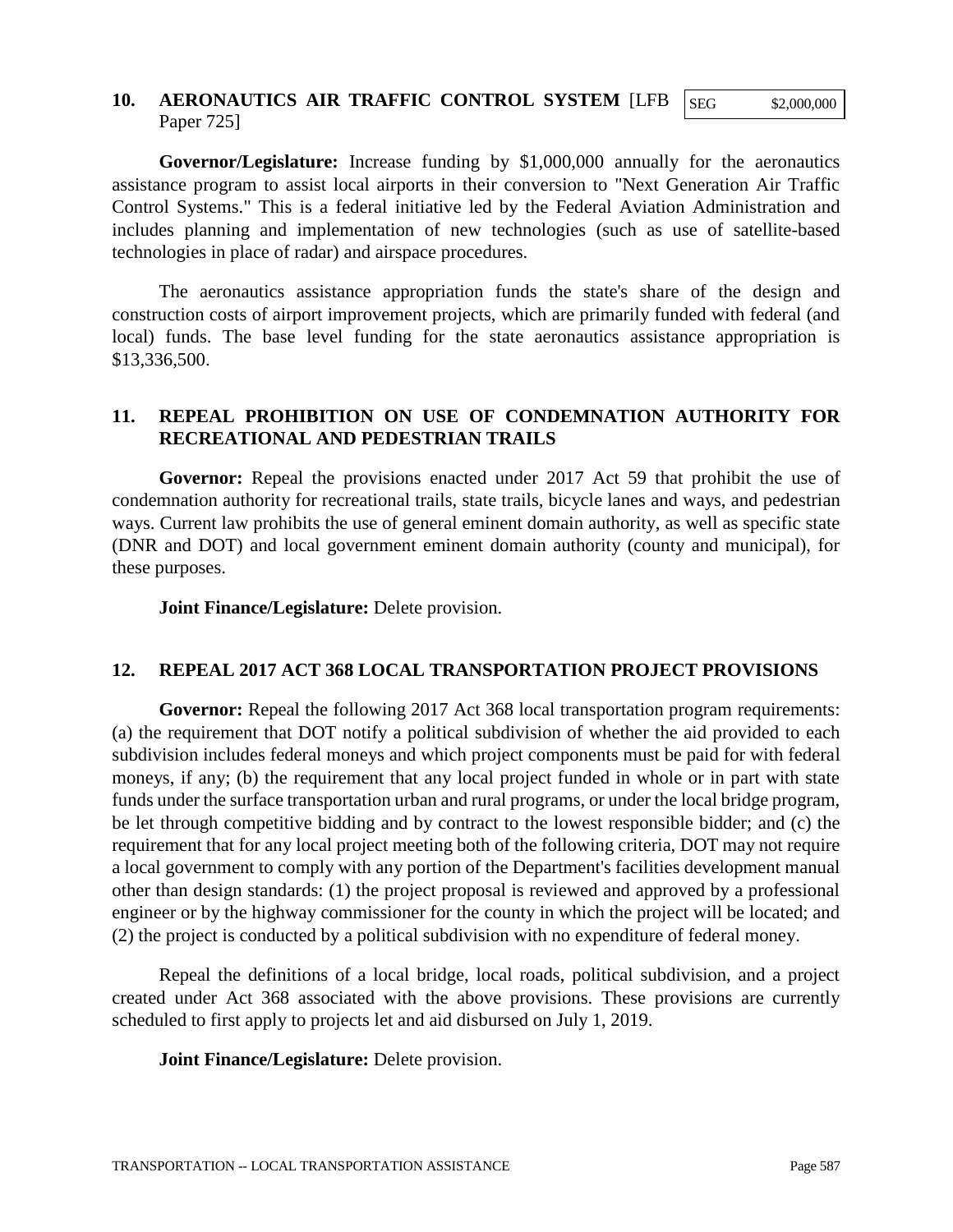**10. AERONAUTICS AIR TRAFFIC CONTROL SYSTEM** [LFB Paper 725]

| SEG | $2,000,000 |
|---|---|

**Governor/Legislature:** Increase funding by $1,000,000 annually for the aeronautics assistance program to assist local airports in their conversion to "Next Generation Air Traffic Control Systems." This is a federal initiative led by the Federal Aviation Administration and includes planning and implementation of new technologies (such as use of satellite-based technologies in place of radar) and airspace procedures.

The aeronautics assistance appropriation funds the state's share of the design and construction costs of airport improvement projects, which are primarily funded with federal (and local) funds. The base level funding for the state aeronautics assistance appropriation is $13,336,500.

**11. REPEAL PROHIBITION ON USE OF CONDEMNATION AUTHORITY FOR RECREATIONAL AND PEDESTRIAN TRAILS**

**Governor:** Repeal the provisions enacted under 2017 Act 59 that prohibit the use of condemnation authority for recreational trails, state trails, bicycle lanes and ways, and pedestrian ways. Current law prohibits the use of general eminent domain authority, as well as specific state (DNR and DOT) and local government eminent domain authority (county and municipal), for these purposes.

**Joint Finance/Legislature:** Delete provision.

**12. REPEAL 2017 ACT 368 LOCAL TRANSPORTATION PROJECT PROVISIONS**

**Governor:** Repeal the following 2017 Act 368 local transportation program requirements: (a) the requirement that DOT notify a political subdivision of whether the aid provided to each subdivision includes federal moneys and which project components must be paid for with federal moneys, if any; (b) the requirement that any local project funded in whole or in part with state funds under the surface transportation urban and rural programs, or under the local bridge program, be let through competitive bidding and by contract to the lowest responsible bidder; and (c) the requirement that for any local project meeting both of the following criteria, DOT may not require a local government to comply with any portion of the Department's facilities development manual other than design standards: (1) the project proposal is reviewed and approved by a professional engineer or by the highway commissioner for the county in which the project will be located; and (2) the project is conducted by a political subdivision with no expenditure of federal money.

Repeal the definitions of a local bridge, local roads, political subdivision, and a project created under Act 368 associated with the above provisions. These provisions are currently scheduled to first apply to projects let and aid disbursed on July 1, 2019.

**Joint Finance/Legislature:** Delete provision.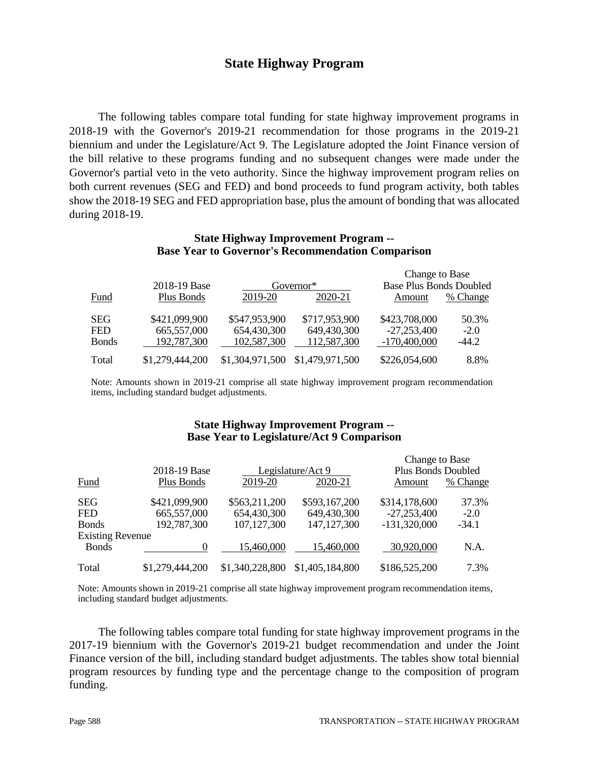## State Highway Program

The following tables compare total funding for state highway improvement programs in 2018-19 with the Governor's 2019-21 recommendation for those programs in the 2019-21 biennium and under the Legislature/Act 9. The Legislature adopted the Joint Finance version of the bill relative to these programs funding and no subsequent changes were made under the Governor's partial veto in the veto authority. Since the highway improvement program relies on both current revenues (SEG and FED) and bond proceeds to fund program activity, both tables show the 2018-19 SEG and FED appropriation base, plus the amount of bonding that was allocated during 2018-19.

**State Highway Improvement Program -- Base Year to Governor's Recommendation Comparison**

| | | Governor* | | Change to Base Base Plus Bonds Doubled | |
|---|---|---|---|---|---|
| Fund | 2018-19 Base Plus Bonds | 2019-20 | 2020-21 | Amount | % Change |
| SEG | $421,099,900 | $547,953,900 | $717,953,900 | $423,708,000 | 50.3% |
| FED | 665,557,000 | 654,430,300 | 649,430,300 | -27,253,400 | -2.0 |
| Bonds | 192,787,300 | 102,587,300 | 112,587,300 | -170,400,000 | -44.2 |
| Total | $1,279,444,200 | $1,304,971,500 | $1,479,971,500 | $226,054,600 | 8.8% |

Note: Amounts shown in 2019-21 comprise all state highway improvement program recommendation items, including standard budget adjustments.

**State Highway Improvement Program -- Base Year to Legislature/Act 9 Comparison**

| | | Legislature/Act 9 | | Change to Base Plus Bonds Doubled | |
|---|---|---|---|---|---|
| Fund | 2018-19 Base Plus Bonds | 2019-20 | 2020-21 | Amount | % Change |
| SEG | $421,099,900 | $563,211,200 | $593,167,200 | $314,178,600 | 37.3% |
| FED | 665,557,000 | 654,430,300 | 649,430,300 | -27,253,400 | -2.0 |
| Bonds | 192,787,300 | 107,127,300 | 147,127,300 | -131,320,000 | -34.1 |
| Existing Revenue Bonds | 0 | 15,460,000 | 15,460,000 | 30,920,000 | N.A. |
| Total | $1,279,444,200 | $1,340,228,800 | $1,405,184,800 | $186,525,200 | 7.3% |

Note: Amounts shown in 2019-21 comprise all state highway improvement program recommendation items, including standard budget adjustments.

The following tables compare total funding for state highway improvement programs in the 2017-19 biennium with the Governor's 2019-21 budget recommendation and under the Joint Finance version of the bill, including standard budget adjustments. The tables show total biennial program resources by funding type and the percentage change to the composition of program funding.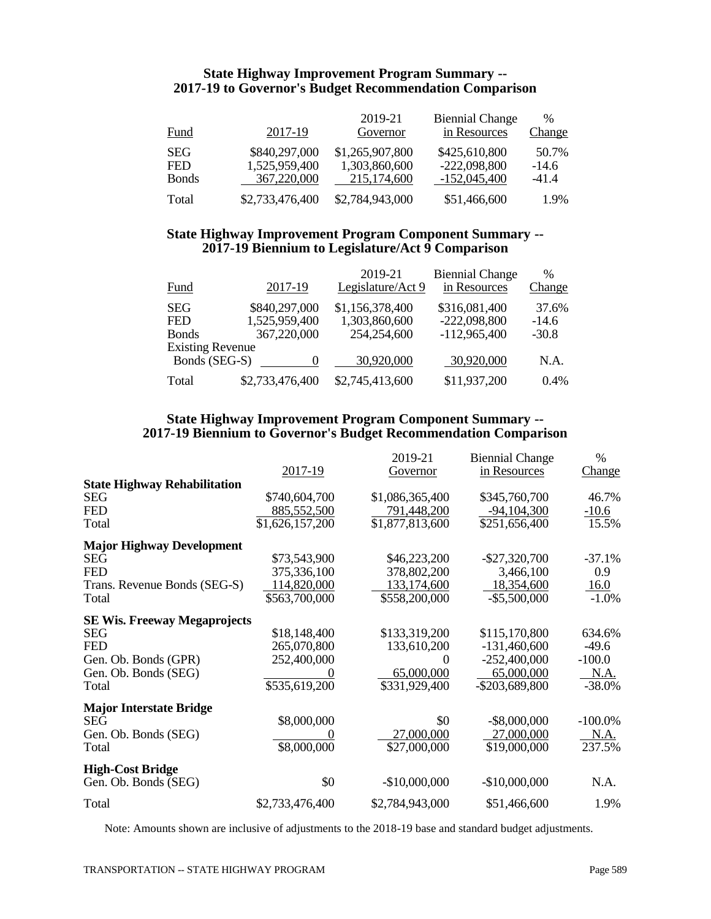### State Highway Improvement Program Summary -- 2017-19 to Governor's Budget Recommendation Comparison

| Fund | 2017-19 | 2019-21 Governor | Biennial Change in Resources | % Change |
|---|---|---|---|---|
| SEG | $840,297,000 | $1,265,907,800 | $425,610,800 | 50.7% |
| FED | 1,525,959,400 | 1,303,860,600 | -222,098,800 | -14.6 |
| Bonds | 367,220,000 | 215,174,600 | -152,045,400 | -41.4 |
| Total | $2,733,476,400 | $2,784,943,000 | $51,466,600 | 1.9% |

### State Highway Improvement Program Component Summary -- 2017-19 Biennium to Legislature/Act 9 Comparison

| Fund | 2017-19 | 2019-21 Legislature/Act 9 | Biennial Change in Resources | % Change |
|---|---|---|---|---|
| SEG | $840,297,000 | $1,156,378,400 | $316,081,400 | 37.6% |
| FED | 1,525,959,400 | 1,303,860,600 | -222,098,800 | -14.6 |
| Bonds | 367,220,000 | 254,254,600 | -112,965,400 | -30.8 |
| Existing Revenue Bonds (SEG-S) | 0 | 30,920,000 | 30,920,000 | N.A. |
| Total | $2,733,476,400 | $2,745,413,600 | $11,937,200 | 0.4% |

### State Highway Improvement Program Component Summary -- 2017-19 Biennium to Governor's Budget Recommendation Comparison

| | 2017-19 | 2019-21 Governor | Biennial Change in Resources | % Change |
|---|---|---|---|---|
| **State Highway Rehabilitation** | | | | |
| SEG | $740,604,700 | $1,086,365,400 | $345,760,700 | 46.7% |
| FED | 885,552,500 | 791,448,200 | -94,104,300 | -10.6 |
| Total | $1,626,157,200 | $1,877,813,600 | $251,656,400 | 15.5% |
| **Major Highway Development** | | | | |
| SEG | $73,543,900 | $46,223,200 | -$27,320,700 | -37.1% |
| FED | 375,336,100 | 378,802,200 | 3,466,100 | 0.9 |
| Trans. Revenue Bonds (SEG-S) | 114,820,000 | 133,174,600 | 18,354,600 | 16.0 |
| Total | $563,700,000 | $558,200,000 | -$5,500,000 | -1.0% |
| **SE Wis. Freeway Megaprojects** | | | | |
| SEG | $18,148,400 | $133,319,200 | $115,170,800 | 634.6% |
| FED | 265,070,800 | 133,610,200 | -131,460,600 | -49.6 |
| Gen. Ob. Bonds (GPR) | 252,400,000 | 0 | -252,400,000 | -100.0 |
| Gen. Ob. Bonds (SEG) | 0 | 65,000,000 | 65,000,000 | N.A. |
| Total | $535,619,200 | $331,929,400 | -$203,689,800 | -38.0% |
| **Major Interstate Bridge** | | | | |
| SEG | $8,000,000 | $0 | -$8,000,000 | -100.0% |
| Gen. Ob. Bonds (SEG) | 0 | 27,000,000 | 27,000,000 | N.A. |
| Total | $8,000,000 | $27,000,000 | $19,000,000 | 237.5% |
| **High-Cost Bridge** | | | | |
| Gen. Ob. Bonds (SEG) | $0 | -$10,000,000 | -$10,000,000 | N.A. |
| Total | $2,733,476,400 | $2,784,943,000 | $51,466,600 | 1.9% |

Note: Amounts shown are inclusive of adjustments to the 2018-19 base and standard budget adjustments.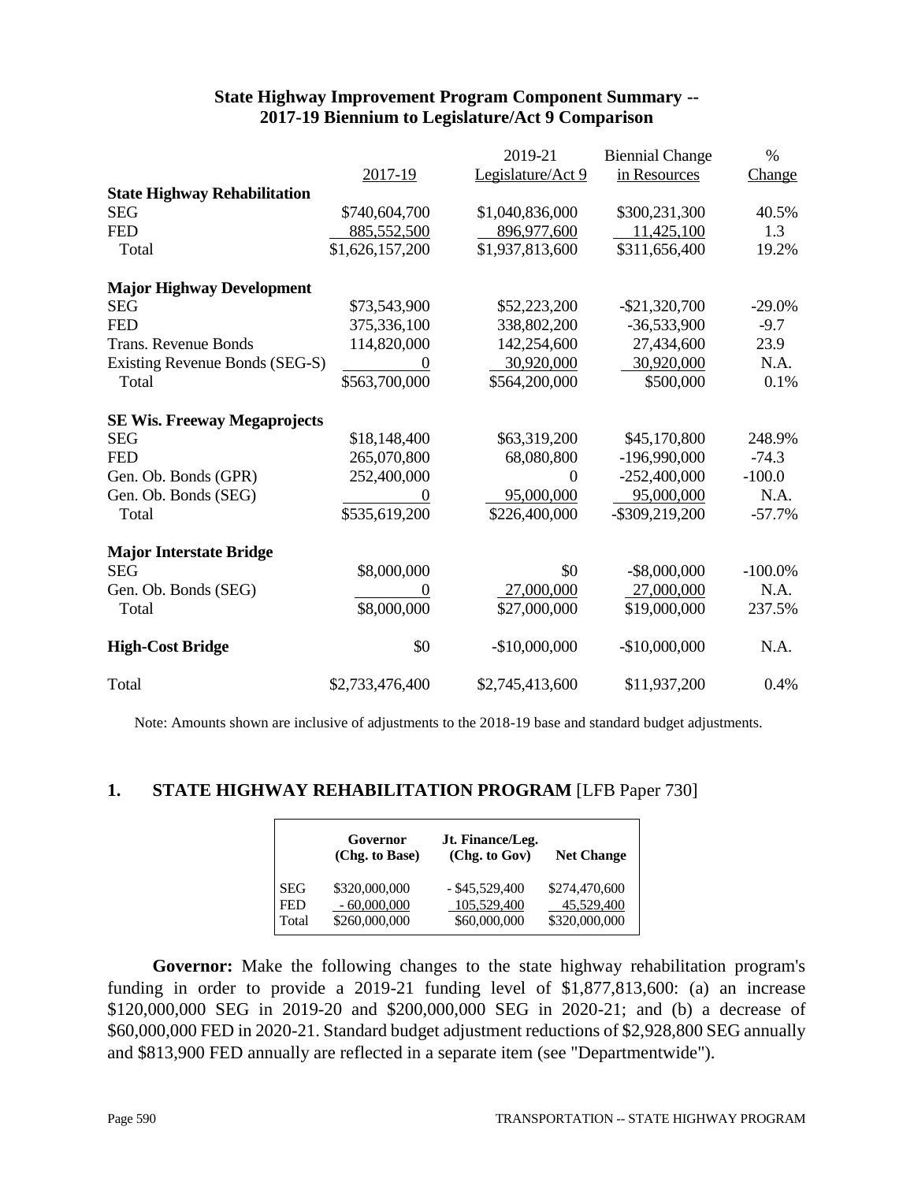**State Highway Improvement Program Component Summary --**
**2017-19 Biennium to Legislature/Act 9 Comparison**

| | 2017-19 | 2019-21 Legislature/Act 9 | Biennial Change in Resources | % Change |
|---|---|---|---|---|
| **State Highway Rehabilitation** | | | | |
| SEG | $740,604,700 | $1,040,836,000 | $300,231,300 | 40.5% |
| FED | 885,552,500 | 896,977,600 | 11,425,100 | 1.3 |
| Total | $1,626,157,200 | $1,937,813,600 | $311,656,400 | 19.2% |
| **Major Highway Development** | | | | |
| SEG | $73,543,900 | $52,223,200 | -$21,320,700 | -29.0% |
| FED | 375,336,100 | 338,802,200 | -36,533,900 | -9.7 |
| Trans. Revenue Bonds | 114,820,000 | 142,254,600 | 27,434,600 | 23.9 |
| Existing Revenue Bonds (SEG-S) | 0 | 30,920,000 | 30,920,000 | N.A. |
| Total | $563,700,000 | $564,200,000 | $500,000 | 0.1% |
| **SE Wis. Freeway Megaprojects** | | | | |
| SEG | $18,148,400 | $63,319,200 | $45,170,800 | 248.9% |
| FED | 265,070,800 | 68,080,800 | -196,990,000 | -74.3 |
| Gen. Ob. Bonds (GPR) | 252,400,000 | 0 | -252,400,000 | -100.0 |
| Gen. Ob. Bonds (SEG) | 0 | 95,000,000 | 95,000,000 | N.A. |
| Total | $535,619,200 | $226,400,000 | -$309,219,200 | -57.7% |
| **Major Interstate Bridge** | | | | |
| SEG | $8,000,000 | $0 | -$8,000,000 | -100.0% |
| Gen. Ob. Bonds (SEG) | 0 | 27,000,000 | 27,000,000 | N.A. |
| Total | $8,000,000 | $27,000,000 | $19,000,000 | 237.5% |
| **High-Cost Bridge** | $0 | -$10,000,000 | -$10,000,000 | N.A. |
| Total | $2,733,476,400 | $2,745,413,600 | $11,937,200 | 0.4% |

Note: Amounts shown are inclusive of adjustments to the 2018-19 base and standard budget adjustments.

## 1. STATE HIGHWAY REHABILITATION PROGRAM [LFB Paper 730]

| | Governor (Chg. to Base) | Jt. Finance/Leg. (Chg. to Gov) | Net Change |
|---|---|---|---|
| SEG | $320,000,000 | - $45,529,400 | $274,470,600 |
| FED | - 60,000,000 | 105,529,400 | 45,529,400 |
| Total | $260,000,000 | $60,000,000 | $320,000,000 |

**Governor:** Make the following changes to the state highway rehabilitation program's funding in order to provide a 2019-21 funding level of $1,877,813,600: (a) an increase $120,000,000 SEG in 2019-20 and $200,000,000 SEG in 2020-21; and (b) a decrease of $60,000,000 FED in 2020-21. Standard budget adjustment reductions of $2,928,800 SEG annually and $813,900 FED annually are reflected in a separate item (see "Departmentwide").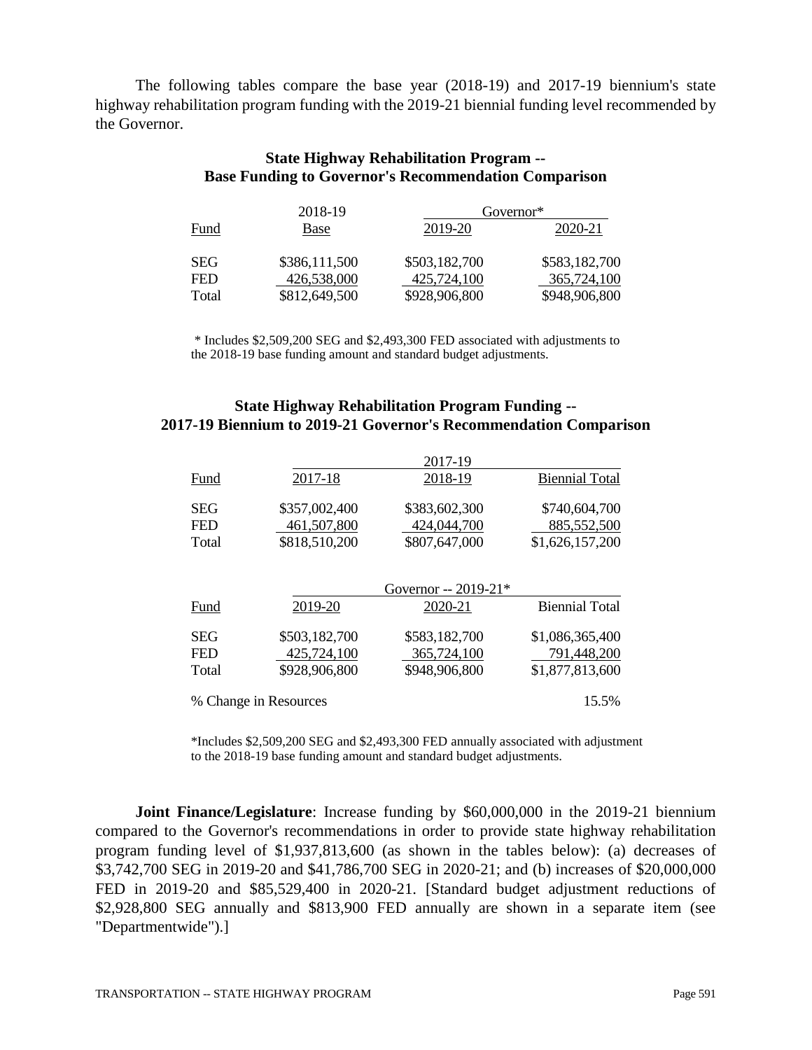The following tables compare the base year (2018-19) and 2017-19 biennium's state highway rehabilitation program funding with the 2019-21 biennial funding level recommended by the Governor.

**State Highway Rehabilitation Program --**
**Base Funding to Governor's Recommendation Comparison**

| | 2018-19 | Governor* | |
|---|---|---|---|
| Fund | Base | 2019-20 | 2020-21 |
| SEG | $386,111,500 | $503,182,700 | $583,182,700 |
| FED | 426,538,000 | 425,724,100 | 365,724,100 |
| Total | $812,649,500 | $928,906,800 | $948,906,800 |

\* Includes $2,509,200 SEG and $2,493,300 FED associated with adjustments to the 2018-19 base funding amount and standard budget adjustments.

**State Highway Rehabilitation Program Funding --**
**2017-19 Biennium to 2019-21 Governor's Recommendation Comparison**

| | 2017-19 | | |
|---|---|---|---|
| Fund | 2017-18 | 2018-19 | Biennial Total |
| SEG | $357,002,400 | $383,602,300 | $740,604,700 |
| FED | 461,507,800 | 424,044,700 | 885,552,500 |
| Total | $818,510,200 | $807,647,000 | $1,626,157,200 |

| | Governor -- 2019-21* | | |
|---|---|---|---|
| Fund | 2019-20 | 2020-21 | Biennial Total |
| SEG | $503,182,700 | $583,182,700 | $1,086,365,400 |
| FED | 425,724,100 | 365,724,100 | 791,448,200 |
| Total | $928,906,800 | $948,906,800 | $1,877,813,600 |
| % Change in Resources | | | 15.5% |

*Includes $2,509,200 SEG and $2,493,300 FED annually associated with adjustment to the 2018-19 base funding amount and standard budget adjustments.

**Joint Finance/Legislature**: Increase funding by $60,000,000 in the 2019-21 biennium compared to the Governor's recommendations in order to provide state highway rehabilitation program funding level of $1,937,813,600 (as shown in the tables below): (a) decreases of $3,742,700 SEG in 2019-20 and $41,786,700 SEG in 2020-21; and (b) increases of $20,000,000 FED in 2019-20 and $85,529,400 in 2020-21. [Standard budget adjustment reductions of $2,928,800 SEG annually and $813,900 FED annually are shown in a separate item (see "Departmentwide").]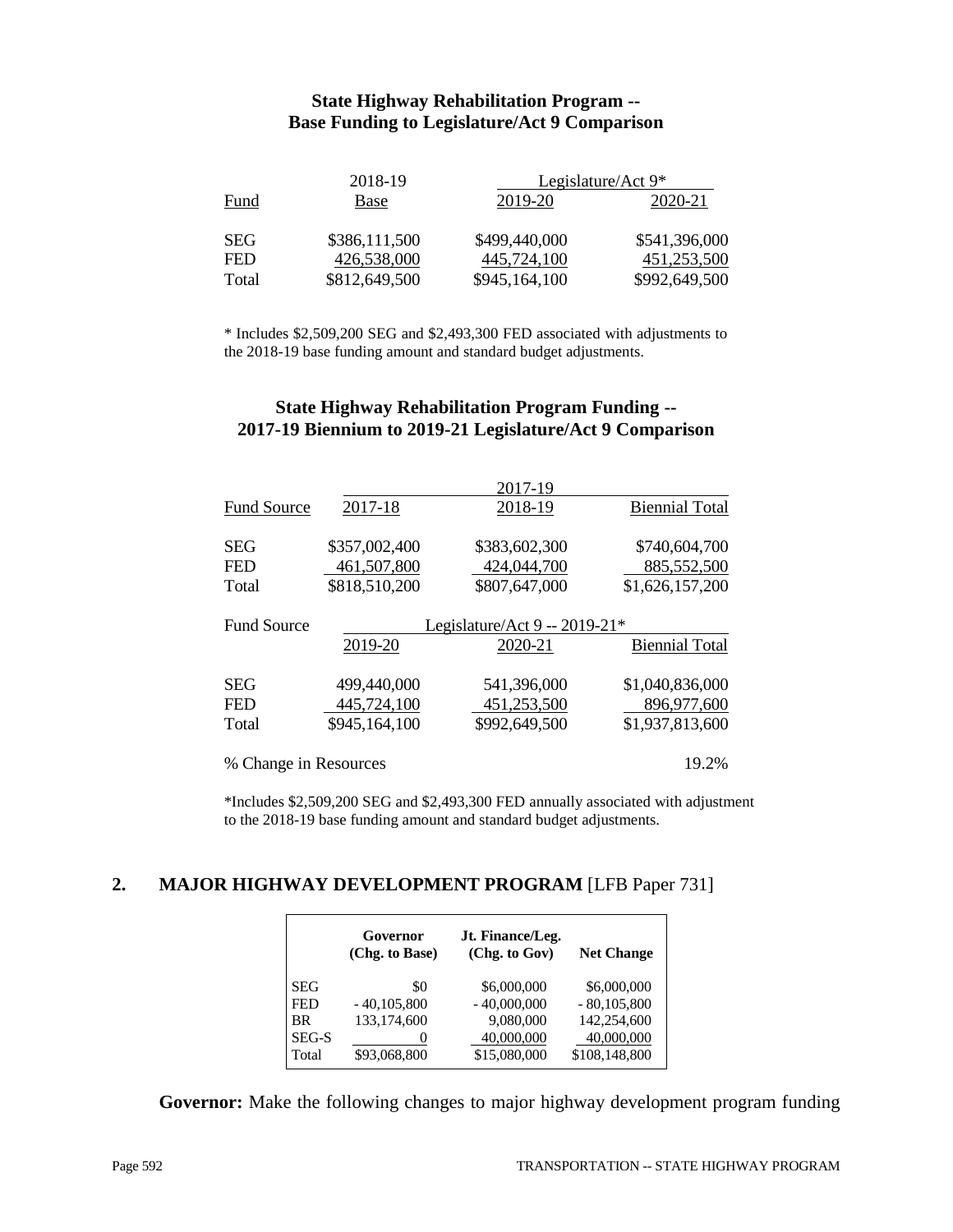### State Highway Rehabilitation Program -- Base Funding to Legislature/Act 9 Comparison

| Fund | 2018-19 Base | Legislature/Act 9* 2019-20 | Legislature/Act 9* 2020-21 |
|---|---|---|---|
| SEG | $386,111,500 | $499,440,000 | $541,396,000 |
| FED | 426,538,000 | 445,724,100 | 451,253,500 |
| Total | $812,649,500 | $945,164,100 | $992,649,500 |

* Includes $2,509,200 SEG and $2,493,300 FED associated with adjustments to the 2018-19 base funding amount and standard budget adjustments.

### State Highway Rehabilitation Program Funding -- 2017-19 Biennium to 2019-21 Legislature/Act 9 Comparison

| Fund Source | 2017-19 | | |
|---|---|---|---|
| | 2017-18 | 2018-19 | Biennial Total |
| SEG | $357,002,400 | $383,602,300 | $740,604,700 |
| FED | 461,507,800 | 424,044,700 | 885,552,500 |
| Total | $818,510,200 | $807,647,000 | $1,626,157,200 |

| Fund Source | Legislature/Act 9 -- 2019-21* | | |
|---|---|---|---|
| | 2019-20 | 2020-21 | Biennial Total |
| SEG | 499,440,000 | 541,396,000 | $1,040,836,000 |
| FED | 445,724,100 | 451,253,500 | 896,977,600 |
| Total | $945,164,100 | $992,649,500 | $1,937,813,600 |
| % Change in Resources | | | 19.2% |

*Includes $2,509,200 SEG and $2,493,300 FED annually associated with adjustment to the 2018-19 base funding amount and standard budget adjustments.

## 2. MAJOR HIGHWAY DEVELOPMENT PROGRAM [LFB Paper 731]

| | Governor (Chg. to Base) | Jt. Finance/Leg. (Chg. to Gov) | Net Change |
|---|---|---|---|
| SEG | $0 | $6,000,000 | $6,000,000 |
| FED | - 40,105,800 | - 40,000,000 | - 80,105,800 |
| BR | 133,174,600 | 9,080,000 | 142,254,600 |
| SEG-S | 0 | 40,000,000 | 40,000,000 |
| Total | $93,068,800 | $15,080,000 | $108,148,800 |

**Governor:** Make the following changes to major highway development program funding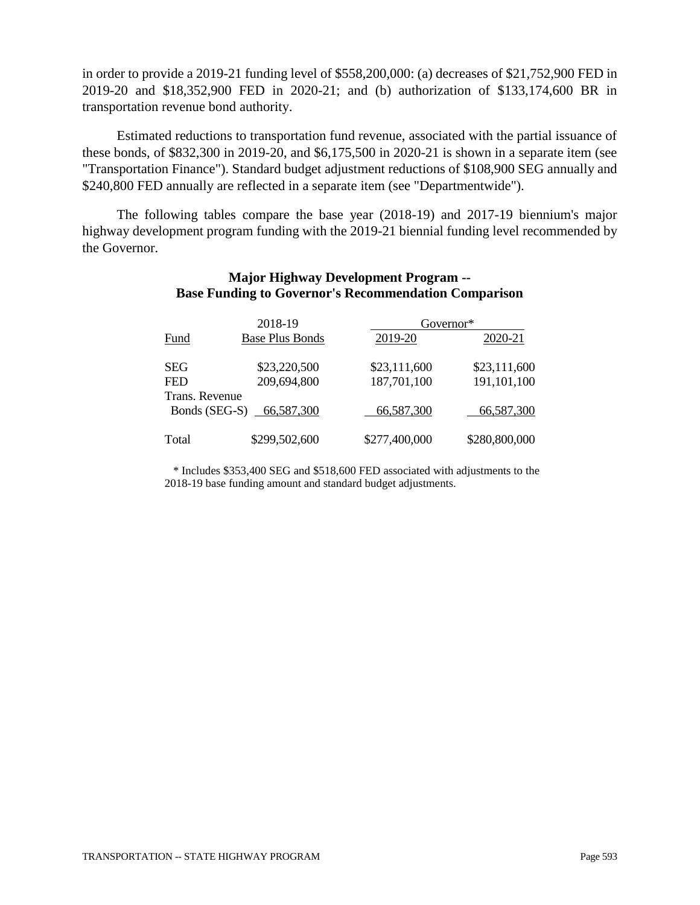in order to provide a 2019-21 funding level of $558,200,000: (a) decreases of $21,752,900 FED in 2019-20 and $18,352,900 FED in 2020-21; and (b) authorization of $133,174,600 BR in transportation revenue bond authority.

Estimated reductions to transportation fund revenue, associated with the partial issuance of these bonds, of $832,300 in 2019-20, and $6,175,500 in 2020-21 is shown in a separate item (see "Transportation Finance"). Standard budget adjustment reductions of $108,900 SEG annually and $240,800 FED annually are reflected in a separate item (see "Departmentwide").

The following tables compare the base year (2018-19) and 2017-19 biennium's major highway development program funding with the 2019-21 biennial funding level recommended by the Governor.

**Major Highway Development Program -- Base Funding to Governor's Recommendation Comparison**

| Fund | 2018-19 Base Plus Bonds | Governor* 2019-20 | Governor* 2020-21 |
|---|---|---|---|
| SEG | $23,220,500 | $23,111,600 | $23,111,600 |
| FED | 209,694,800 | 187,701,100 | 191,101,100 |
| Trans. Revenue Bonds (SEG-S) | 66,587,300 | 66,587,300 | 66,587,300 |
| Total | $299,502,600 | $277,400,000 | $280,800,000 |

\* Includes $353,400 SEG and $518,600 FED associated with adjustments to the 2018-19 base funding amount and standard budget adjustments.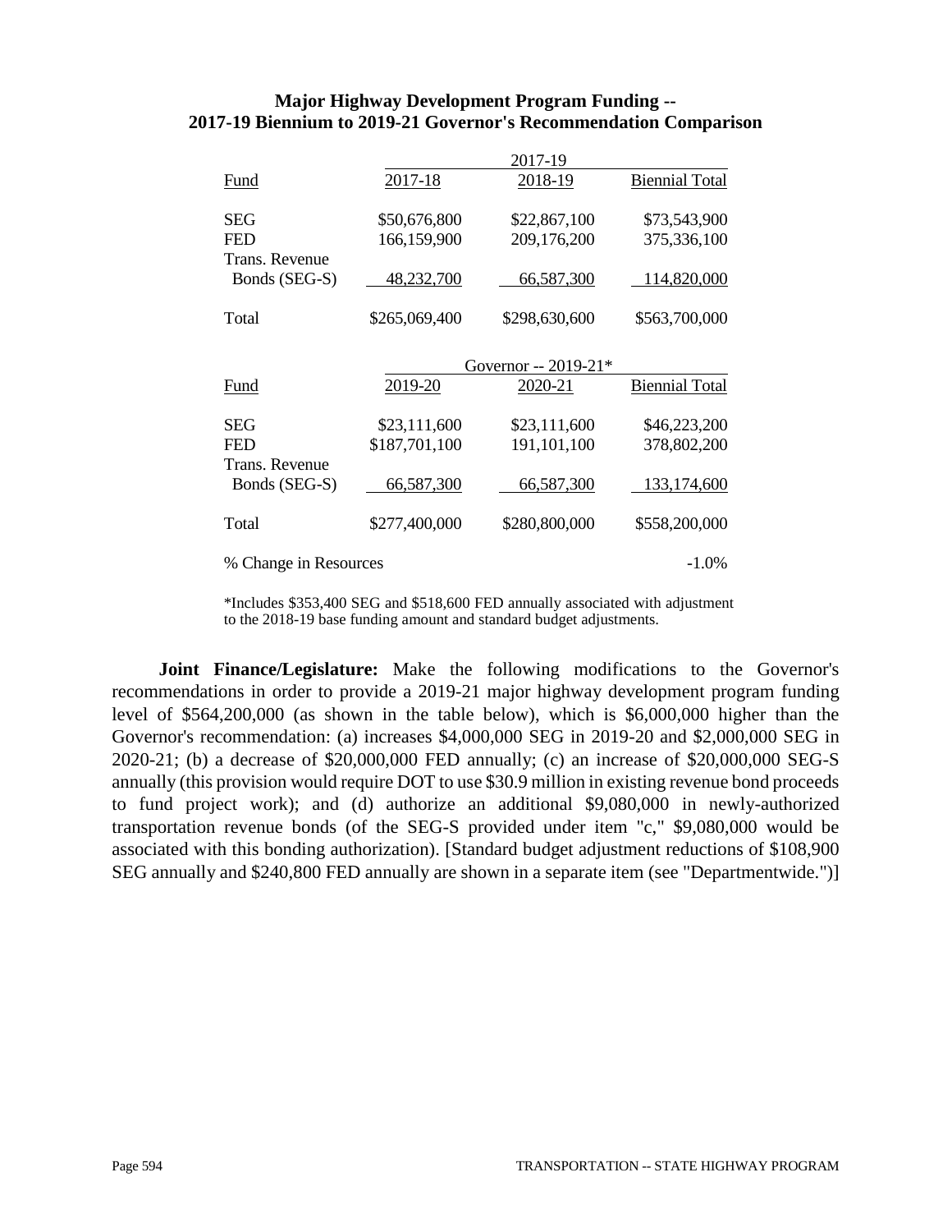**Major Highway Development Program Funding --**
**2017-19 Biennium to 2019-21 Governor's Recommendation Comparison**

| | 2017-19 | | |
|---|---|---|---|
| Fund | 2017-18 | 2018-19 | Biennial Total |
| SEG | $50,676,800 | $22,867,100 | $73,543,900 |
| FED | 166,159,900 | 209,176,200 | 375,336,100 |
| Trans. Revenue Bonds (SEG-S) | 48,232,700 | 66,587,300 | 114,820,000 |
| Total | $265,069,400 | $298,630,600 | $563,700,000 |

| | Governor -- 2019-21* | | |
|---|---|---|---|
| Fund | 2019-20 | 2020-21 | Biennial Total |
| SEG | $23,111,600 | $23,111,600 | $46,223,200 |
| FED | $187,701,100 | 191,101,100 | 378,802,200 |
| Trans. Revenue Bonds (SEG-S) | 66,587,300 | 66,587,300 | 133,174,600 |
| Total | $277,400,000 | $280,800,000 | $558,200,000 |
| % Change in Resources | | | -1.0% |

*Includes $353,400 SEG and $518,600 FED annually associated with adjustment to the 2018-19 base funding amount and standard budget adjustments.

**Joint Finance/Legislature:** Make the following modifications to the Governor's recommendations in order to provide a 2019-21 major highway development program funding level of $564,200,000 (as shown in the table below), which is $6,000,000 higher than the Governor's recommendation: (a) increases $4,000,000 SEG in 2019-20 and $2,000,000 SEG in 2020-21; (b) a decrease of $20,000,000 FED annually; (c) an increase of $20,000,000 SEG-S annually (this provision would require DOT to use $30.9 million in existing revenue bond proceeds to fund project work); and (d) authorize an additional $9,080,000 in newly-authorized transportation revenue bonds (of the SEG-S provided under item "c," $9,080,000 would be associated with this bonding authorization). [Standard budget adjustment reductions of $108,900 SEG annually and $240,800 FED annually are shown in a separate item (see "Departmentwide.")]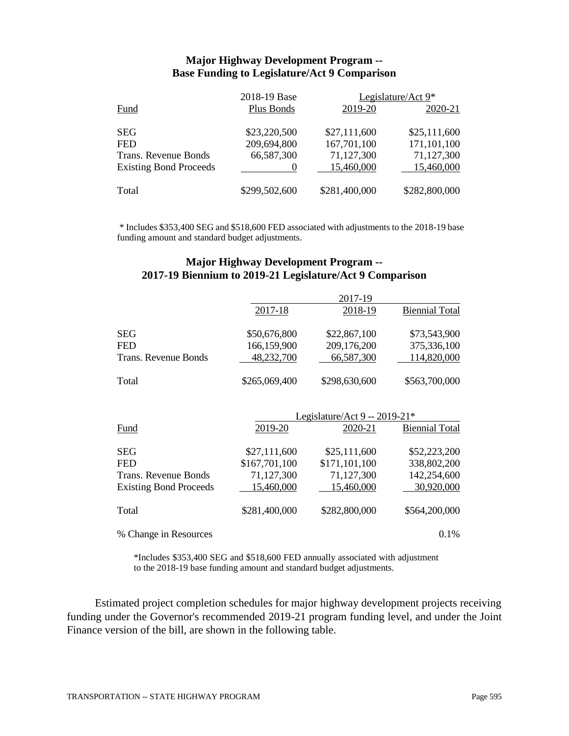## Major Highway Development Program -- Base Funding to Legislature/Act 9 Comparison

| Fund | 2018-19 Base Plus Bonds | Legislature/Act 9* 2019-20 | 2020-21 |
|---|---|---|---|
| SEG | $23,220,500 | $27,111,600 | $25,111,600 |
| FED | 209,694,800 | 167,701,100 | 171,101,100 |
| Trans. Revenue Bonds | 66,587,300 | 71,127,300 | 71,127,300 |
| Existing Bond Proceeds | 0 | 15,460,000 | 15,460,000 |
| Total | $299,502,600 | $281,400,000 | $282,800,000 |

\* Includes $353,400 SEG and $518,600 FED associated with adjustments to the 2018-19 base funding amount and standard budget adjustments.

## Major Highway Development Program -- 2017-19 Biennium to 2019-21 Legislature/Act 9 Comparison

| | 2017-19 | | |
|---|---|---|---|
| | 2017-18 | 2018-19 | Biennial Total |
| SEG | $50,676,800 | $22,867,100 | $73,543,900 |
| FED | 166,159,900 | 209,176,200 | 375,336,100 |
| Trans. Revenue Bonds | 48,232,700 | 66,587,300 | 114,820,000 |
| Total | $265,069,400 | $298,630,600 | $563,700,000 |

| | Legislature/Act 9 -- 2019-21* | | |
|---|---|---|---|
| Fund | 2019-20 | 2020-21 | Biennial Total |
| SEG | $27,111,600 | $25,111,600 | $52,223,200 |
| FED | $167,701,100 | $171,101,100 | 338,802,200 |
| Trans. Revenue Bonds | 71,127,300 | 71,127,300 | 142,254,600 |
| Existing Bond Proceeds | 15,460,000 | 15,460,000 | 30,920,000 |
| Total | $281,400,000 | $282,800,000 | $564,200,000 |
| % Change in Resources | | | 0.1% |

*Includes $353,400 SEG and $518,600 FED annually associated with adjustment to the 2018-19 base funding amount and standard budget adjustments.

Estimated project completion schedules for major highway development projects receiving funding under the Governor's recommended 2019-21 program funding level, and under the Joint Finance version of the bill, are shown in the following table.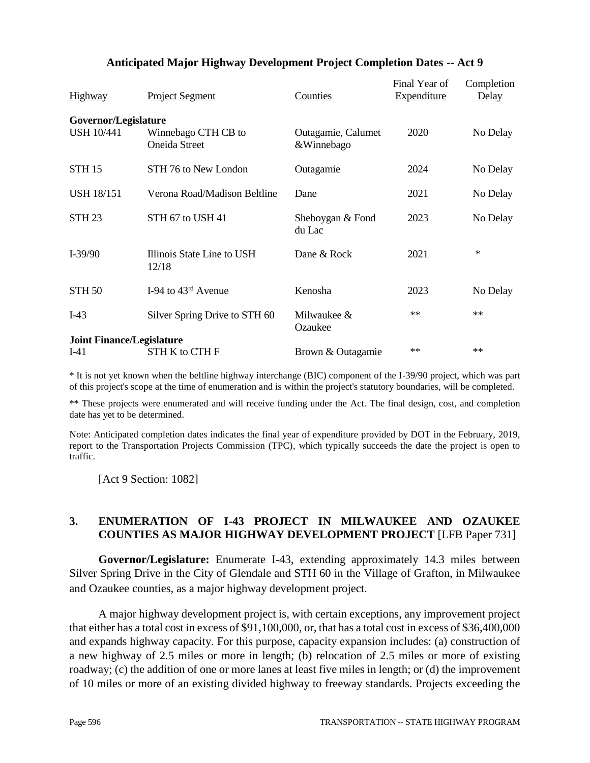### Anticipated Major Highway Development Project Completion Dates -- Act 9

| Highway | Project Segment | Counties | Final Year of Expenditure | Completion Delay |
|---|---|---|---|---|
| **Governor/Legislature** | | | | |
| USH 10/441 | Winnebago CTH CB to Oneida Street | Outagamie, Calumet &Winnebago | 2020 | No Delay |
| STH 15 | STH 76 to New London | Outagamie | 2024 | No Delay |
| USH 18/151 | Verona Road/Madison Beltline | Dane | 2021 | No Delay |
| STH 23 | STH 67 to USH 41 | Sheboygan & Fond du Lac | 2023 | No Delay |
| I-39/90 | Illinois State Line to USH 12/18 | Dane & Rock | 2021 | * |
| STH 50 | I-94 to 43rd Avenue | Kenosha | 2023 | No Delay |
| I-43 | Silver Spring Drive to STH 60 | Milwaukee & Ozaukee | ** | ** |
| **Joint Finance/Legislature** | | | | |
| I-41 | STH K to CTH F | Brown & Outagamie | ** | ** |

* It is not yet known when the beltline highway interchange (BIC) component of the I-39/90 project, which was part of this project's scope at the time of enumeration and is within the project's statutory boundaries, will be completed.

** These projects were enumerated and will receive funding under the Act. The final design, cost, and completion date has yet to be determined.

Note: Anticipated completion dates indicates the final year of expenditure provided by DOT in the February, 2019, report to the Transportation Projects Commission (TPC), which typically succeeds the date the project is open to traffic.

[Act 9 Section: 1082]

## 3. ENUMERATION OF I-43 PROJECT IN MILWAUKEE AND OZAUKEE COUNTIES AS MAJOR HIGHWAY DEVELOPMENT PROJECT [LFB Paper 731]

**Governor/Legislature:** Enumerate I-43, extending approximately 14.3 miles between Silver Spring Drive in the City of Glendale and STH 60 in the Village of Grafton, in Milwaukee and Ozaukee counties, as a major highway development project.

A major highway development project is, with certain exceptions, any improvement project that either has a total cost in excess of $91,100,000, or, that has a total cost in excess of $36,400,000 and expands highway capacity. For this purpose, capacity expansion includes: (a) construction of a new highway of 2.5 miles or more in length; (b) relocation of 2.5 miles or more of existing roadway; (c) the addition of one or more lanes at least five miles in length; or (d) the improvement of 10 miles or more of an existing divided highway to freeway standards. Projects exceeding the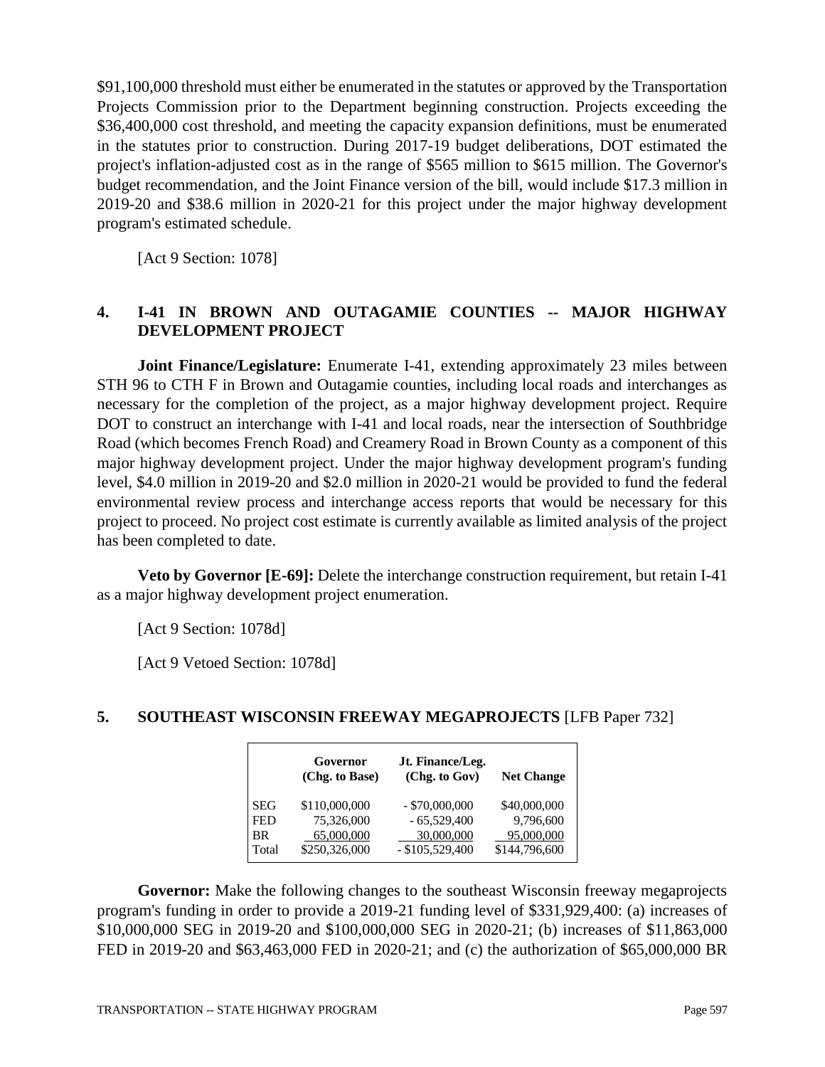$91,100,000 threshold must either be enumerated in the statutes or approved by the Transportation Projects Commission prior to the Department beginning construction. Projects exceeding the $36,400,000 cost threshold, and meeting the capacity expansion definitions, must be enumerated in the statutes prior to construction. During 2017-19 budget deliberations, DOT estimated the project's inflation-adjusted cost as in the range of $565 million to $615 million. The Governor's budget recommendation, and the Joint Finance version of the bill, would include $17.3 million in 2019-20 and $38.6 million in 2020-21 for this project under the major highway development program's estimated schedule.

[Act 9 Section: 1078]

## 4. I-41 IN BROWN AND OUTAGAMIE COUNTIES -- MAJOR HIGHWAY DEVELOPMENT PROJECT

**Joint Finance/Legislature:** Enumerate I-41, extending approximately 23 miles between STH 96 to CTH F in Brown and Outagamie counties, including local roads and interchanges as necessary for the completion of the project, as a major highway development project. Require DOT to construct an interchange with I-41 and local roads, near the intersection of Southbridge Road (which becomes French Road) and Creamery Road in Brown County as a component of this major highway development project. Under the major highway development program's funding level, $4.0 million in 2019-20 and $2.0 million in 2020-21 would be provided to fund the federal environmental review process and interchange access reports that would be necessary for this project to proceed. No project cost estimate is currently available as limited analysis of the project has been completed to date.

**Veto by Governor [E-69]:** Delete the interchange construction requirement, but retain I-41 as a major highway development project enumeration.

[Act 9 Section: 1078d]

[Act 9 Vetoed Section: 1078d]

## 5. SOUTHEAST WISCONSIN FREEWAY MEGAPROJECTS [LFB Paper 732]

| | Governor (Chg. to Base) | Jt. Finance/Leg. (Chg. to Gov) | Net Change |
|---|---|---|---|
| SEG | $110,000,000 | - $70,000,000 | $40,000,000 |
| FED | 75,326,000 | - 65,529,400 | 9,796,600 |
| BR | 65,000,000 | 30,000,000 | 95,000,000 |
| Total | $250,326,000 | - $105,529,400 | $144,796,600 |

**Governor:** Make the following changes to the southeast Wisconsin freeway megaprojects program's funding in order to provide a 2019-21 funding level of $331,929,400: (a) increases of $10,000,000 SEG in 2019-20 and $100,000,000 SEG in 2020-21; (b) increases of $11,863,000 FED in 2019-20 and $63,463,000 FED in 2020-21; and (c) the authorization of $65,000,000 BR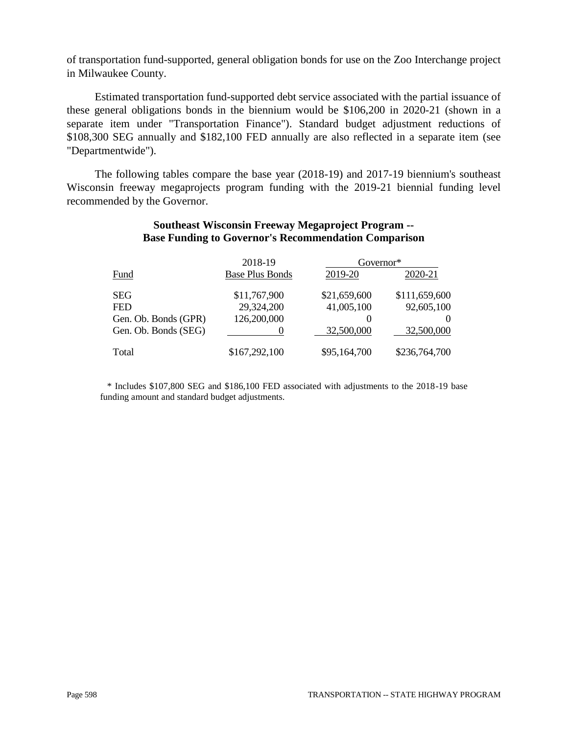of transportation fund-supported, general obligation bonds for use on the Zoo Interchange project in Milwaukee County.

Estimated transportation fund-supported debt service associated with the partial issuance of these general obligations bonds in the biennium would be $106,200 in 2020-21 (shown in a separate item under "Transportation Finance"). Standard budget adjustment reductions of $108,300 SEG annually and $182,100 FED annually are also reflected in a separate item (see "Departmentwide").

The following tables compare the base year (2018-19) and 2017-19 biennium's southeast Wisconsin freeway megaprojects program funding with the 2019-21 biennial funding level recommended by the Governor.

**Southeast Wisconsin Freeway Megaproject Program -- Base Funding to Governor's Recommendation Comparison**

| | 2018-19 | Governor* | |
|---|---|---|---|
| Fund | Base Plus Bonds | 2019-20 | 2020-21 |
| SEG | $11,767,900 | $21,659,600 | $111,659,600 |
| FED | 29,324,200 | 41,005,100 | 92,605,100 |
| Gen. Ob. Bonds (GPR) | 126,200,000 | 0 | 0 |
| Gen. Ob. Bonds (SEG) | 0 | 32,500,000 | 32,500,000 |
| Total | $167,292,100 | $95,164,700 | $236,764,700 |

* Includes $107,800 SEG and $186,100 FED associated with adjustments to the 2018-19 base funding amount and standard budget adjustments.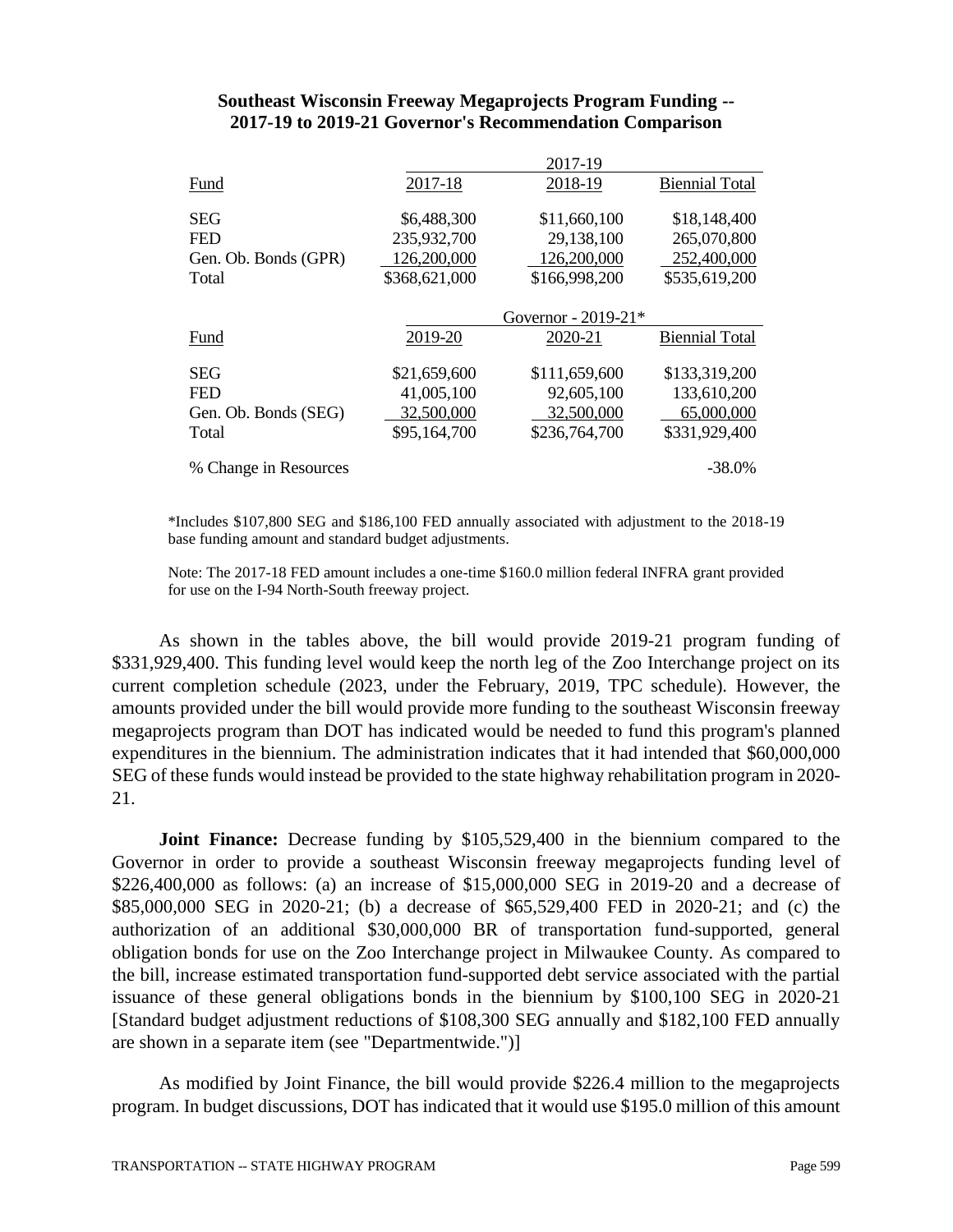**Southeast Wisconsin Freeway Megaprojects Program Funding -- 2017-19 to 2019-21 Governor's Recommendation Comparison**

| | 2017-19 | | |
|---|---|---|---|
| Fund | 2017-18 | 2018-19 | Biennial Total |
| SEG | $6,488,300 | $11,660,100 | $18,148,400 |
| FED | 235,932,700 | 29,138,100 | 265,070,800 |
| Gen. Ob. Bonds (GPR) | 126,200,000 | 126,200,000 | 252,400,000 |
| Total | $368,621,000 | $166,998,200 | $535,619,200 |
| | Governor - 2019-21* | | |
| Fund | 2019-20 | 2020-21 | Biennial Total |
| SEG | $21,659,600 | $111,659,600 | $133,319,200 |
| FED | 41,005,100 | 92,605,100 | 133,610,200 |
| Gen. Ob. Bonds (SEG) | 32,500,000 | 32,500,000 | 65,000,000 |
| Total | $95,164,700 | $236,764,700 | $331,929,400 |
| % Change in Resources | | | -38.0% |

*Includes $107,800 SEG and $186,100 FED annually associated with adjustment to the 2018-19 base funding amount and standard budget adjustments.

Note: The 2017-18 FED amount includes a one-time $160.0 million federal INFRA grant provided for use on the I-94 North-South freeway project.

As shown in the tables above, the bill would provide 2019-21 program funding of $331,929,400. This funding level would keep the north leg of the Zoo Interchange project on its current completion schedule (2023, under the February, 2019, TPC schedule). However, the amounts provided under the bill would provide more funding to the southeast Wisconsin freeway megaprojects program than DOT has indicated would be needed to fund this program's planned expenditures in the biennium. The administration indicates that it had intended that $60,000,000 SEG of these funds would instead be provided to the state highway rehabilitation program in 2020-21.

**Joint Finance:** Decrease funding by $105,529,400 in the biennium compared to the Governor in order to provide a southeast Wisconsin freeway megaprojects funding level of $226,400,000 as follows: (a) an increase of $15,000,000 SEG in 2019-20 and a decrease of $85,000,000 SEG in 2020-21; (b) a decrease of $65,529,400 FED in 2020-21; and (c) the authorization of an additional $30,000,000 BR of transportation fund-supported, general obligation bonds for use on the Zoo Interchange project in Milwaukee County. As compared to the bill, increase estimated transportation fund-supported debt service associated with the partial issuance of these general obligations bonds in the biennium by $100,100 SEG in 2020-21 [Standard budget adjustment reductions of $108,300 SEG annually and $182,100 FED annually are shown in a separate item (see "Departmentwide.")]

As modified by Joint Finance, the bill would provide $226.4 million to the megaprojects program. In budget discussions, DOT has indicated that it would use $195.0 million of this amount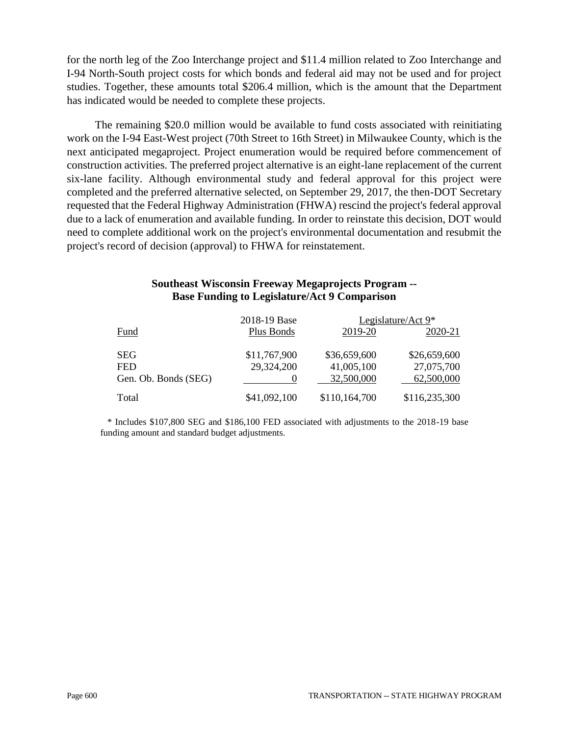for the north leg of the Zoo Interchange project and $11.4 million related to Zoo Interchange and I-94 North-South project costs for which bonds and federal aid may not be used and for project studies. Together, these amounts total $206.4 million, which is the amount that the Department has indicated would be needed to complete these projects.

The remaining $20.0 million would be available to fund costs associated with reinitiating work on the I-94 East-West project (70th Street to 16th Street) in Milwaukee County, which is the next anticipated megaproject. Project enumeration would be required before commencement of construction activities. The preferred project alternative is an eight-lane replacement of the current six-lane facility. Although environmental study and federal approval for this project were completed and the preferred alternative selected, on September 29, 2017, the then-DOT Secretary requested that the Federal Highway Administration (FHWA) rescind the project's federal approval due to a lack of enumeration and available funding. In order to reinstate this decision, DOT would need to complete additional work on the project's environmental documentation and resubmit the project's record of decision (approval) to FHWA for reinstatement.

**Southeast Wisconsin Freeway Megaprojects Program -- Base Funding to Legislature/Act 9 Comparison**

| Fund | 2018-19 Base Plus Bonds | Legislature/Act 9* 2019-20 | Legislature/Act 9* 2020-21 |
|---|---|---|---|
| SEG | $11,767,900 | $36,659,600 | $26,659,600 |
| FED | 29,324,200 | 41,005,100 | 27,075,700 |
| Gen. Ob. Bonds (SEG) | 0 | 32,500,000 | 62,500,000 |
| Total | $41,092,100 | $110,164,700 | $116,235,300 |

\* Includes $107,800 SEG and $186,100 FED associated with adjustments to the 2018-19 base funding amount and standard budget adjustments.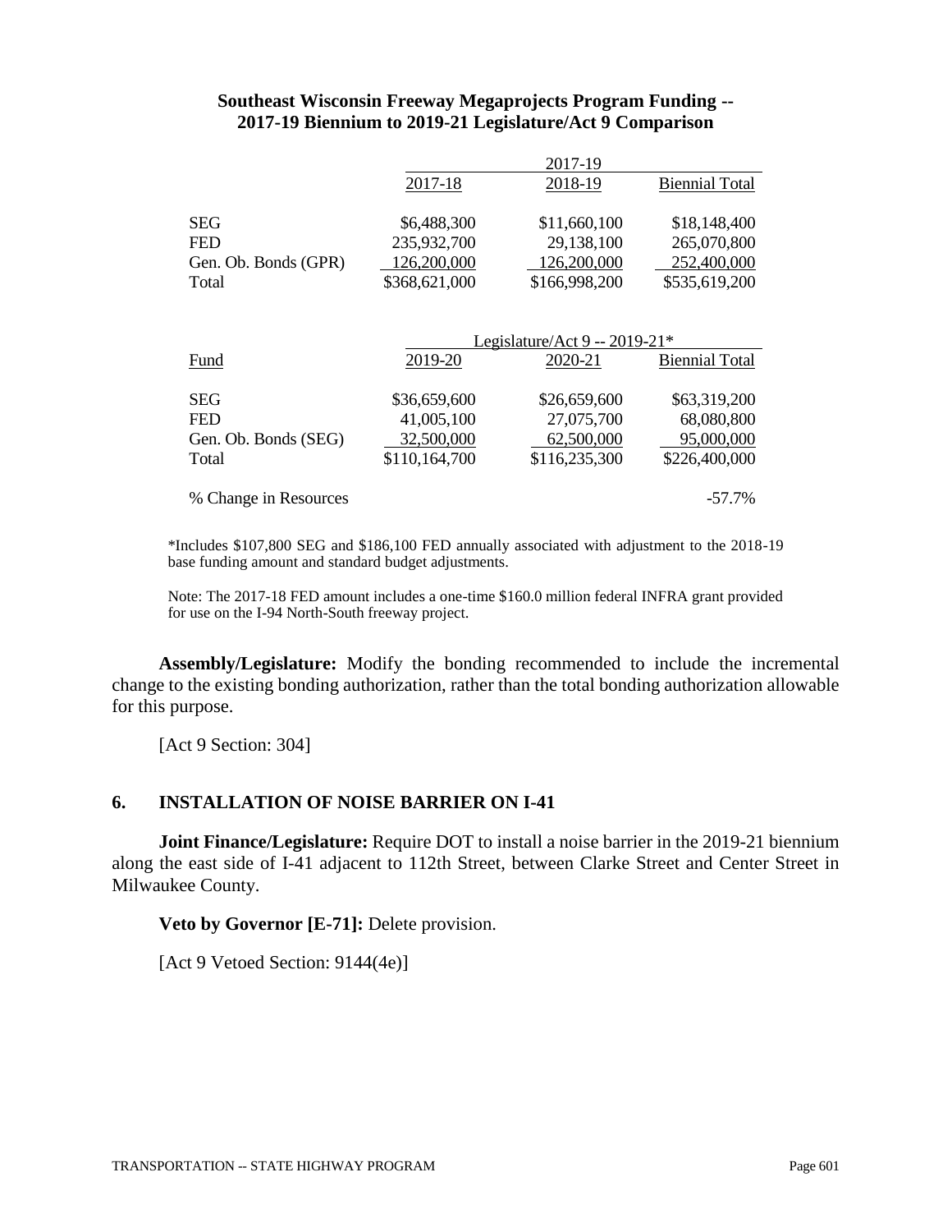**Southeast Wisconsin Freeway Megaprojects Program Funding -- 2017-19 Biennium to 2019-21 Legislature/Act 9 Comparison**

| | 2017-19 | | |
|---|---|---|---|
| | 2017-18 | 2018-19 | Biennial Total |
| SEG | $6,488,300 | $11,660,100 | $18,148,400 |
| FED | 235,932,700 | 29,138,100 | 265,070,800 |
| Gen. Ob. Bonds (GPR) | 126,200,000 | 126,200,000 | 252,400,000 |
| Total | $368,621,000 | $166,998,200 | $535,619,200 |

| | Legislature/Act 9 -- 2019-21* | | |
|---|---|---|---|
| Fund | 2019-20 | 2020-21 | Biennial Total |
| SEG | $36,659,600 | $26,659,600 | $63,319,200 |
| FED | 41,005,100 | 27,075,700 | 68,080,800 |
| Gen. Ob. Bonds (SEG) | 32,500,000 | 62,500,000 | 95,000,000 |
| Total | $110,164,700 | $116,235,300 | $226,400,000 |
| % Change in Resources | | | -57.7% |

*Includes $107,800 SEG and $186,100 FED annually associated with adjustment to the 2018-19 base funding amount and standard budget adjustments.

Note: The 2017-18 FED amount includes a one-time $160.0 million federal INFRA grant provided for use on the I-94 North-South freeway project.

**Assembly/Legislature:** Modify the bonding recommended to include the incremental change to the existing bonding authorization, rather than the total bonding authorization allowable for this purpose.

[Act 9 Section: 304]

## 6. INSTALLATION OF NOISE BARRIER ON I-41

**Joint Finance/Legislature:** Require DOT to install a noise barrier in the 2019-21 biennium along the east side of I-41 adjacent to 112th Street, between Clarke Street and Center Street in Milwaukee County.

**Veto by Governor [E-71]:** Delete provision.

[Act 9 Vetoed Section: 9144(4e)]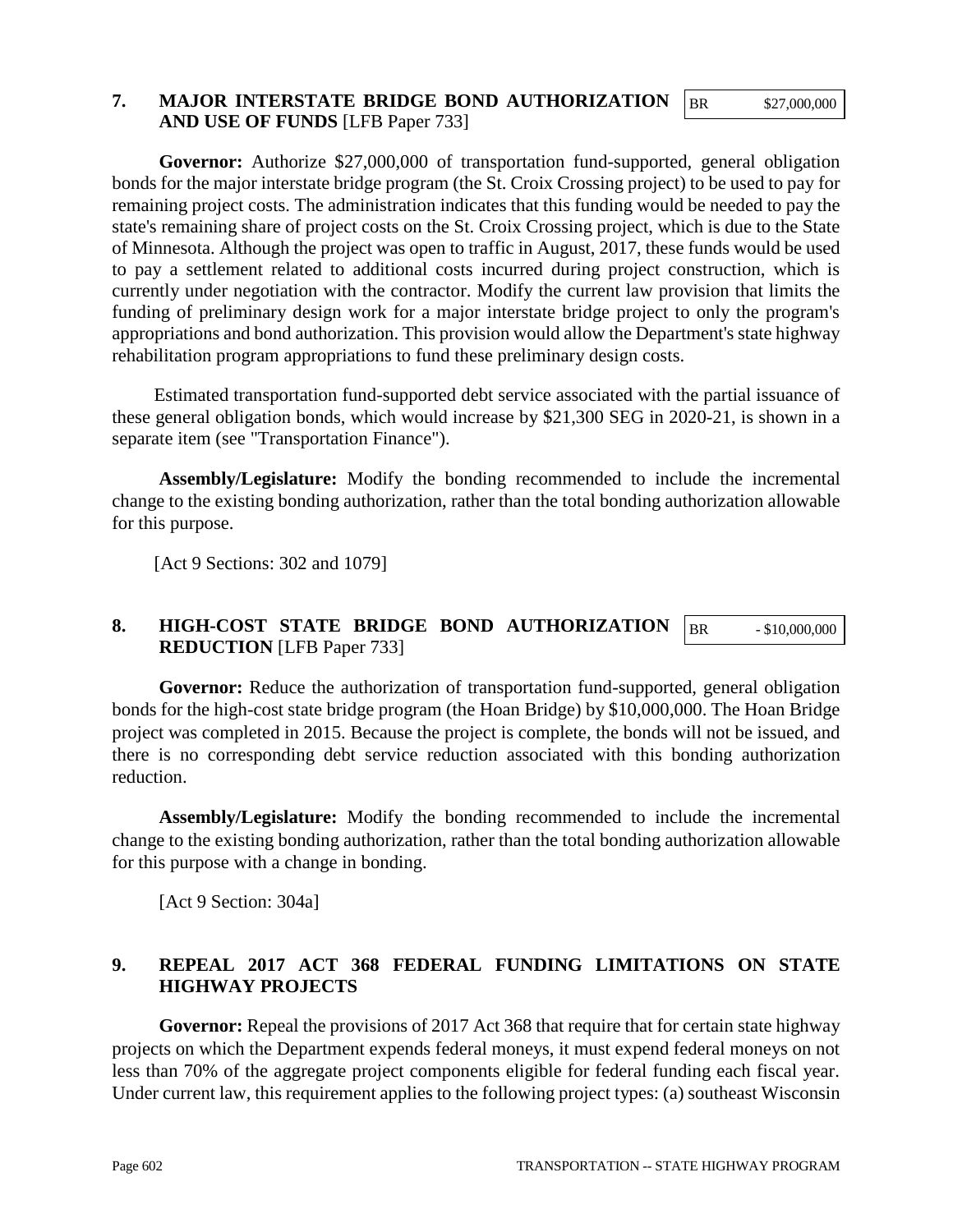**7. MAJOR INTERSTATE BRIDGE BOND AUTHORIZATION AND USE OF FUNDS** [LFB Paper 733]

| BR | $27,000,000 |
|---|---|

**Governor:** Authorize $27,000,000 of transportation fund-supported, general obligation bonds for the major interstate bridge program (the St. Croix Crossing project) to be used to pay for remaining project costs. The administration indicates that this funding would be needed to pay the state's remaining share of project costs on the St. Croix Crossing project, which is due to the State of Minnesota. Although the project was open to traffic in August, 2017, these funds would be used to pay a settlement related to additional costs incurred during project construction, which is currently under negotiation with the contractor. Modify the current law provision that limits the funding of preliminary design work for a major interstate bridge project to only the program's appropriations and bond authorization. This provision would allow the Department's state highway rehabilitation program appropriations to fund these preliminary design costs.

Estimated transportation fund-supported debt service associated with the partial issuance of these general obligation bonds, which would increase by $21,300 SEG in 2020-21, is shown in a separate item (see "Transportation Finance").

**Assembly/Legislature:** Modify the bonding recommended to include the incremental change to the existing bonding authorization, rather than the total bonding authorization allowable for this purpose.

[Act 9 Sections: 302 and 1079]

**8. HIGH-COST STATE BRIDGE BOND AUTHORIZATION REDUCTION** [LFB Paper 733]

| BR | - $10,000,000 |
|---|---|

**Governor:** Reduce the authorization of transportation fund-supported, general obligation bonds for the high-cost state bridge program (the Hoan Bridge) by $10,000,000. The Hoan Bridge project was completed in 2015. Because the project is complete, the bonds will not be issued, and there is no corresponding debt service reduction associated with this bonding authorization reduction.

**Assembly/Legislature:** Modify the bonding recommended to include the incremental change to the existing bonding authorization, rather than the total bonding authorization allowable for this purpose with a change in bonding.

[Act 9 Section: 304a]

**9. REPEAL 2017 ACT 368 FEDERAL FUNDING LIMITATIONS ON STATE HIGHWAY PROJECTS**

**Governor:** Repeal the provisions of 2017 Act 368 that require that for certain state highway projects on which the Department expends federal moneys, it must expend federal moneys on not less than 70% of the aggregate project components eligible for federal funding each fiscal year. Under current law, this requirement applies to the following project types: (a) southeast Wisconsin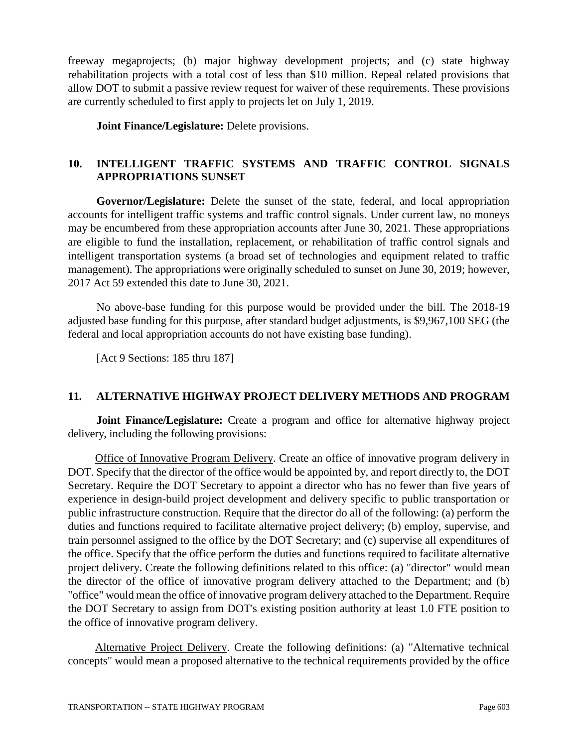freeway megaprojects; (b) major highway development projects; and (c) state highway rehabilitation projects with a total cost of less than $10 million. Repeal related provisions that allow DOT to submit a passive review request for waiver of these requirements. These provisions are currently scheduled to first apply to projects let on July 1, 2019.

**Joint Finance/Legislature:** Delete provisions.

## 10. INTELLIGENT TRAFFIC SYSTEMS AND TRAFFIC CONTROL SIGNALS APPROPRIATIONS SUNSET

**Governor/Legislature:** Delete the sunset of the state, federal, and local appropriation accounts for intelligent traffic systems and traffic control signals. Under current law, no moneys may be encumbered from these appropriation accounts after June 30, 2021. These appropriations are eligible to fund the installation, replacement, or rehabilitation of traffic control signals and intelligent transportation systems (a broad set of technologies and equipment related to traffic management). The appropriations were originally scheduled to sunset on June 30, 2019; however, 2017 Act 59 extended this date to June 30, 2021.

No above-base funding for this purpose would be provided under the bill. The 2018-19 adjusted base funding for this purpose, after standard budget adjustments, is $9,967,100 SEG (the federal and local appropriation accounts do not have existing base funding).

[Act 9 Sections: 185 thru 187]

## 11. ALTERNATIVE HIGHWAY PROJECT DELIVERY METHODS AND PROGRAM

**Joint Finance/Legislature:** Create a program and office for alternative highway project delivery, including the following provisions:

Office of Innovative Program Delivery. Create an office of innovative program delivery in DOT. Specify that the director of the office would be appointed by, and report directly to, the DOT Secretary. Require the DOT Secretary to appoint a director who has no fewer than five years of experience in design-build project development and delivery specific to public transportation or public infrastructure construction. Require that the director do all of the following: (a) perform the duties and functions required to facilitate alternative project delivery; (b) employ, supervise, and train personnel assigned to the office by the DOT Secretary; and (c) supervise all expenditures of the office. Specify that the office perform the duties and functions required to facilitate alternative project delivery. Create the following definitions related to this office: (a) "director" would mean the director of the office of innovative program delivery attached to the Department; and (b) "office" would mean the office of innovative program delivery attached to the Department. Require the DOT Secretary to assign from DOT's existing position authority at least 1.0 FTE position to the office of innovative program delivery.

Alternative Project Delivery. Create the following definitions: (a) "Alternative technical concepts" would mean a proposed alternative to the technical requirements provided by the office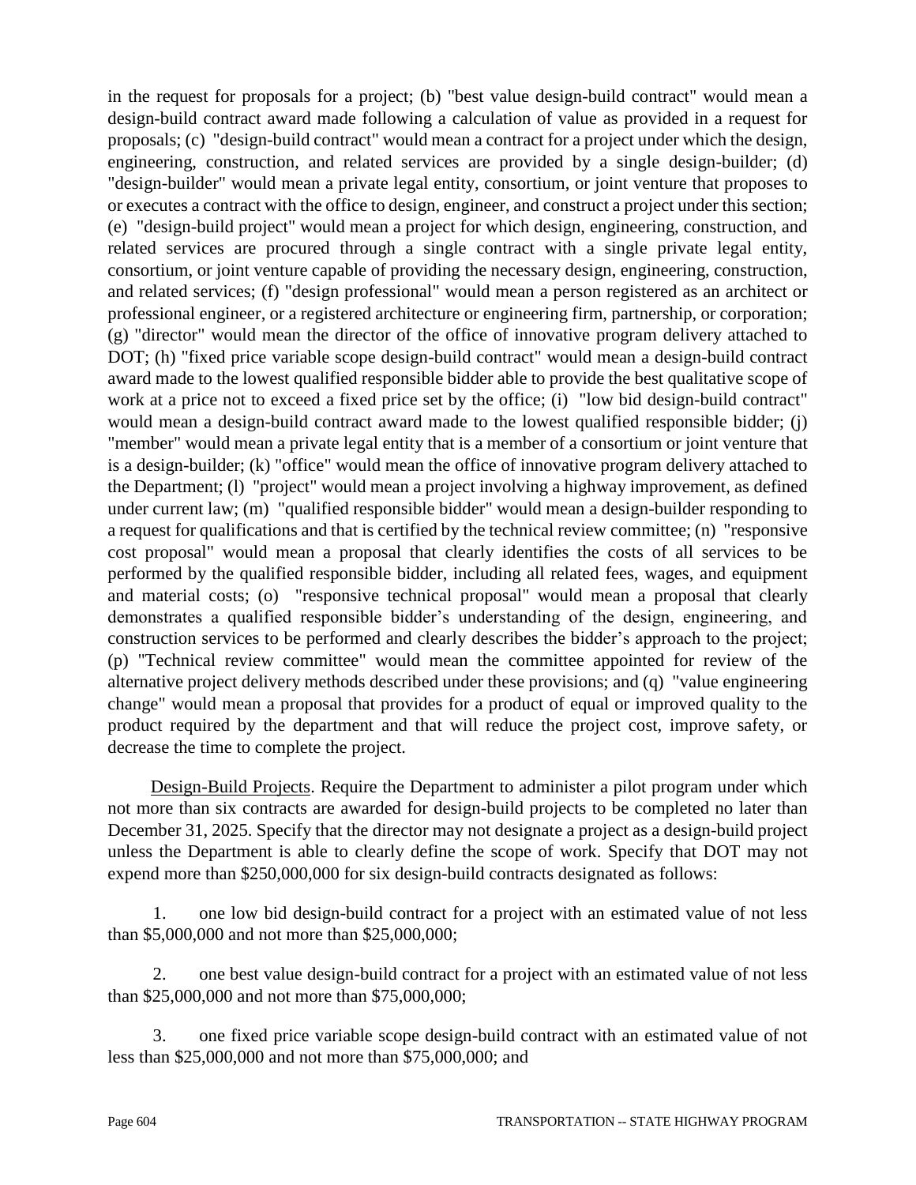in the request for proposals for a project; (b) "best value design-build contract" would mean a design-build contract award made following a calculation of value as provided in a request for proposals; (c) "design-build contract" would mean a contract for a project under which the design, engineering, construction, and related services are provided by a single design-builder; (d) "design-builder" would mean a private legal entity, consortium, or joint venture that proposes to or executes a contract with the office to design, engineer, and construct a project under this section; (e) "design-build project" would mean a project for which design, engineering, construction, and related services are procured through a single contract with a single private legal entity, consortium, or joint venture capable of providing the necessary design, engineering, construction, and related services; (f) "design professional" would mean a person registered as an architect or professional engineer, or a registered architecture or engineering firm, partnership, or corporation; (g) "director" would mean the director of the office of innovative program delivery attached to DOT; (h) "fixed price variable scope design-build contract" would mean a design-build contract award made to the lowest qualified responsible bidder able to provide the best qualitative scope of work at a price not to exceed a fixed price set by the office; (i) "low bid design-build contract" would mean a design-build contract award made to the lowest qualified responsible bidder; (j) "member" would mean a private legal entity that is a member of a consortium or joint venture that is a design-builder; (k) "office" would mean the office of innovative program delivery attached to the Department; (l) "project" would mean a project involving a highway improvement, as defined under current law; (m) "qualified responsible bidder" would mean a design-builder responding to a request for qualifications and that is certified by the technical review committee; (n) "responsive cost proposal" would mean a proposal that clearly identifies the costs of all services to be performed by the qualified responsible bidder, including all related fees, wages, and equipment and material costs; (o) "responsive technical proposal" would mean a proposal that clearly demonstrates a qualified responsible bidder's understanding of the design, engineering, and construction services to be performed and clearly describes the bidder's approach to the project; (p) "Technical review committee" would mean the committee appointed for review of the alternative project delivery methods described under these provisions; and (q) "value engineering change" would mean a proposal that provides for a product of equal or improved quality to the product required by the department and that will reduce the project cost, improve safety, or decrease the time to complete the project.

Design-Build Projects. Require the Department to administer a pilot program under which not more than six contracts are awarded for design-build projects to be completed no later than December 31, 2025. Specify that the director may not designate a project as a design-build project unless the Department is able to clearly define the scope of work. Specify that DOT may not expend more than $250,000,000 for six design-build contracts designated as follows:

1. one low bid design-build contract for a project with an estimated value of not less than $5,000,000 and not more than $25,000,000;

2. one best value design-build contract for a project with an estimated value of not less than $25,000,000 and not more than $75,000,000;

3. one fixed price variable scope design-build contract with an estimated value of not less than $25,000,000 and not more than $75,000,000; and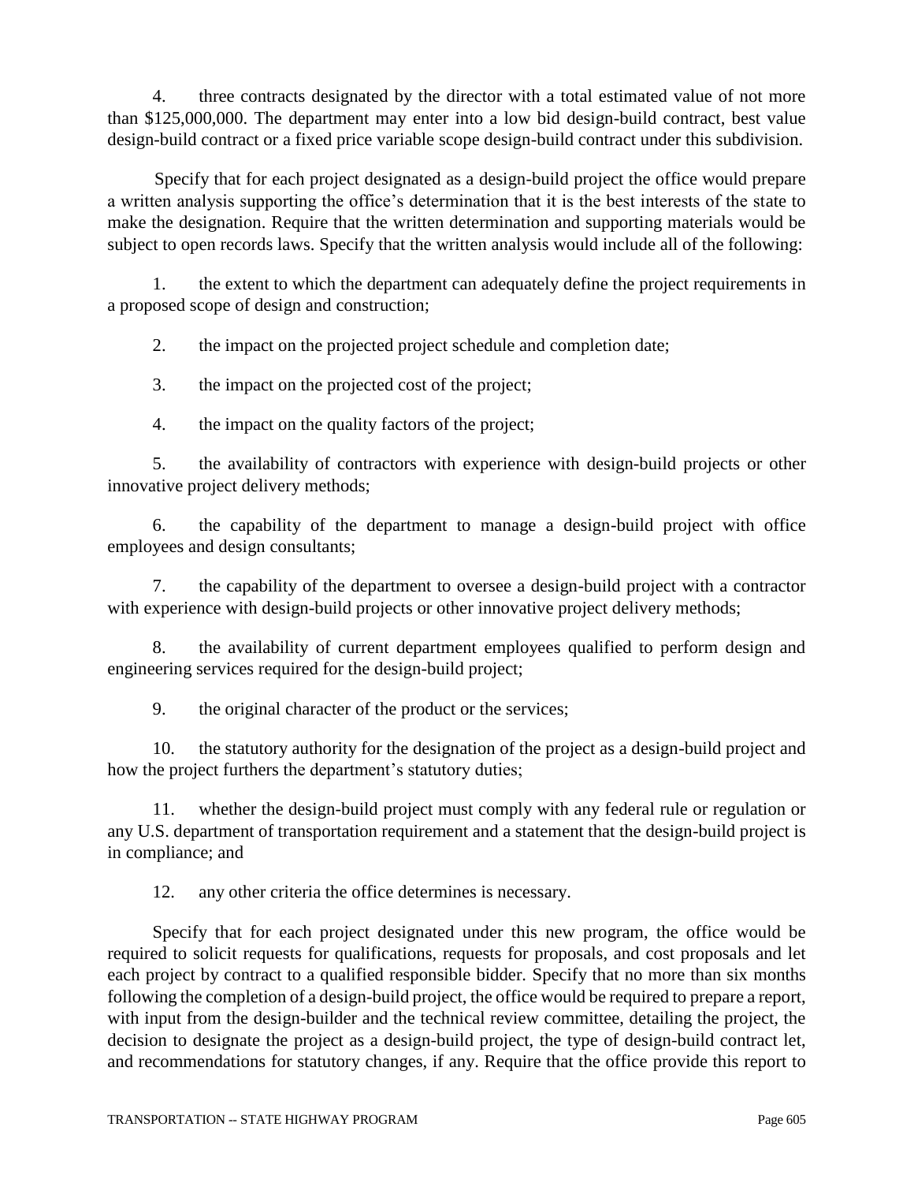4. three contracts designated by the director with a total estimated value of not more than $125,000,000. The department may enter into a low bid design-build contract, best value design-build contract or a fixed price variable scope design-build contract under this subdivision.

Specify that for each project designated as a design-build project the office would prepare a written analysis supporting the office's determination that it is the best interests of the state to make the designation. Require that the written determination and supporting materials would be subject to open records laws. Specify that the written analysis would include all of the following:

1. the extent to which the department can adequately define the project requirements in a proposed scope of design and construction;

2. the impact on the projected project schedule and completion date;

3. the impact on the projected cost of the project;

4. the impact on the quality factors of the project;

5. the availability of contractors with experience with design-build projects or other innovative project delivery methods;

6. the capability of the department to manage a design-build project with office employees and design consultants;

7. the capability of the department to oversee a design-build project with a contractor with experience with design-build projects or other innovative project delivery methods;

8. the availability of current department employees qualified to perform design and engineering services required for the design-build project;

9. the original character of the product or the services;

10. the statutory authority for the designation of the project as a design-build project and how the project furthers the department's statutory duties;

11. whether the design-build project must comply with any federal rule or regulation or any U.S. department of transportation requirement and a statement that the design-build project is in compliance; and

12. any other criteria the office determines is necessary.

Specify that for each project designated under this new program, the office would be required to solicit requests for qualifications, requests for proposals, and cost proposals and let each project by contract to a qualified responsible bidder. Specify that no more than six months following the completion of a design-build project, the office would be required to prepare a report, with input from the design-builder and the technical review committee, detailing the project, the decision to designate the project as a design-build project, the type of design-build contract let, and recommendations for statutory changes, if any. Require that the office provide this report to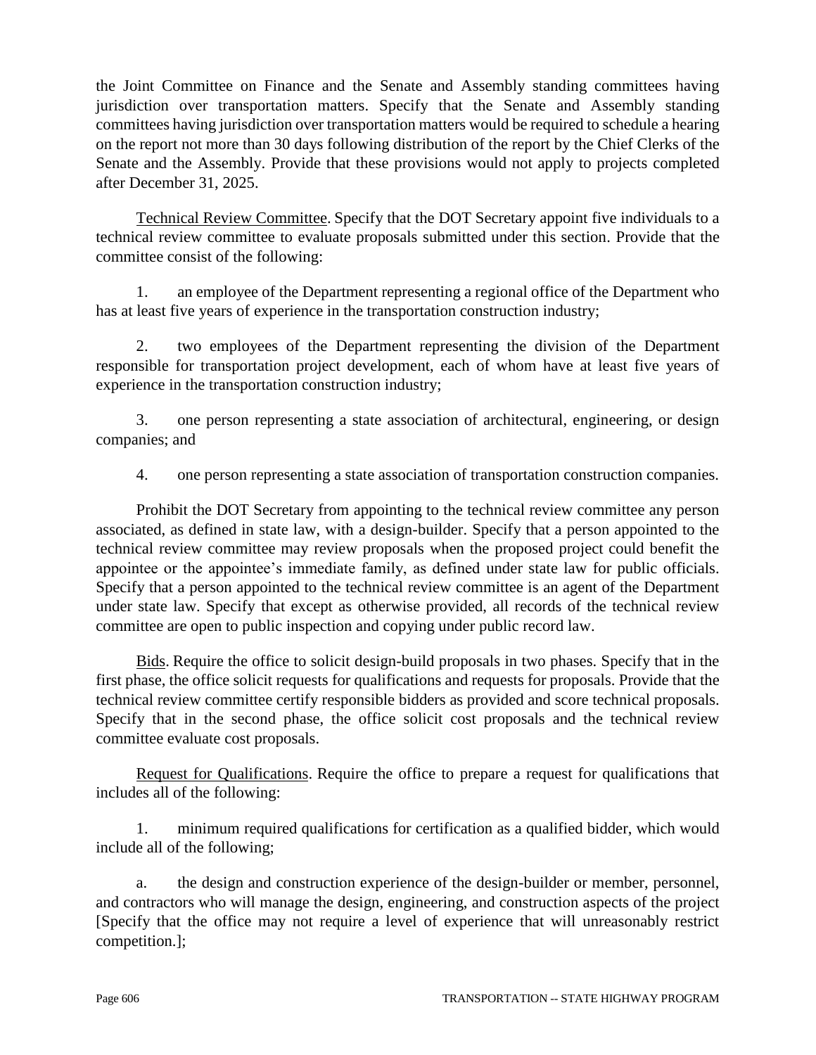the Joint Committee on Finance and the Senate and Assembly standing committees having jurisdiction over transportation matters. Specify that the Senate and Assembly standing committees having jurisdiction over transportation matters would be required to schedule a hearing on the report not more than 30 days following distribution of the report by the Chief Clerks of the Senate and the Assembly. Provide that these provisions would not apply to projects completed after December 31, 2025.

Technical Review Committee. Specify that the DOT Secretary appoint five individuals to a technical review committee to evaluate proposals submitted under this section. Provide that the committee consist of the following:

1. an employee of the Department representing a regional office of the Department who has at least five years of experience in the transportation construction industry;

2. two employees of the Department representing the division of the Department responsible for transportation project development, each of whom have at least five years of experience in the transportation construction industry;

3. one person representing a state association of architectural, engineering, or design companies; and

4. one person representing a state association of transportation construction companies.

Prohibit the DOT Secretary from appointing to the technical review committee any person associated, as defined in state law, with a design-builder. Specify that a person appointed to the technical review committee may review proposals when the proposed project could benefit the appointee or the appointee's immediate family, as defined under state law for public officials. Specify that a person appointed to the technical review committee is an agent of the Department under state law. Specify that except as otherwise provided, all records of the technical review committee are open to public inspection and copying under public record law.

Bids. Require the office to solicit design-build proposals in two phases. Specify that in the first phase, the office solicit requests for qualifications and requests for proposals. Provide that the technical review committee certify responsible bidders as provided and score technical proposals. Specify that in the second phase, the office solicit cost proposals and the technical review committee evaluate cost proposals.

Request for Qualifications. Require the office to prepare a request for qualifications that includes all of the following:

1. minimum required qualifications for certification as a qualified bidder, which would include all of the following;

a. the design and construction experience of the design-builder or member, personnel, and contractors who will manage the design, engineering, and construction aspects of the project [Specify that the office may not require a level of experience that will unreasonably restrict competition.];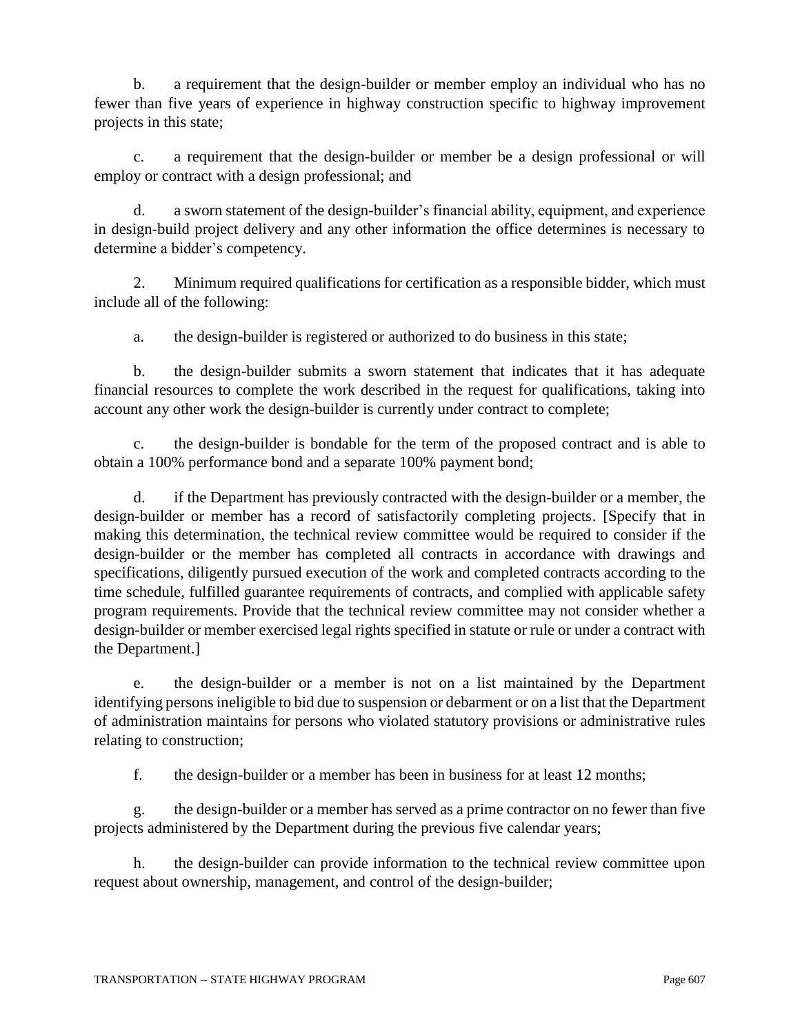b. a requirement that the design-builder or member employ an individual who has no fewer than five years of experience in highway construction specific to highway improvement projects in this state;

c. a requirement that the design-builder or member be a design professional or will employ or contract with a design professional; and

d. a sworn statement of the design-builder's financial ability, equipment, and experience in design-build project delivery and any other information the office determines is necessary to determine a bidder's competency.

2. Minimum required qualifications for certification as a responsible bidder, which must include all of the following:

a. the design-builder is registered or authorized to do business in this state;

b. the design-builder submits a sworn statement that indicates that it has adequate financial resources to complete the work described in the request for qualifications, taking into account any other work the design-builder is currently under contract to complete;

c. the design-builder is bondable for the term of the proposed contract and is able to obtain a 100% performance bond and a separate 100% payment bond;

d. if the Department has previously contracted with the design-builder or a member, the design-builder or member has a record of satisfactorily completing projects. [Specify that in making this determination, the technical review committee would be required to consider if the design-builder or the member has completed all contracts in accordance with drawings and specifications, diligently pursued execution of the work and completed contracts according to the time schedule, fulfilled guarantee requirements of contracts, and complied with applicable safety program requirements. Provide that the technical review committee may not consider whether a design-builder or member exercised legal rights specified in statute or rule or under a contract with the Department.]

e. the design-builder or a member is not on a list maintained by the Department identifying persons ineligible to bid due to suspension or debarment or on a list that the Department of administration maintains for persons who violated statutory provisions or administrative rules relating to construction;

f. the design-builder or a member has been in business for at least 12 months;

g. the design-builder or a member has served as a prime contractor on no fewer than five projects administered by the Department during the previous five calendar years;

h. the design-builder can provide information to the technical review committee upon request about ownership, management, and control of the design-builder;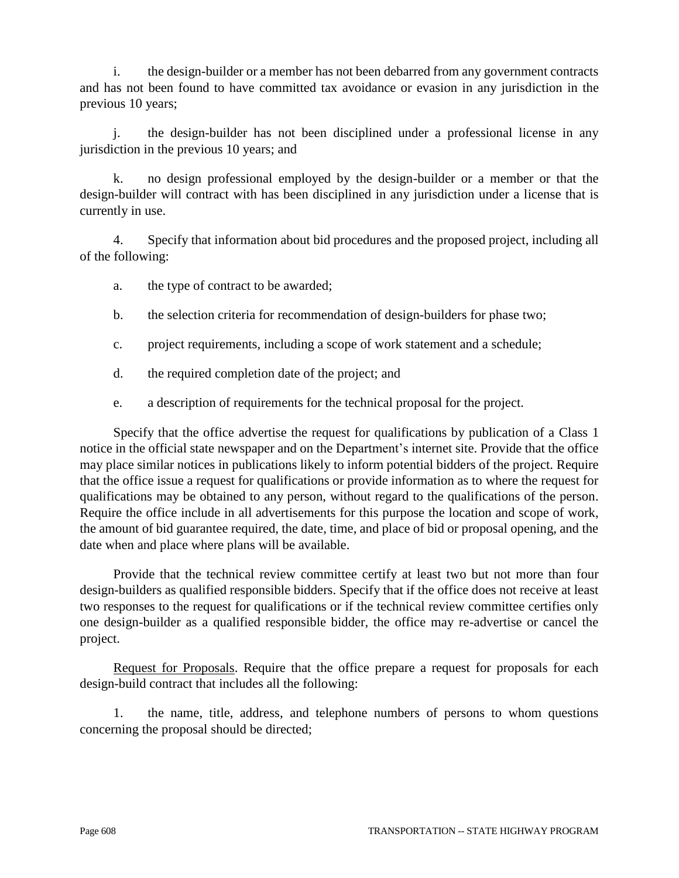i. the design-builder or a member has not been debarred from any government contracts and has not been found to have committed tax avoidance or evasion in any jurisdiction in the previous 10 years;

j. the design-builder has not been disciplined under a professional license in any jurisdiction in the previous 10 years; and

k. no design professional employed by the design-builder or a member or that the design-builder will contract with has been disciplined in any jurisdiction under a license that is currently in use.

4. Specify that information about bid procedures and the proposed project, including all of the following:

a. the type of contract to be awarded;

b. the selection criteria for recommendation of design-builders for phase two;

c. project requirements, including a scope of work statement and a schedule;

d. the required completion date of the project; and

e. a description of requirements for the technical proposal for the project.

Specify that the office advertise the request for qualifications by publication of a Class 1 notice in the official state newspaper and on the Department's internet site. Provide that the office may place similar notices in publications likely to inform potential bidders of the project. Require that the office issue a request for qualifications or provide information as to where the request for qualifications may be obtained to any person, without regard to the qualifications of the person. Require the office include in all advertisements for this purpose the location and scope of work, the amount of bid guarantee required, the date, time, and place of bid or proposal opening, and the date when and place where plans will be available.

Provide that the technical review committee certify at least two but not more than four design-builders as qualified responsible bidders. Specify that if the office does not receive at least two responses to the request for qualifications or if the technical review committee certifies only one design-builder as a qualified responsible bidder, the office may re-advertise or cancel the project.

Request for Proposals. Require that the office prepare a request for proposals for each design-build contract that includes all the following:

1. the name, title, address, and telephone numbers of persons to whom questions concerning the proposal should be directed;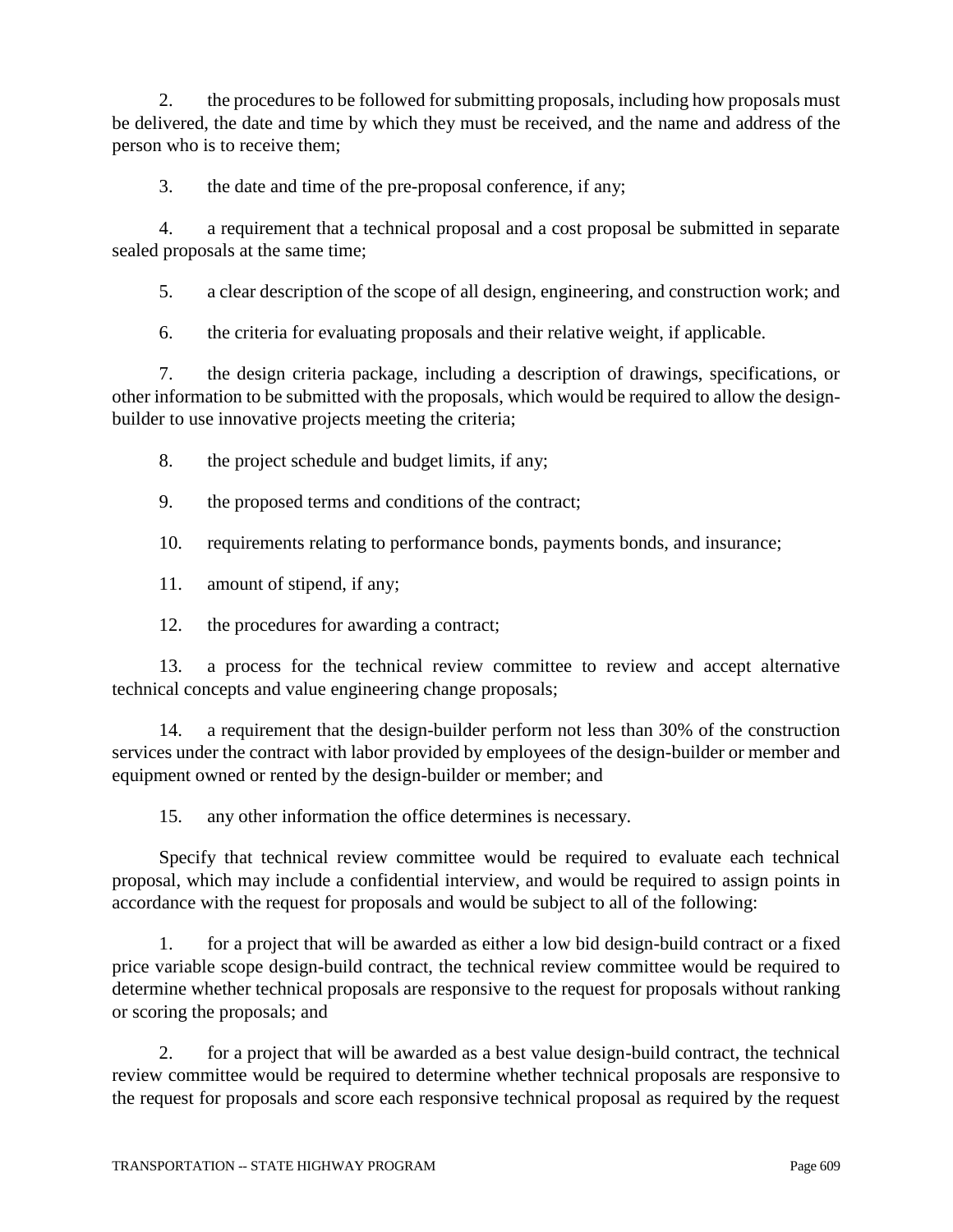2. the procedures to be followed for submitting proposals, including how proposals must be delivered, the date and time by which they must be received, and the name and address of the person who is to receive them;

3. the date and time of the pre-proposal conference, if any;

4. a requirement that a technical proposal and a cost proposal be submitted in separate sealed proposals at the same time;

5. a clear description of the scope of all design, engineering, and construction work; and

6. the criteria for evaluating proposals and their relative weight, if applicable.

7. the design criteria package, including a description of drawings, specifications, or other information to be submitted with the proposals, which would be required to allow the design-builder to use innovative projects meeting the criteria;

8. the project schedule and budget limits, if any;

9. the proposed terms and conditions of the contract;

10. requirements relating to performance bonds, payments bonds, and insurance;

11. amount of stipend, if any;

12. the procedures for awarding a contract;

13. a process for the technical review committee to review and accept alternative technical concepts and value engineering change proposals;

14. a requirement that the design-builder perform not less than 30% of the construction services under the contract with labor provided by employees of the design-builder or member and equipment owned or rented by the design-builder or member; and

15. any other information the office determines is necessary.

Specify that technical review committee would be required to evaluate each technical proposal, which may include a confidential interview, and would be required to assign points in accordance with the request for proposals and would be subject to all of the following:

1. for a project that will be awarded as either a low bid design-build contract or a fixed price variable scope design-build contract, the technical review committee would be required to determine whether technical proposals are responsive to the request for proposals without ranking or scoring the proposals; and

2. for a project that will be awarded as a best value design-build contract, the technical review committee would be required to determine whether technical proposals are responsive to the request for proposals and score each responsive technical proposal as required by the request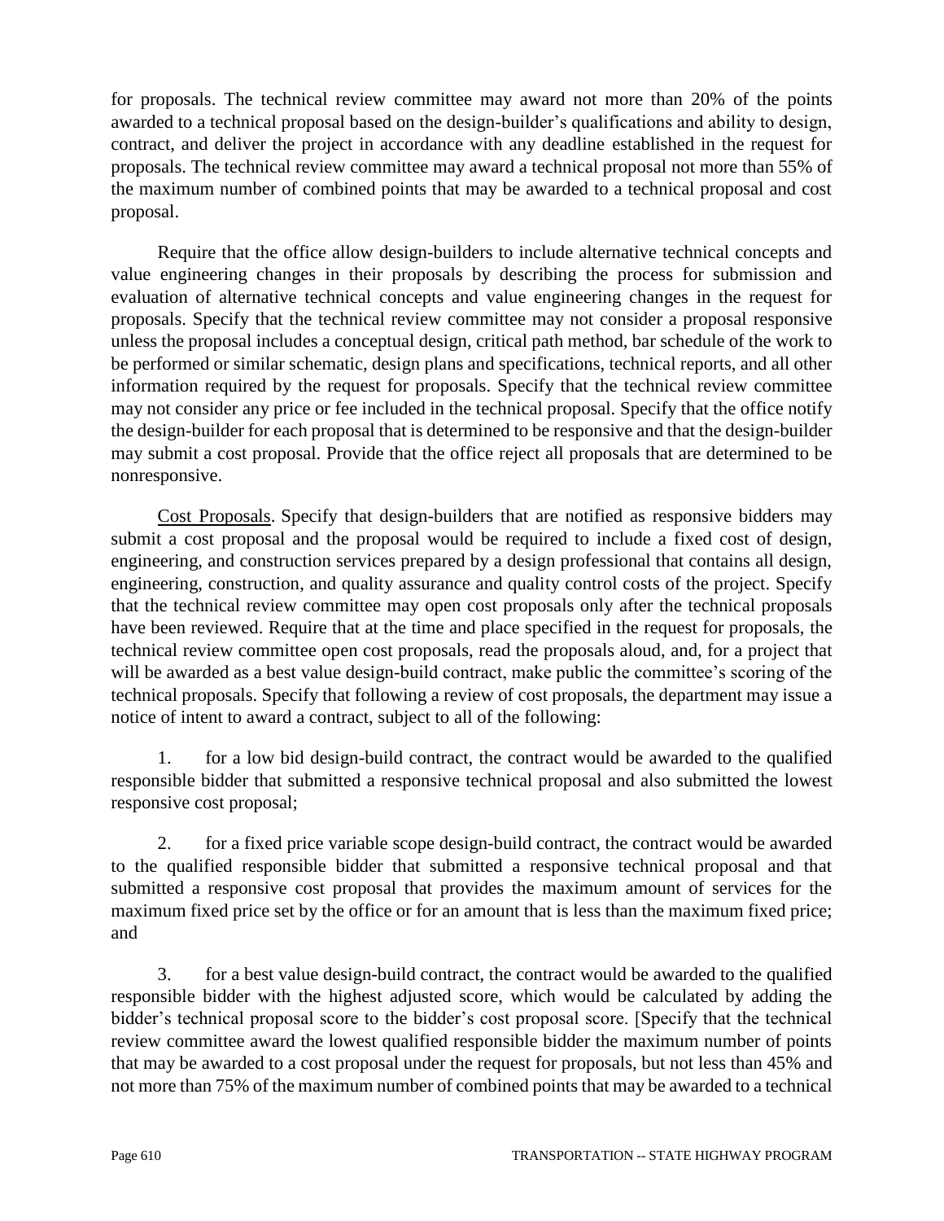for proposals. The technical review committee may award not more than 20% of the points awarded to a technical proposal based on the design-builder's qualifications and ability to design, contract, and deliver the project in accordance with any deadline established in the request for proposals. The technical review committee may award a technical proposal not more than 55% of the maximum number of combined points that may be awarded to a technical proposal and cost proposal.

Require that the office allow design-builders to include alternative technical concepts and value engineering changes in their proposals by describing the process for submission and evaluation of alternative technical concepts and value engineering changes in the request for proposals. Specify that the technical review committee may not consider a proposal responsive unless the proposal includes a conceptual design, critical path method, bar schedule of the work to be performed or similar schematic, design plans and specifications, technical reports, and all other information required by the request for proposals. Specify that the technical review committee may not consider any price or fee included in the technical proposal. Specify that the office notify the design-builder for each proposal that is determined to be responsive and that the design-builder may submit a cost proposal. Provide that the office reject all proposals that are determined to be nonresponsive.

Cost Proposals. Specify that design-builders that are notified as responsive bidders may submit a cost proposal and the proposal would be required to include a fixed cost of design, engineering, and construction services prepared by a design professional that contains all design, engineering, construction, and quality assurance and quality control costs of the project. Specify that the technical review committee may open cost proposals only after the technical proposals have been reviewed. Require that at the time and place specified in the request for proposals, the technical review committee open cost proposals, read the proposals aloud, and, for a project that will be awarded as a best value design-build contract, make public the committee's scoring of the technical proposals. Specify that following a review of cost proposals, the department may issue a notice of intent to award a contract, subject to all of the following:

1. for a low bid design-build contract, the contract would be awarded to the qualified responsible bidder that submitted a responsive technical proposal and also submitted the lowest responsive cost proposal;

2. for a fixed price variable scope design-build contract, the contract would be awarded to the qualified responsible bidder that submitted a responsive technical proposal and that submitted a responsive cost proposal that provides the maximum amount of services for the maximum fixed price set by the office or for an amount that is less than the maximum fixed price; and

3. for a best value design-build contract, the contract would be awarded to the qualified responsible bidder with the highest adjusted score, which would be calculated by adding the bidder's technical proposal score to the bidder's cost proposal score. [Specify that the technical review committee award the lowest qualified responsible bidder the maximum number of points that may be awarded to a cost proposal under the request for proposals, but not less than 45% and not more than 75% of the maximum number of combined points that may be awarded to a technical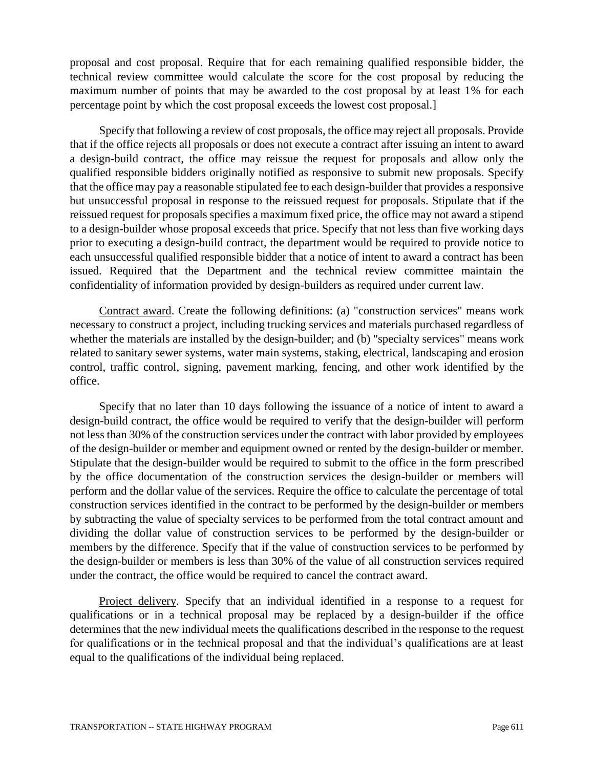proposal and cost proposal. Require that for each remaining qualified responsible bidder, the technical review committee would calculate the score for the cost proposal by reducing the maximum number of points that may be awarded to the cost proposal by at least 1% for each percentage point by which the cost proposal exceeds the lowest cost proposal.]

Specify that following a review of cost proposals, the office may reject all proposals. Provide that if the office rejects all proposals or does not execute a contract after issuing an intent to award a design-build contract, the office may reissue the request for proposals and allow only the qualified responsible bidders originally notified as responsive to submit new proposals. Specify that the office may pay a reasonable stipulated fee to each design-builder that provides a responsive but unsuccessful proposal in response to the reissued request for proposals. Stipulate that if the reissued request for proposals specifies a maximum fixed price, the office may not award a stipend to a design-builder whose proposal exceeds that price. Specify that not less than five working days prior to executing a design-build contract, the department would be required to provide notice to each unsuccessful qualified responsible bidder that a notice of intent to award a contract has been issued. Required that the Department and the technical review committee maintain the confidentiality of information provided by design-builders as required under current law.

Contract award. Create the following definitions: (a) "construction services" means work necessary to construct a project, including trucking services and materials purchased regardless of whether the materials are installed by the design-builder; and (b) "specialty services" means work related to sanitary sewer systems, water main systems, staking, electrical, landscaping and erosion control, traffic control, signing, pavement marking, fencing, and other work identified by the office.

Specify that no later than 10 days following the issuance of a notice of intent to award a design-build contract, the office would be required to verify that the design-builder will perform not less than 30% of the construction services under the contract with labor provided by employees of the design-builder or member and equipment owned or rented by the design-builder or member. Stipulate that the design-builder would be required to submit to the office in the form prescribed by the office documentation of the construction services the design-builder or members will perform and the dollar value of the services. Require the office to calculate the percentage of total construction services identified in the contract to be performed by the design-builder or members by subtracting the value of specialty services to be performed from the total contract amount and dividing the dollar value of construction services to be performed by the design-builder or members by the difference. Specify that if the value of construction services to be performed by the design-builder or members is less than 30% of the value of all construction services required under the contract, the office would be required to cancel the contract award.

Project delivery. Specify that an individual identified in a response to a request for qualifications or in a technical proposal may be replaced by a design-builder if the office determines that the new individual meets the qualifications described in the response to the request for qualifications or in the technical proposal and that the individual's qualifications are at least equal to the qualifications of the individual being replaced.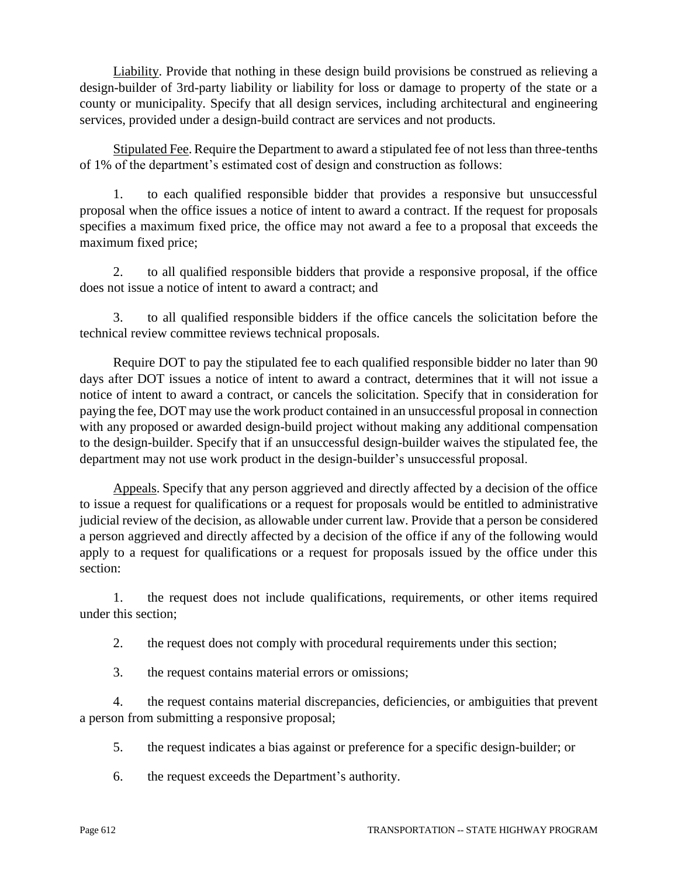Liability. Provide that nothing in these design build provisions be construed as relieving a design-builder of 3rd-party liability or liability for loss or damage to property of the state or a county or municipality. Specify that all design services, including architectural and engineering services, provided under a design-build contract are services and not products.

Stipulated Fee. Require the Department to award a stipulated fee of not less than three-tenths of 1% of the department's estimated cost of design and construction as follows:

1. to each qualified responsible bidder that provides a responsive but unsuccessful proposal when the office issues a notice of intent to award a contract. If the request for proposals specifies a maximum fixed price, the office may not award a fee to a proposal that exceeds the maximum fixed price;

2. to all qualified responsible bidders that provide a responsive proposal, if the office does not issue a notice of intent to award a contract; and

3. to all qualified responsible bidders if the office cancels the solicitation before the technical review committee reviews technical proposals.

Require DOT to pay the stipulated fee to each qualified responsible bidder no later than 90 days after DOT issues a notice of intent to award a contract, determines that it will not issue a notice of intent to award a contract, or cancels the solicitation. Specify that in consideration for paying the fee, DOT may use the work product contained in an unsuccessful proposal in connection with any proposed or awarded design-build project without making any additional compensation to the design-builder. Specify that if an unsuccessful design-builder waives the stipulated fee, the department may not use work product in the design-builder's unsuccessful proposal.

Appeals. Specify that any person aggrieved and directly affected by a decision of the office to issue a request for qualifications or a request for proposals would be entitled to administrative judicial review of the decision, as allowable under current law. Provide that a person be considered a person aggrieved and directly affected by a decision of the office if any of the following would apply to a request for qualifications or a request for proposals issued by the office under this section:

1. the request does not include qualifications, requirements, or other items required under this section;

2. the request does not comply with procedural requirements under this section;

3. the request contains material errors or omissions;

4. the request contains material discrepancies, deficiencies, or ambiguities that prevent a person from submitting a responsive proposal;

5. the request indicates a bias against or preference for a specific design-builder; or

6. the request exceeds the Department's authority.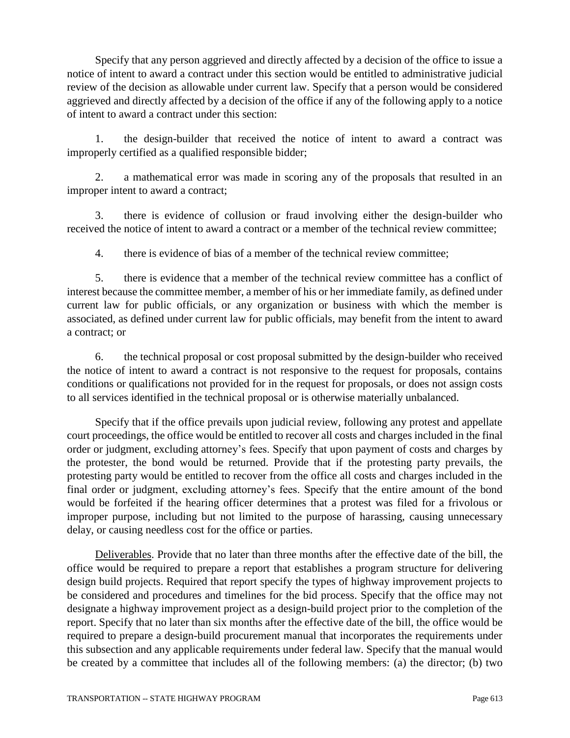Specify that any person aggrieved and directly affected by a decision of the office to issue a notice of intent to award a contract under this section would be entitled to administrative judicial review of the decision as allowable under current law. Specify that a person would be considered aggrieved and directly affected by a decision of the office if any of the following apply to a notice of intent to award a contract under this section:

1. the design-builder that received the notice of intent to award a contract was improperly certified as a qualified responsible bidder;

2. a mathematical error was made in scoring any of the proposals that resulted in an improper intent to award a contract;

3. there is evidence of collusion or fraud involving either the design-builder who received the notice of intent to award a contract or a member of the technical review committee;

4. there is evidence of bias of a member of the technical review committee;

5. there is evidence that a member of the technical review committee has a conflict of interest because the committee member, a member of his or her immediate family, as defined under current law for public officials, or any organization or business with which the member is associated, as defined under current law for public officials, may benefit from the intent to award a contract; or

6. the technical proposal or cost proposal submitted by the design-builder who received the notice of intent to award a contract is not responsive to the request for proposals, contains conditions or qualifications not provided for in the request for proposals, or does not assign costs to all services identified in the technical proposal or is otherwise materially unbalanced.

Specify that if the office prevails upon judicial review, following any protest and appellate court proceedings, the office would be entitled to recover all costs and charges included in the final order or judgment, excluding attorney's fees. Specify that upon payment of costs and charges by the protester, the bond would be returned. Provide that if the protesting party prevails, the protesting party would be entitled to recover from the office all costs and charges included in the final order or judgment, excluding attorney's fees. Specify that the entire amount of the bond would be forfeited if the hearing officer determines that a protest was filed for a frivolous or improper purpose, including but not limited to the purpose of harassing, causing unnecessary delay, or causing needless cost for the office or parties.

Deliverables. Provide that no later than three months after the effective date of the bill, the office would be required to prepare a report that establishes a program structure for delivering design build projects. Required that report specify the types of highway improvement projects to be considered and procedures and timelines for the bid process. Specify that the office may not designate a highway improvement project as a design-build project prior to the completion of the report. Specify that no later than six months after the effective date of the bill, the office would be required to prepare a design-build procurement manual that incorporates the requirements under this subsection and any applicable requirements under federal law. Specify that the manual would be created by a committee that includes all of the following members: (a) the director; (b) two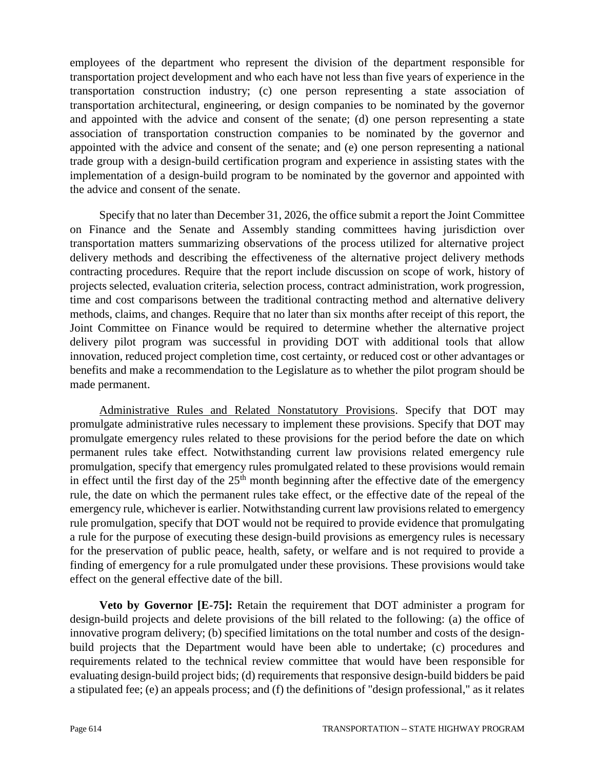employees of the department who represent the division of the department responsible for transportation project development and who each have not less than five years of experience in the transportation construction industry; (c) one person representing a state association of transportation architectural, engineering, or design companies to be nominated by the governor and appointed with the advice and consent of the senate; (d) one person representing a state association of transportation construction companies to be nominated by the governor and appointed with the advice and consent of the senate; and (e) one person representing a national trade group with a design-build certification program and experience in assisting states with the implementation of a design-build program to be nominated by the governor and appointed with the advice and consent of the senate.

Specify that no later than December 31, 2026, the office submit a report the Joint Committee on Finance and the Senate and Assembly standing committees having jurisdiction over transportation matters summarizing observations of the process utilized for alternative project delivery methods and describing the effectiveness of the alternative project delivery methods contracting procedures. Require that the report include discussion on scope of work, history of projects selected, evaluation criteria, selection process, contract administration, work progression, time and cost comparisons between the traditional contracting method and alternative delivery methods, claims, and changes. Require that no later than six months after receipt of this report, the Joint Committee on Finance would be required to determine whether the alternative project delivery pilot program was successful in providing DOT with additional tools that allow innovation, reduced project completion time, cost certainty, or reduced cost or other advantages or benefits and make a recommendation to the Legislature as to whether the pilot program should be made permanent.

Administrative Rules and Related Nonstatutory Provisions. Specify that DOT may promulgate administrative rules necessary to implement these provisions. Specify that DOT may promulgate emergency rules related to these provisions for the period before the date on which permanent rules take effect. Notwithstanding current law provisions related emergency rule promulgation, specify that emergency rules promulgated related to these provisions would remain in effect until the first day of the 25th month beginning after the effective date of the emergency rule, the date on which the permanent rules take effect, or the effective date of the repeal of the emergency rule, whichever is earlier. Notwithstanding current law provisions related to emergency rule promulgation, specify that DOT would not be required to provide evidence that promulgating a rule for the purpose of executing these design-build provisions as emergency rules is necessary for the preservation of public peace, health, safety, or welfare and is not required to provide a finding of emergency for a rule promulgated under these provisions. These provisions would take effect on the general effective date of the bill.

**Veto by Governor [E-75]:** Retain the requirement that DOT administer a program for design-build projects and delete provisions of the bill related to the following: (a) the office of innovative program delivery; (b) specified limitations on the total number and costs of the design-build projects that the Department would have been able to undertake; (c) procedures and requirements related to the technical review committee that would have been responsible for evaluating design-build project bids; (d) requirements that responsive design-build bidders be paid a stipulated fee; (e) an appeals process; and (f) the definitions of "design professional," as it relates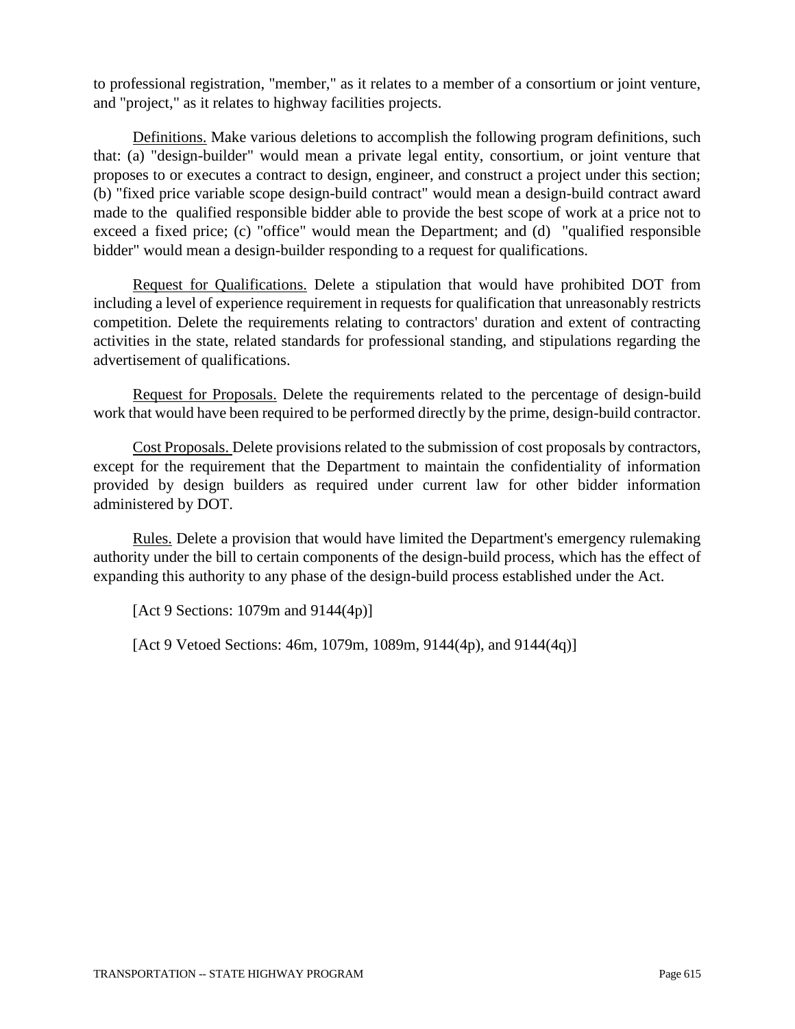to professional registration, "member," as it relates to a member of a consortium or joint venture, and "project," as it relates to highway facilities projects.

Definitions. Make various deletions to accomplish the following program definitions, such that: (a) "design-builder" would mean a private legal entity, consortium, or joint venture that proposes to or executes a contract to design, engineer, and construct a project under this section; (b) "fixed price variable scope design-build contract" would mean a design-build contract award made to the qualified responsible bidder able to provide the best scope of work at a price not to exceed a fixed price; (c) "office" would mean the Department; and (d) "qualified responsible bidder" would mean a design-builder responding to a request for qualifications.

Request for Qualifications. Delete a stipulation that would have prohibited DOT from including a level of experience requirement in requests for qualification that unreasonably restricts competition. Delete the requirements relating to contractors' duration and extent of contracting activities in the state, related standards for professional standing, and stipulations regarding the advertisement of qualifications.

Request for Proposals. Delete the requirements related to the percentage of design-build work that would have been required to be performed directly by the prime, design-build contractor.

Cost Proposals. Delete provisions related to the submission of cost proposals by contractors, except for the requirement that the Department to maintain the confidentiality of information provided by design builders as required under current law for other bidder information administered by DOT.

Rules. Delete a provision that would have limited the Department's emergency rulemaking authority under the bill to certain components of the design-build process, which has the effect of expanding this authority to any phase of the design-build process established under the Act.

[Act 9 Sections: 1079m and 9144(4p)]

[Act 9 Vetoed Sections: 46m, 1079m, 1089m, 9144(4p), and 9144(4q)]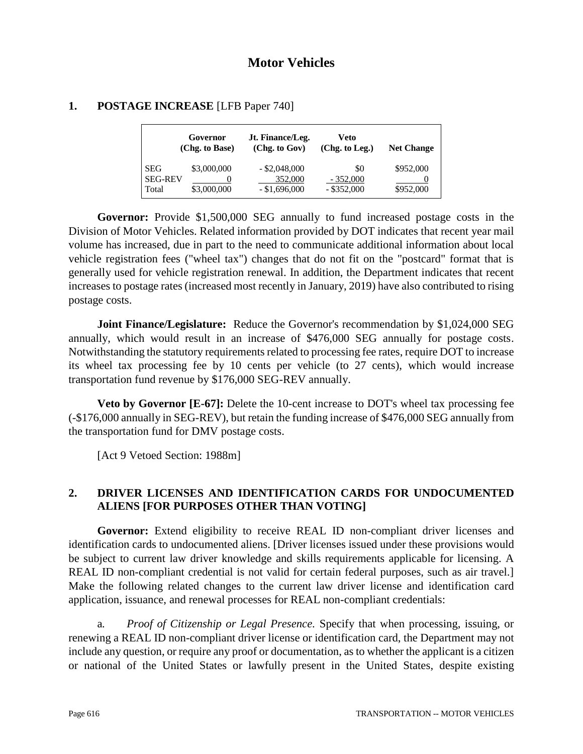# Motor Vehicles

## 1. POSTAGE INCREASE [LFB Paper 740]

| | Governor (Chg. to Base) | Jt. Finance/Leg. (Chg. to Gov) | Veto (Chg. to Leg.) | Net Change |
|---|---|---|---|---|
| SEG | $3,000,000 | - $2,048,000 | $0 | $952,000 |
| SEG-REV | 0 | 352,000 | - 352,000 | 0 |
| Total | $3,000,000 | - $1,696,000 | - $352,000 | $952,000 |

**Governor:** Provide $1,500,000 SEG annually to fund increased postage costs in the Division of Motor Vehicles. Related information provided by DOT indicates that recent year mail volume has increased, due in part to the need to communicate additional information about local vehicle registration fees ("wheel tax") changes that do not fit on the "postcard" format that is generally used for vehicle registration renewal. In addition, the Department indicates that recent increases to postage rates (increased most recently in January, 2019) have also contributed to rising postage costs.

**Joint Finance/Legislature:** Reduce the Governor's recommendation by $1,024,000 SEG annually, which would result in an increase of $476,000 SEG annually for postage costs. Notwithstanding the statutory requirements related to processing fee rates, require DOT to increase its wheel tax processing fee by 10 cents per vehicle (to 27 cents), which would increase transportation fund revenue by $176,000 SEG-REV annually.

**Veto by Governor [E-67]:** Delete the 10-cent increase to DOT's wheel tax processing fee (-$176,000 annually in SEG-REV), but retain the funding increase of $476,000 SEG annually from the transportation fund for DMV postage costs.

[Act 9 Vetoed Section: 1988m]

## 2. DRIVER LICENSES AND IDENTIFICATION CARDS FOR UNDOCUMENTED ALIENS [FOR PURPOSES OTHER THAN VOTING]

**Governor:** Extend eligibility to receive REAL ID non-compliant driver licenses and identification cards to undocumented aliens. [Driver licenses issued under these provisions would be subject to current law driver knowledge and skills requirements applicable for licensing. A REAL ID non-compliant credential is not valid for certain federal purposes, such as air travel.] Make the following related changes to the current law driver license and identification card application, issuance, and renewal processes for REAL non-compliant credentials:

a. *Proof of Citizenship or Legal Presence.* Specify that when processing, issuing, or renewing a REAL ID non-compliant driver license or identification card, the Department may not include any question, or require any proof or documentation, as to whether the applicant is a citizen or national of the United States or lawfully present in the United States, despite existing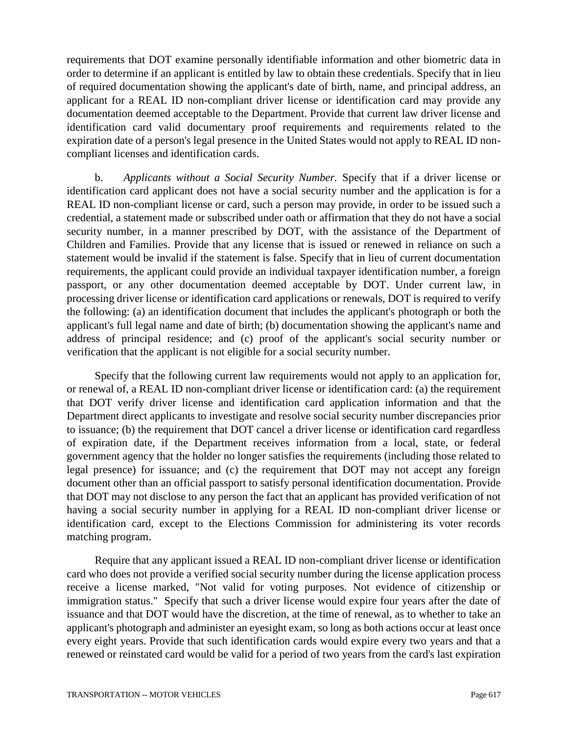requirements that DOT examine personally identifiable information and other biometric data in order to determine if an applicant is entitled by law to obtain these credentials. Specify that in lieu of required documentation showing the applicant's date of birth, name, and principal address, an applicant for a REAL ID non-compliant driver license or identification card may provide any documentation deemed acceptable to the Department. Provide that current law driver license and identification card valid documentary proof requirements and requirements related to the expiration date of a person's legal presence in the United States would not apply to REAL ID non-compliant licenses and identification cards.

b. *Applicants without a Social Security Number.* Specify that if a driver license or identification card applicant does not have a social security number and the application is for a REAL ID non-compliant license or card, such a person may provide, in order to be issued such a credential, a statement made or subscribed under oath or affirmation that they do not have a social security number, in a manner prescribed by DOT, with the assistance of the Department of Children and Families. Provide that any license that is issued or renewed in reliance on such a statement would be invalid if the statement is false. Specify that in lieu of current documentation requirements, the applicant could provide an individual taxpayer identification number, a foreign passport, or any other documentation deemed acceptable by DOT. Under current law, in processing driver license or identification card applications or renewals, DOT is required to verify the following: (a) an identification document that includes the applicant's photograph or both the applicant's full legal name and date of birth; (b) documentation showing the applicant's name and address of principal residence; and (c) proof of the applicant's social security number or verification that the applicant is not eligible for a social security number.

Specify that the following current law requirements would not apply to an application for, or renewal of, a REAL ID non-compliant driver license or identification card: (a) the requirement that DOT verify driver license and identification card application information and that the Department direct applicants to investigate and resolve social security number discrepancies prior to issuance; (b) the requirement that DOT cancel a driver license or identification card regardless of expiration date, if the Department receives information from a local, state, or federal government agency that the holder no longer satisfies the requirements (including those related to legal presence) for issuance; and (c) the requirement that DOT may not accept any foreign document other than an official passport to satisfy personal identification documentation. Provide that DOT may not disclose to any person the fact that an applicant has provided verification of not having a social security number in applying for a REAL ID non-compliant driver license or identification card, except to the Elections Commission for administering its voter records matching program.

Require that any applicant issued a REAL ID non-compliant driver license or identification card who does not provide a verified social security number during the license application process receive a license marked, "Not valid for voting purposes. Not evidence of citizenship or immigration status." Specify that such a driver license would expire four years after the date of issuance and that DOT would have the discretion, at the time of renewal, as to whether to take an applicant's photograph and administer an eyesight exam, so long as both actions occur at least once every eight years. Provide that such identification cards would expire every two years and that a renewed or reinstated card would be valid for a period of two years from the card's last expiration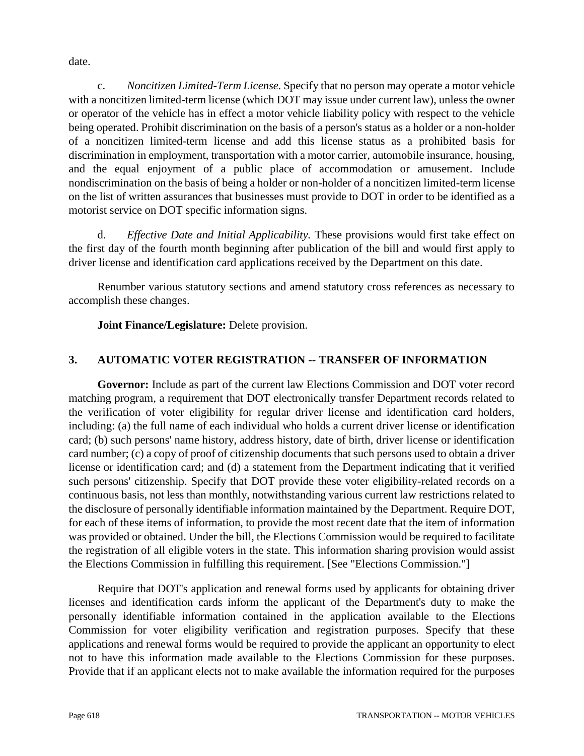date.

c. *Noncitizen Limited-Term License.* Specify that no person may operate a motor vehicle with a noncitizen limited-term license (which DOT may issue under current law), unless the owner or operator of the vehicle has in effect a motor vehicle liability policy with respect to the vehicle being operated. Prohibit discrimination on the basis of a person's status as a holder or a non-holder of a noncitizen limited-term license and add this license status as a prohibited basis for discrimination in employment, transportation with a motor carrier, automobile insurance, housing, and the equal enjoyment of a public place of accommodation or amusement. Include nondiscrimination on the basis of being a holder or non-holder of a noncitizen limited-term license on the list of written assurances that businesses must provide to DOT in order to be identified as a motorist service on DOT specific information signs.

d. *Effective Date and Initial Applicability.* These provisions would first take effect on the first day of the fourth month beginning after publication of the bill and would first apply to driver license and identification card applications received by the Department on this date.

Renumber various statutory sections and amend statutory cross references as necessary to accomplish these changes.

**Joint Finance/Legislature:** Delete provision.

### 3. AUTOMATIC VOTER REGISTRATION -- TRANSFER OF INFORMATION

**Governor:** Include as part of the current law Elections Commission and DOT voter record matching program, a requirement that DOT electronically transfer Department records related to the verification of voter eligibility for regular driver license and identification card holders, including: (a) the full name of each individual who holds a current driver license or identification card; (b) such persons' name history, address history, date of birth, driver license or identification card number; (c) a copy of proof of citizenship documents that such persons used to obtain a driver license or identification card; and (d) a statement from the Department indicating that it verified such persons' citizenship. Specify that DOT provide these voter eligibility-related records on a continuous basis, not less than monthly, notwithstanding various current law restrictions related to the disclosure of personally identifiable information maintained by the Department. Require DOT, for each of these items of information, to provide the most recent date that the item of information was provided or obtained. Under the bill, the Elections Commission would be required to facilitate the registration of all eligible voters in the state. This information sharing provision would assist the Elections Commission in fulfilling this requirement. [See "Elections Commission."]

Require that DOT's application and renewal forms used by applicants for obtaining driver licenses and identification cards inform the applicant of the Department's duty to make the personally identifiable information contained in the application available to the Elections Commission for voter eligibility verification and registration purposes. Specify that these applications and renewal forms would be required to provide the applicant an opportunity to elect not to have this information made available to the Elections Commission for these purposes. Provide that if an applicant elects not to make available the information required for the purposes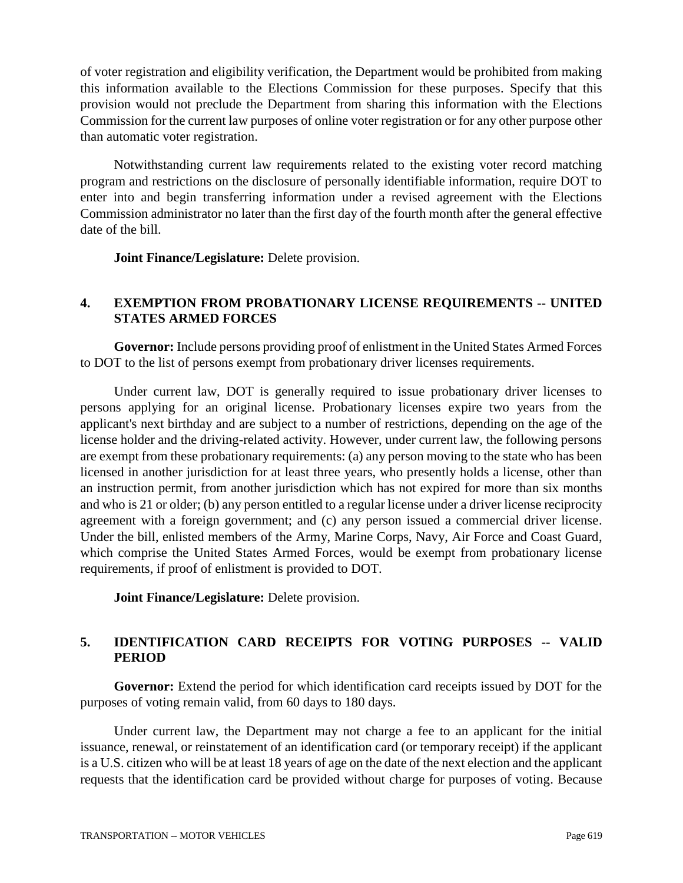of voter registration and eligibility verification, the Department would be prohibited from making this information available to the Elections Commission for these purposes. Specify that this provision would not preclude the Department from sharing this information with the Elections Commission for the current law purposes of online voter registration or for any other purpose other than automatic voter registration.

Notwithstanding current law requirements related to the existing voter record matching program and restrictions on the disclosure of personally identifiable information, require DOT to enter into and begin transferring information under a revised agreement with the Elections Commission administrator no later than the first day of the fourth month after the general effective date of the bill.

**Joint Finance/Legislature:** Delete provision.

## 4. EXEMPTION FROM PROBATIONARY LICENSE REQUIREMENTS -- UNITED STATES ARMED FORCES

**Governor:** Include persons providing proof of enlistment in the United States Armed Forces to DOT to the list of persons exempt from probationary driver licenses requirements.

Under current law, DOT is generally required to issue probationary driver licenses to persons applying for an original license. Probationary licenses expire two years from the applicant's next birthday and are subject to a number of restrictions, depending on the age of the license holder and the driving-related activity. However, under current law, the following persons are exempt from these probationary requirements: (a) any person moving to the state who has been licensed in another jurisdiction for at least three years, who presently holds a license, other than an instruction permit, from another jurisdiction which has not expired for more than six months and who is 21 or older; (b) any person entitled to a regular license under a driver license reciprocity agreement with a foreign government; and (c) any person issued a commercial driver license. Under the bill, enlisted members of the Army, Marine Corps, Navy, Air Force and Coast Guard, which comprise the United States Armed Forces, would be exempt from probationary license requirements, if proof of enlistment is provided to DOT.

**Joint Finance/Legislature:** Delete provision.

## 5. IDENTIFICATION CARD RECEIPTS FOR VOTING PURPOSES -- VALID PERIOD

**Governor:** Extend the period for which identification card receipts issued by DOT for the purposes of voting remain valid, from 60 days to 180 days.

Under current law, the Department may not charge a fee to an applicant for the initial issuance, renewal, or reinstatement of an identification card (or temporary receipt) if the applicant is a U.S. citizen who will be at least 18 years of age on the date of the next election and the applicant requests that the identification card be provided without charge for purposes of voting. Because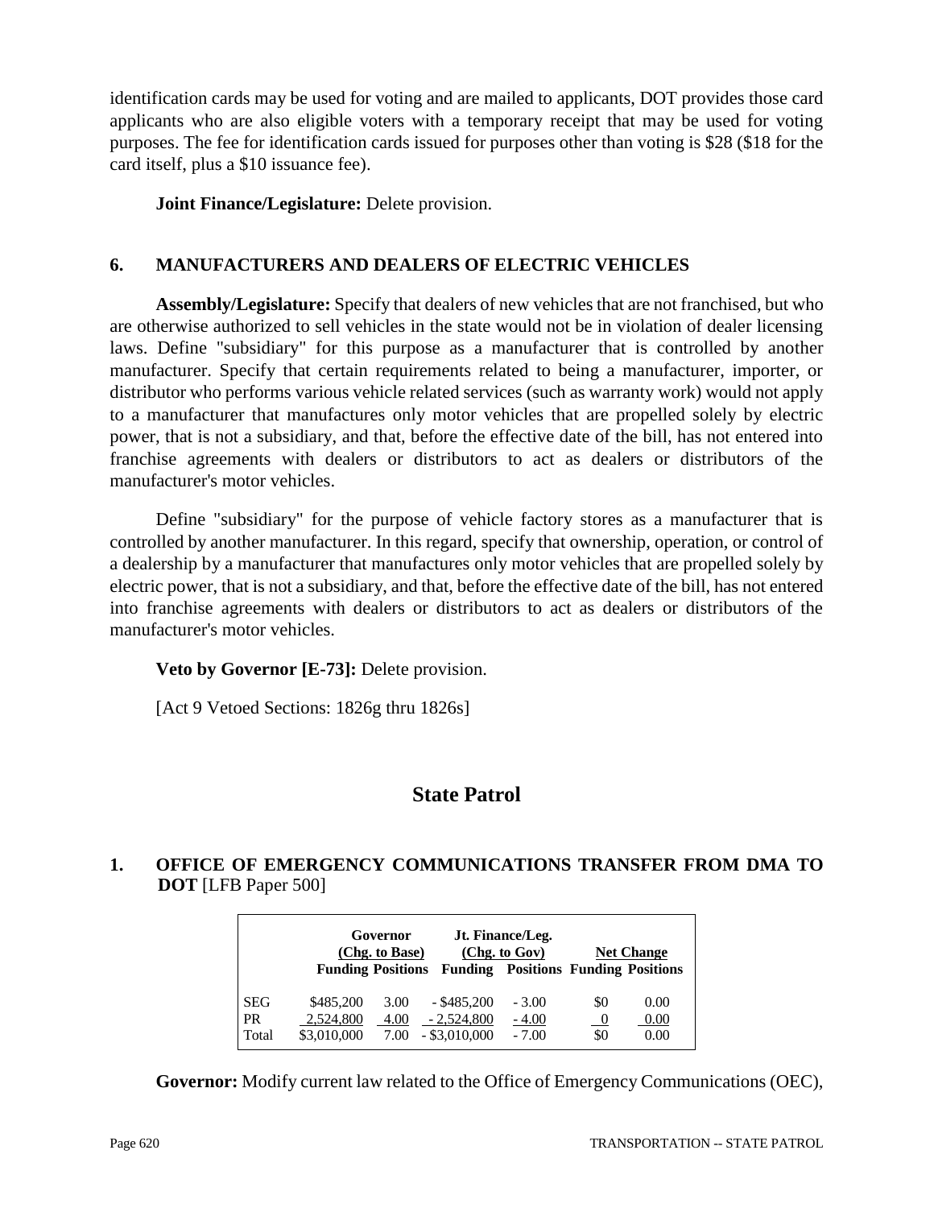identification cards may be used for voting and are mailed to applicants, DOT provides those card applicants who are also eligible voters with a temporary receipt that may be used for voting purposes. The fee for identification cards issued for purposes other than voting is $28 ($18 for the card itself, plus a $10 issuance fee).

**Joint Finance/Legislature:** Delete provision.

### 6. MANUFACTURERS AND DEALERS OF ELECTRIC VEHICLES

**Assembly/Legislature:** Specify that dealers of new vehicles that are not franchised, but who are otherwise authorized to sell vehicles in the state would not be in violation of dealer licensing laws. Define "subsidiary" for this purpose as a manufacturer that is controlled by another manufacturer. Specify that certain requirements related to being a manufacturer, importer, or distributor who performs various vehicle related services (such as warranty work) would not apply to a manufacturer that manufactures only motor vehicles that are propelled solely by electric power, that is not a subsidiary, and that, before the effective date of the bill, has not entered into franchise agreements with dealers or distributors to act as dealers or distributors of the manufacturer's motor vehicles.

Define "subsidiary" for the purpose of vehicle factory stores as a manufacturer that is controlled by another manufacturer. In this regard, specify that ownership, operation, or control of a dealership by a manufacturer that manufactures only motor vehicles that are propelled solely by electric power, that is not a subsidiary, and that, before the effective date of the bill, has not entered into franchise agreements with dealers or distributors to act as dealers or distributors of the manufacturer's motor vehicles.

**Veto by Governor [E-73]:** Delete provision.

[Act 9 Vetoed Sections: 1826g thru 1826s]

## State Patrol

### 1. OFFICE OF EMERGENCY COMMUNICATIONS TRANSFER FROM DMA TO DOT [LFB Paper 500]

| | Governor (Chg. to Base) | | Jt. Finance/Leg. (Chg. to Gov) | | Net Change | |
|---|---|---|---|---|---|---|
| | Funding | Positions | Funding | Positions | Funding | Positions |
| SEG | $485,200 | 3.00 | - $485,200 | - 3.00 | $0 | 0.00 |
| PR | 2,524,800 | 4.00 | - 2,524,800 | - 4.00 | 0 | 0.00 |
| Total | $3,010,000 | 7.00 | - $3,010,000 | - 7.00 | $0 | 0.00 |

**Governor:** Modify current law related to the Office of Emergency Communications (OEC),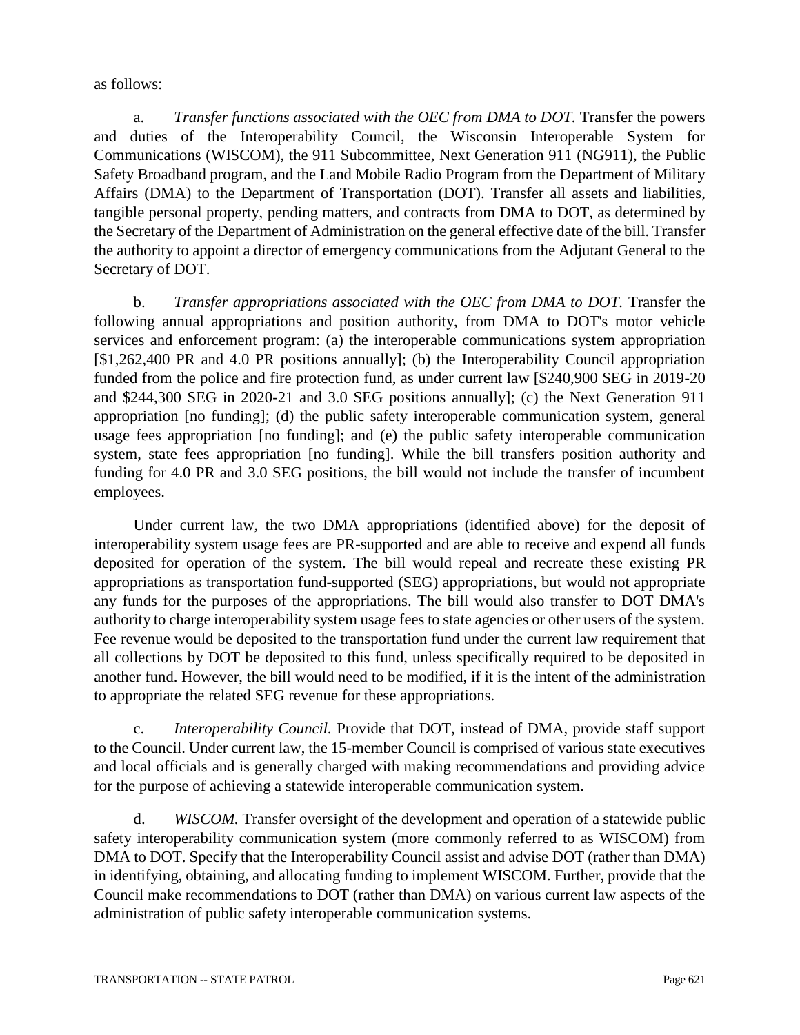as follows:

a. *Transfer functions associated with the OEC from DMA to DOT.* Transfer the powers and duties of the Interoperability Council, the Wisconsin Interoperable System for Communications (WISCOM), the 911 Subcommittee, Next Generation 911 (NG911), the Public Safety Broadband program, and the Land Mobile Radio Program from the Department of Military Affairs (DMA) to the Department of Transportation (DOT). Transfer all assets and liabilities, tangible personal property, pending matters, and contracts from DMA to DOT, as determined by the Secretary of the Department of Administration on the general effective date of the bill. Transfer the authority to appoint a director of emergency communications from the Adjutant General to the Secretary of DOT.

b. *Transfer appropriations associated with the OEC from DMA to DOT.* Transfer the following annual appropriations and position authority, from DMA to DOT's motor vehicle services and enforcement program: (a) the interoperable communications system appropriation [$1,262,400 PR and 4.0 PR positions annually]; (b) the Interoperability Council appropriation funded from the police and fire protection fund, as under current law [$240,900 SEG in 2019-20 and $244,300 SEG in 2020-21 and 3.0 SEG positions annually]; (c) the Next Generation 911 appropriation [no funding]; (d) the public safety interoperable communication system, general usage fees appropriation [no funding]; and (e) the public safety interoperable communication system, state fees appropriation [no funding]. While the bill transfers position authority and funding for 4.0 PR and 3.0 SEG positions, the bill would not include the transfer of incumbent employees.

Under current law, the two DMA appropriations (identified above) for the deposit of interoperability system usage fees are PR-supported and are able to receive and expend all funds deposited for operation of the system. The bill would repeal and recreate these existing PR appropriations as transportation fund-supported (SEG) appropriations, but would not appropriate any funds for the purposes of the appropriations. The bill would also transfer to DOT DMA's authority to charge interoperability system usage fees to state agencies or other users of the system. Fee revenue would be deposited to the transportation fund under the current law requirement that all collections by DOT be deposited to this fund, unless specifically required to be deposited in another fund. However, the bill would need to be modified, if it is the intent of the administration to appropriate the related SEG revenue for these appropriations.

c. *Interoperability Council.* Provide that DOT, instead of DMA, provide staff support to the Council. Under current law, the 15-member Council is comprised of various state executives and local officials and is generally charged with making recommendations and providing advice for the purpose of achieving a statewide interoperable communication system.

d. *WISCOM.* Transfer oversight of the development and operation of a statewide public safety interoperability communication system (more commonly referred to as WISCOM) from DMA to DOT. Specify that the Interoperability Council assist and advise DOT (rather than DMA) in identifying, obtaining, and allocating funding to implement WISCOM. Further, provide that the Council make recommendations to DOT (rather than DMA) on various current law aspects of the administration of public safety interoperable communication systems.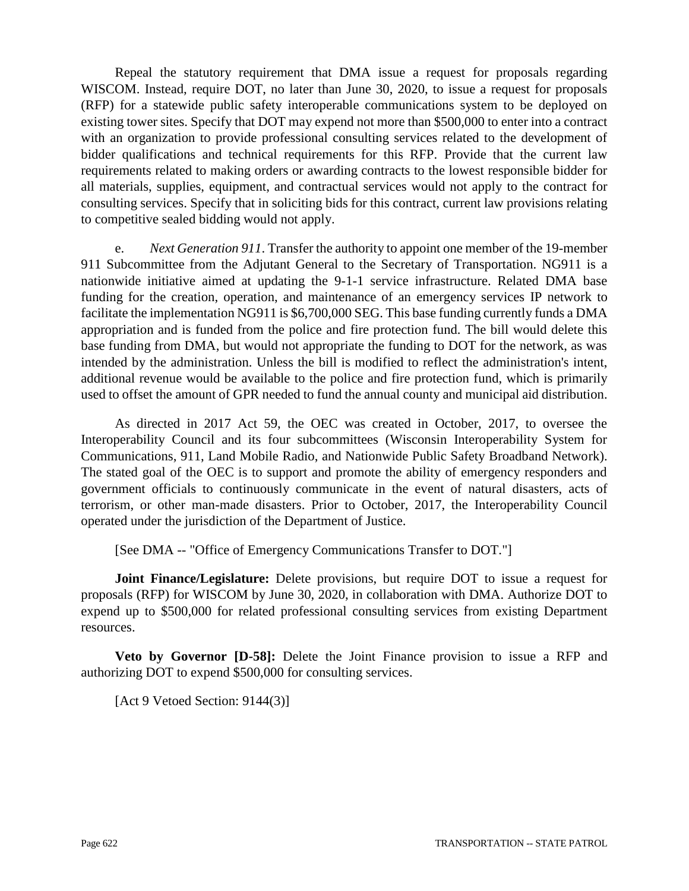Repeal the statutory requirement that DMA issue a request for proposals regarding WISCOM. Instead, require DOT, no later than June 30, 2020, to issue a request for proposals (RFP) for a statewide public safety interoperable communications system to be deployed on existing tower sites. Specify that DOT may expend not more than $500,000 to enter into a contract with an organization to provide professional consulting services related to the development of bidder qualifications and technical requirements for this RFP. Provide that the current law requirements related to making orders or awarding contracts to the lowest responsible bidder for all materials, supplies, equipment, and contractual services would not apply to the contract for consulting services. Specify that in soliciting bids for this contract, current law provisions relating to competitive sealed bidding would not apply.

e. *Next Generation 911*. Transfer the authority to appoint one member of the 19-member 911 Subcommittee from the Adjutant General to the Secretary of Transportation. NG911 is a nationwide initiative aimed at updating the 9-1-1 service infrastructure. Related DMA base funding for the creation, operation, and maintenance of an emergency services IP network to facilitate the implementation NG911 is $6,700,000 SEG. This base funding currently funds a DMA appropriation and is funded from the police and fire protection fund. The bill would delete this base funding from DMA, but would not appropriate the funding to DOT for the network, as was intended by the administration. Unless the bill is modified to reflect the administration's intent, additional revenue would be available to the police and fire protection fund, which is primarily used to offset the amount of GPR needed to fund the annual county and municipal aid distribution.

As directed in 2017 Act 59, the OEC was created in October, 2017, to oversee the Interoperability Council and its four subcommittees (Wisconsin Interoperability System for Communications, 911, Land Mobile Radio, and Nationwide Public Safety Broadband Network). The stated goal of the OEC is to support and promote the ability of emergency responders and government officials to continuously communicate in the event of natural disasters, acts of terrorism, or other man-made disasters. Prior to October, 2017, the Interoperability Council operated under the jurisdiction of the Department of Justice.

[See DMA -- "Office of Emergency Communications Transfer to DOT."]

**Joint Finance/Legislature:** Delete provisions, but require DOT to issue a request for proposals (RFP) for WISCOM by June 30, 2020, in collaboration with DMA. Authorize DOT to expend up to $500,000 for related professional consulting services from existing Department resources.

**Veto by Governor [D-58]:** Delete the Joint Finance provision to issue a RFP and authorizing DOT to expend $500,000 for consulting services.

[Act 9 Vetoed Section: 9144(3)]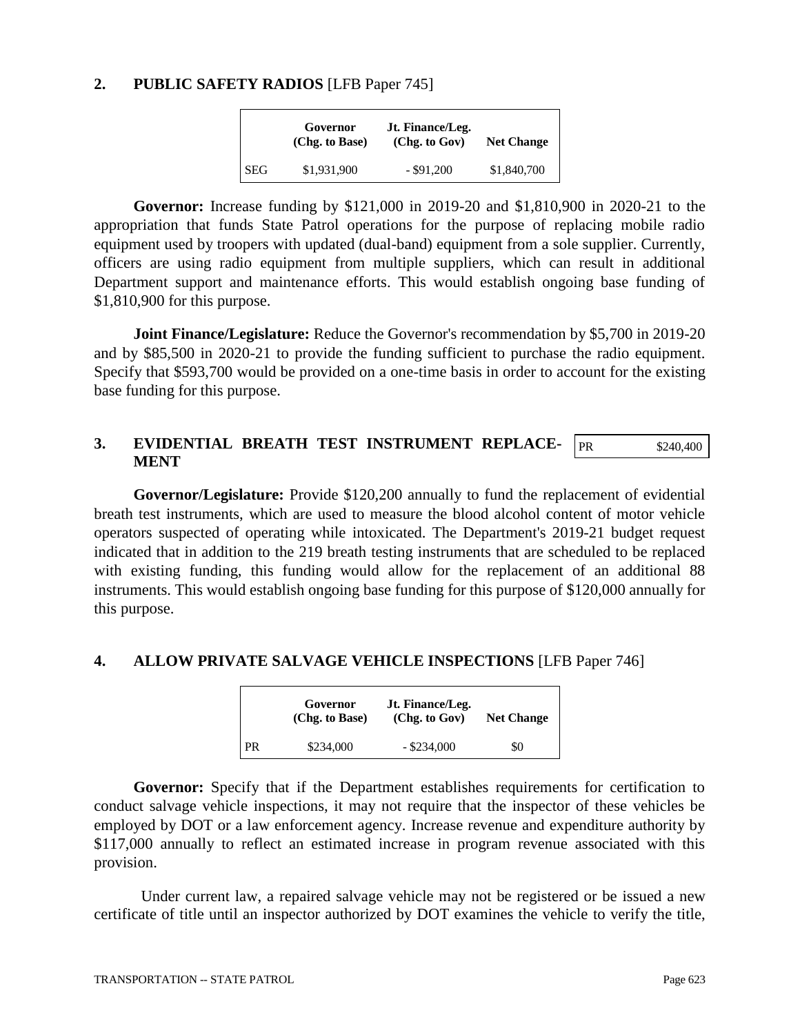## 2. PUBLIC SAFETY RADIOS [LFB Paper 745]

| | Governor (Chg. to Base) | Jt. Finance/Leg. (Chg. to Gov) | Net Change |
|---|---|---|---|
| SEG | $1,931,900 | - $91,200 | $1,840,700 |

**Governor:** Increase funding by $121,000 in 2019-20 and $1,810,900 in 2020-21 to the appropriation that funds State Patrol operations for the purpose of replacing mobile radio equipment used by troopers with updated (dual-band) equipment from a sole supplier. Currently, officers are using radio equipment from multiple suppliers, which can result in additional Department support and maintenance efforts. This would establish ongoing base funding of $1,810,900 for this purpose.

**Joint Finance/Legislature:** Reduce the Governor's recommendation by $5,700 in 2019-20 and by $85,500 in 2020-21 to provide the funding sufficient to purchase the radio equipment. Specify that $593,700 would be provided on a one-time basis in order to account for the existing base funding for this purpose.

## 3. EVIDENTIAL BREATH TEST INSTRUMENT REPLACEMENT

| PR | $240,400 |
|---|---|

**Governor/Legislature:** Provide $120,200 annually to fund the replacement of evidential breath test instruments, which are used to measure the blood alcohol content of motor vehicle operators suspected of operating while intoxicated. The Department's 2019-21 budget request indicated that in addition to the 219 breath testing instruments that are scheduled to be replaced with existing funding, this funding would allow for the replacement of an additional 88 instruments. This would establish ongoing base funding for this purpose of $120,000 annually for this purpose.

## 4. ALLOW PRIVATE SALVAGE VEHICLE INSPECTIONS [LFB Paper 746]

| | Governor (Chg. to Base) | Jt. Finance/Leg. (Chg. to Gov) | Net Change |
|---|---|---|---|
| PR | $234,000 | - $234,000 | $0 |

**Governor:** Specify that if the Department establishes requirements for certification to conduct salvage vehicle inspections, it may not require that the inspector of these vehicles be employed by DOT or a law enforcement agency. Increase revenue and expenditure authority by $117,000 annually to reflect an estimated increase in program revenue associated with this provision.

Under current law, a repaired salvage vehicle may not be registered or be issued a new certificate of title until an inspector authorized by DOT examines the vehicle to verify the title,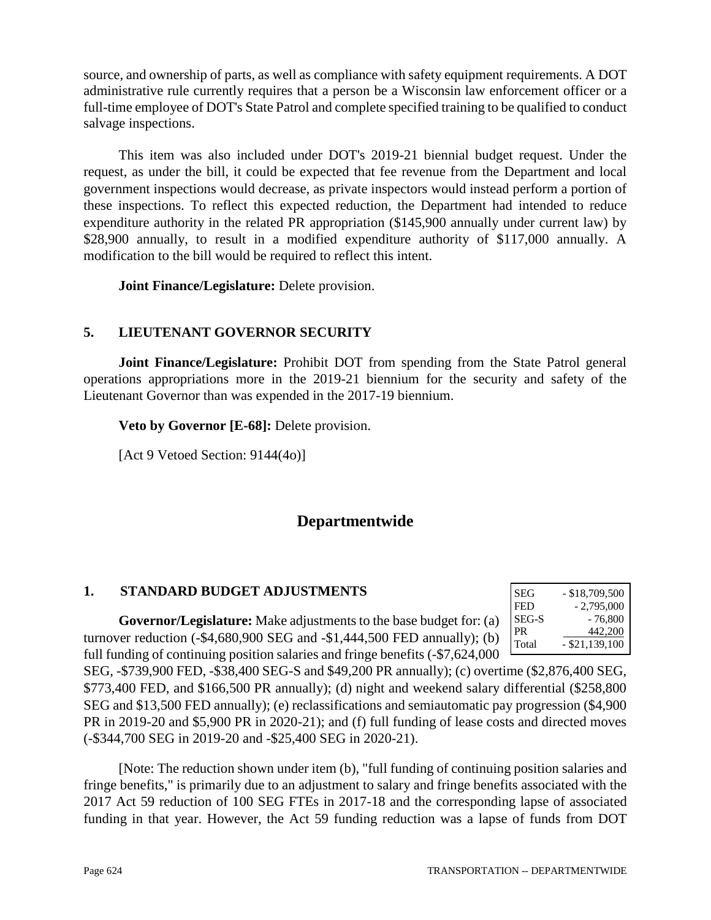source, and ownership of parts, as well as compliance with safety equipment requirements. A DOT administrative rule currently requires that a person be a Wisconsin law enforcement officer or a full-time employee of DOT's State Patrol and complete specified training to be qualified to conduct salvage inspections.

This item was also included under DOT's 2019-21 biennial budget request. Under the request, as under the bill, it could be expected that fee revenue from the Department and local government inspections would decrease, as private inspectors would instead perform a portion of these inspections. To reflect this expected reduction, the Department had intended to reduce expenditure authority in the related PR appropriation ($145,900 annually under current law) by $28,900 annually, to result in a modified expenditure authority of $117,000 annually. A modification to the bill would be required to reflect this intent.

**Joint Finance/Legislature:** Delete provision.

### 5. LIEUTENANT GOVERNOR SECURITY

**Joint Finance/Legislature:** Prohibit DOT from spending from the State Patrol general operations appropriations more in the 2019-21 biennium for the security and safety of the Lieutenant Governor than was expended in the 2017-19 biennium.

**Veto by Governor [E-68]:** Delete provision.

[Act 9 Vetoed Section: 9144(4o)]

## Departmentwide

### 1. STANDARD BUDGET ADJUSTMENTS

| | |
|---|---|
| SEG | - $18,709,500 |
| FED | - 2,795,000 |
| SEG-S | - 76,800 |
| PR | 442,200 |
| Total | - $21,139,100 |

**Governor/Legislature:** Make adjustments to the base budget for: (a) turnover reduction (-$4,680,900 SEG and -$1,444,500 FED annually); (b) full funding of continuing position salaries and fringe benefits (-$7,624,000 SEG, -$739,900 FED, -$38,400 SEG-S and $49,200 PR annually); (c) overtime ($2,876,400 SEG, $773,400 FED, and $166,500 PR annually); (d) night and weekend salary differential ($258,800 SEG and $13,500 FED annually); (e) reclassifications and semiautomatic pay progression ($4,900 PR in 2019-20 and $5,900 PR in 2020-21); and (f) full funding of lease costs and directed moves (-$344,700 SEG in 2019-20 and -$25,400 SEG in 2020-21).

[Note: The reduction shown under item (b), "full funding of continuing position salaries and fringe benefits," is primarily due to an adjustment to salary and fringe benefits associated with the 2017 Act 59 reduction of 100 SEG FTEs in 2017-18 and the corresponding lapse of associated funding in that year. However, the Act 59 funding reduction was a lapse of funds from DOT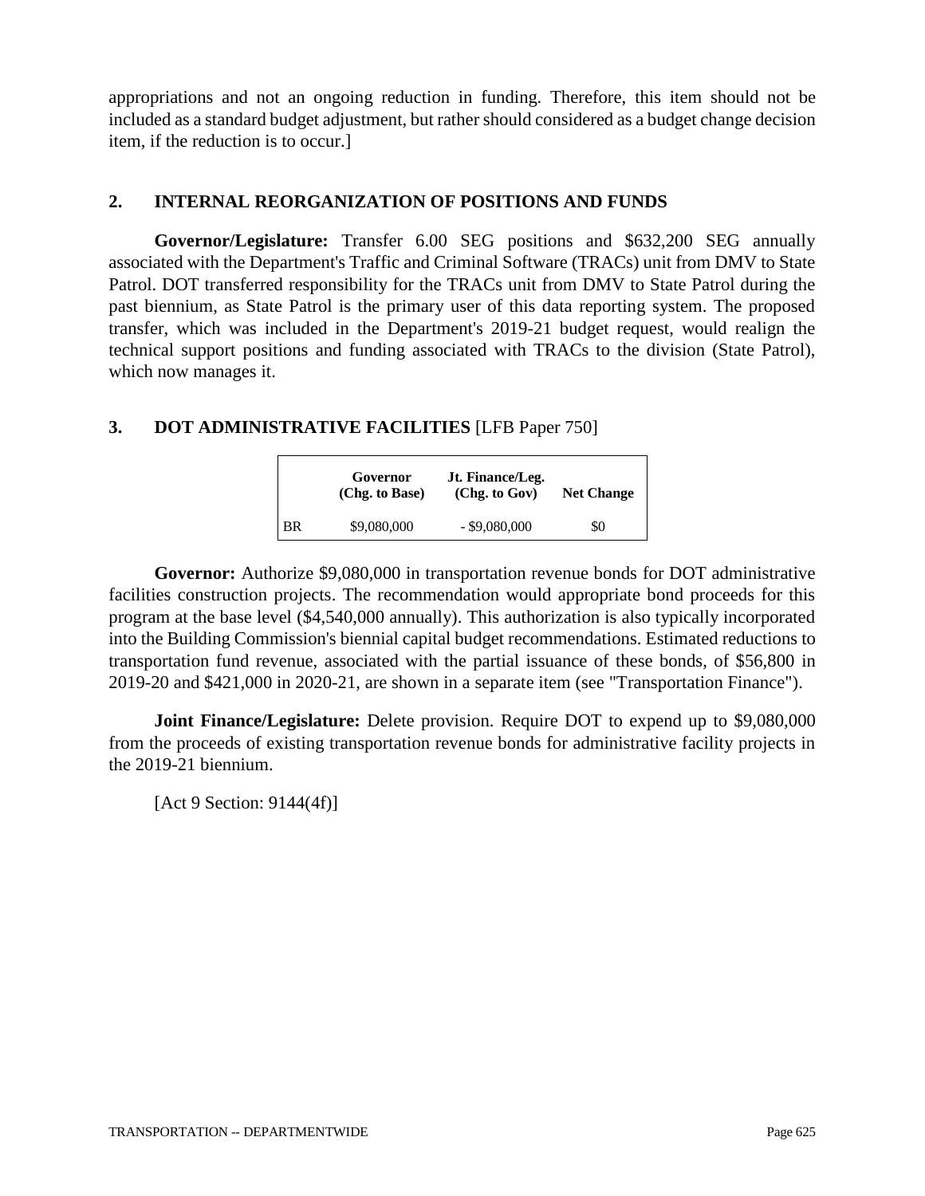appropriations and not an ongoing reduction in funding. Therefore, this item should not be included as a standard budget adjustment, but rather should considered as a budget change decision item, if the reduction is to occur.]

## 2. INTERNAL REORGANIZATION OF POSITIONS AND FUNDS

**Governor/Legislature:** Transfer 6.00 SEG positions and $632,200 SEG annually associated with the Department's Traffic and Criminal Software (TRACs) unit from DMV to State Patrol. DOT transferred responsibility for the TRACs unit from DMV to State Patrol during the past biennium, as State Patrol is the primary user of this data reporting system. The proposed transfer, which was included in the Department's 2019-21 budget request, would realign the technical support positions and funding associated with TRACs to the division (State Patrol), which now manages it.

## 3. DOT ADMINISTRATIVE FACILITIES [LFB Paper 750]

| | Governor (Chg. to Base) | Jt. Finance/Leg. (Chg. to Gov) | Net Change |
|---|---|---|---|
| BR | $9,080,000 | - $9,080,000 | $0 |

**Governor:** Authorize $9,080,000 in transportation revenue bonds for DOT administrative facilities construction projects. The recommendation would appropriate bond proceeds for this program at the base level ($4,540,000 annually). This authorization is also typically incorporated into the Building Commission's biennial capital budget recommendations. Estimated reductions to transportation fund revenue, associated with the partial issuance of these bonds, of $56,800 in 2019-20 and $421,000 in 2020-21, are shown in a separate item (see "Transportation Finance").

**Joint Finance/Legislature:** Delete provision. Require DOT to expend up to $9,080,000 from the proceeds of existing transportation revenue bonds for administrative facility projects in the 2019-21 biennium.

[Act 9 Section: 9144(4f)]